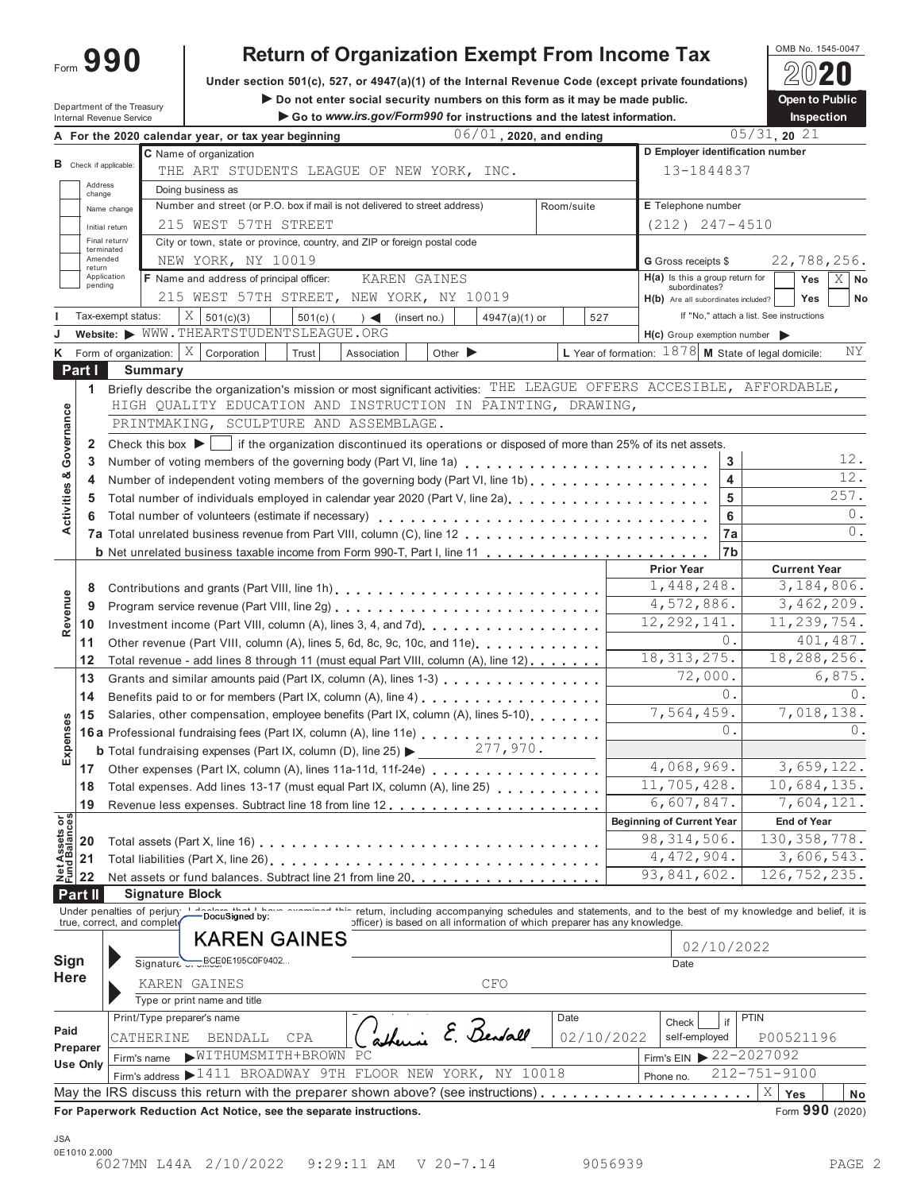Form **990**

# Return of Organization Exempt From Income Tax

**Under section 501(c), 527, or 4947(a)(1) of the Internal Revenue Code (except private foundations)**

▶ Do not enter social security numbers on this form as it may be made public.

▶ Go to www.irs.gov/Form990 for instructions and the latest information.

Department of the Treasury
Internal Revenue Service

OMB No. 1545-0047

**2020**

**Open to Public Inspection**

**A** For the 2020 calendar year, or tax year beginning 06/01, 2020, and ending 05/31, 20 21

**B** Check if applicable: Address change / Name change / Initial return / Final return/terminated / Amended return / Application pending

**C** Name of organization: THE ART STUDENTS LEAGUE OF NEW YORK, INC.

Doing business as

Number and street (or P.O. box if mail is not delivered to street address): 215 WEST 57TH STREET — Room/suite

City or town, state or province, country, and ZIP or foreign postal code: NEW YORK, NY 10019

**D** Employer identification number: 13-1844837

**E** Telephone number: (212) 247-4510

**G** Gross receipts $ 22,788,256.

**F** Name and address of principal officer: KAREN GAINES, 215 WEST 57TH STREET, NEW YORK, NY 10019

**H(a)** Is this a group return for subordinates? Yes [ ] No [X]

**H(b)** Are all subordinates included? Yes [ ] No [ ]

If "No," attach a list. See instructions

**I** Tax-exempt status: [X] 501(c)(3) [ ] 501(c) ( ) ◀ (insert no.) [ ] 4947(a)(1) or [ ] 527

**J** Website: ▶ WWW.THEARTSTUDENTSLEAGUE.ORG

**H(c)** Group exemption number ▶

**K** Form of organization: [X] Corporation [ ] Trust [ ] Association [ ] Other ▶

**L** Year of formation: 1878 **M** State of legal domicile: NY

## Part I Summary

**Activities & Governance**

1 Briefly describe the organization's mission or most significant activities: THE LEAGUE OFFERS ACCESIBLE, AFFORDABLE, HIGH QUALITY EDUCATION AND INSTRUCTION IN PAINTING, DRAWING, PRINTMAKING, SCULPTURE AND ASSEMBLAGE.

2 Check this box ▶ [ ] if the organization discontinued its operations or disposed of more than 25% of its net assets.

| | | | |
|---|---|---|---|
| 3 | Number of voting members of the governing body (Part VI, line 1a) | 3 | 12. |
| 4 | Number of independent voting members of the governing body (Part VI, line 1b) | 4 | 12. |
| 5 | Total number of individuals employed in calendar year 2020 (Part V, line 2a) | 5 | 257. |
| 6 | Total number of volunteers (estimate if necessary) | 6 | 0. |
| 7a | Total unrelated business revenue from Part VIII, column (C), line 12 | 7a | 0. |
| b | Net unrelated business taxable income from Form 990-T, Part I, line 11 | 7b | |

| | | | Prior Year | Current Year |
|---|---|---|---|---|
| **Revenue** | 8 | Contributions and grants (Part VIII, line 1h) | 1,448,248. | 3,184,806. |
| | 9 | Program service revenue (Part VIII, line 2g) | 4,572,886. | 3,462,209. |
| | 10 | Investment income (Part VIII, column (A), lines 3, 4, and 7d) | 12,292,141. | 11,239,754. |
| | 11 | Other revenue (Part VIII, column (A), lines 5, 6d, 8c, 9c, 10c, and 11e) | 0. | 401,487. |
| | 12 | Total revenue - add lines 8 through 11 (must equal Part VIII, column (A), line 12) | 18,313,275. | 18,288,256. |
| **Expenses** | 13 | Grants and similar amounts paid (Part IX, column (A), lines 1-3) | 72,000. | 6,875. |
| | 14 | Benefits paid to or for members (Part IX, column (A), line 4) | 0. | 0. |
| | 15 | Salaries, other compensation, employee benefits (Part IX, column (A), lines 5-10) | 7,564,459. | 7,018,138. |
| | 16a | Professional fundraising fees (Part IX, column (A), line 11e) | 0. | 0. |
| | b | Total fundraising expenses (Part IX, column (D), line 25) ▶ 277,970. | | |
| | 17 | Other expenses (Part IX, column (A), lines 11a-11d, 11f-24e) | 4,068,969. | 3,659,122. |
| | 18 | Total expenses. Add lines 13-17 (must equal Part IX, column (A), line 25) | 11,705,428. | 10,684,135. |
| | 19 | Revenue less expenses. Subtract line 18 from line 12 | 6,607,847. | 7,604,121. |

| | | | Beginning of Current Year | End of Year |
|---|---|---|---|---|
| **Net Assets or Fund Balances** | 20 | Total assets (Part X, line 16) | 98,314,506. | 130,358,778. |
| | 21 | Total liabilities (Part X, line 26) | 4,472,904. | 3,606,543. |
| | 22 | Net assets or fund balances. Subtract line 21 from line 20 | 93,841,602. | 126,752,235. |

## Part II Signature Block

Under penalties of perjury, I declare that I have examined this return, including accompanying schedules and statements, and to the best of my knowledge and belief, it is true, correct, and complete. Declaration of preparer (other than officer) is based on all information of which preparer has any knowledge.

**Sign Here**

Signature of officer: DocuSigned by: KAREN GAINES (BCE0E195C0F9402...) — Date: 02/10/2022

Type or print name and title: KAREN GAINES — CFO

**Paid Preparer Use Only**

| Print/Type preparer's name | Preparer's signature | Date | Check [ ] if self-employed | PTIN |
|---|---|---|---|---|
| CATHERINE BENDALL CPA | Catherine E. Bendall | 02/10/2022 | | P00521196 |

Firm's name ▶ WITHUMSMITH+BROWN PC — Firm's EIN ▶ 22-2027092

Firm's address ▶ 1411 BROADWAY 9TH FLOOR NEW YORK, NY 10018 — Phone no. 212-751-9100

May the IRS discuss this return with the preparer shown above? (see instructions) [X] Yes [ ] No

**For Paperwork Reduction Act Notice, see the separate instructions.** Form **990** (2020)

JSA
0E1010 2.000
6027MN L44A 2/10/2022 9:29:11 AM V 20-7.14 9056939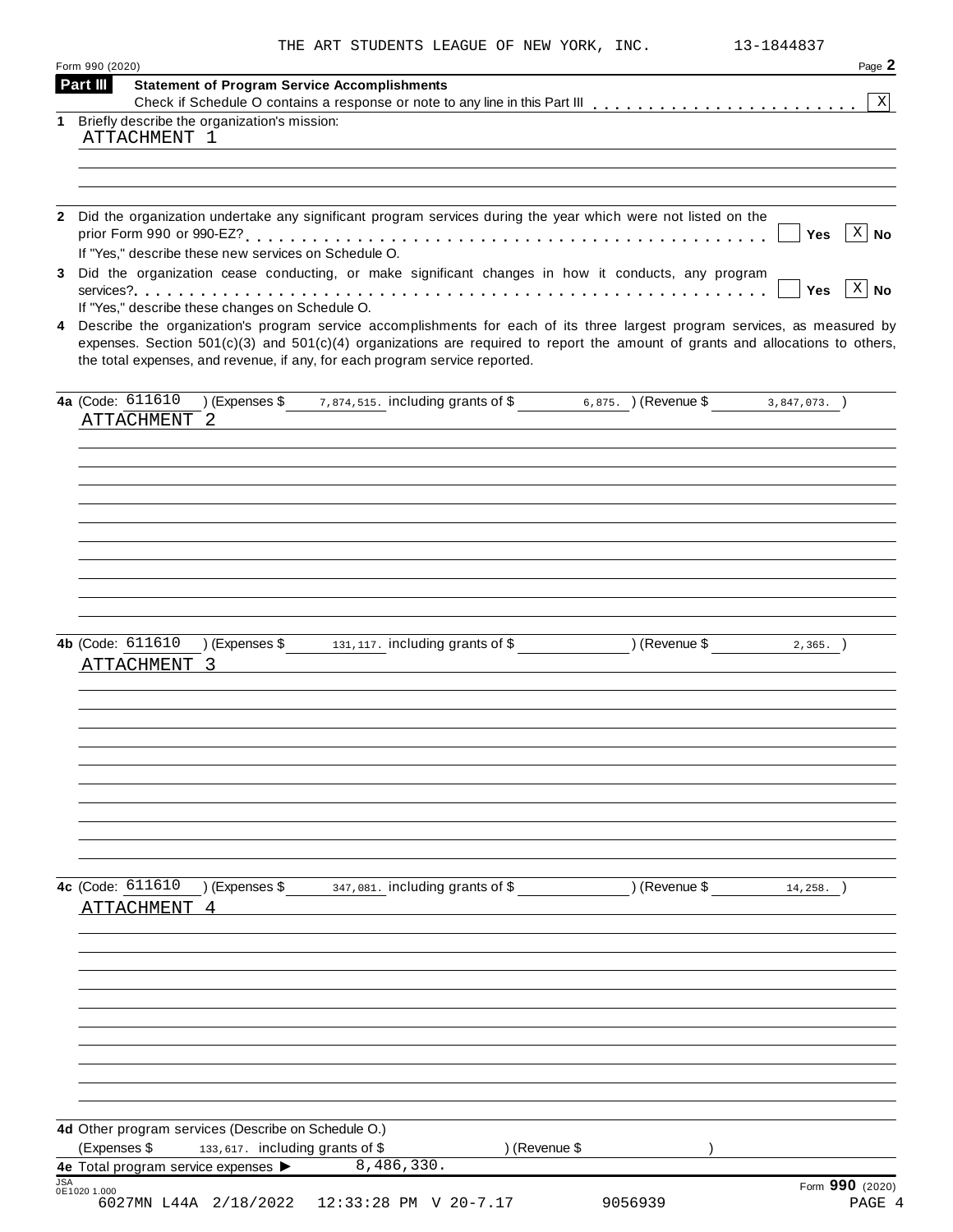THE ART STUDENTS LEAGUE OF NEW YORK, INC. 13-1844837

Form 990 (2020)

## Part III Statement of Program Service Accomplishments

Check if Schedule O contains a response or note to any line in this Part III . . . . . . . . . . . . . . . . . . . . . . . [X]

**1** Briefly describe the organization's mission:

ATTACHMENT 1

**2** Did the organization undertake any significant program services during the year which were not listed on the prior Form 990 or 990-EZ? . . . . . . . . . . . . . . . . . . . . . . . . . . . . . . . . . . . . . . . . . . . . [ ] Yes [X] No

If "Yes," describe these new services on Schedule O.

**3** Did the organization cease conducting, or make significant changes in how it conducts, any program services? . . . . . . . . . . . . . . . . . . . . . . . . . . . . . . . . . . . . . . . . . . . . . . . . . . . [ ] Yes [X] No

If "Yes," describe these changes on Schedule O.

**4** Describe the organization's program service accomplishments for each of its three largest program services, as measured by expenses. Section 501(c)(3) and 501(c)(4) organizations are required to report the amount of grants and allocations to others, the total expenses, and revenue, if any, for each program service reported.

**4a** (Code: 611610 ) (Expenses $ 7,874,515. including grants of $ 6,875. ) (Revenue $ 3,847,073. )

ATTACHMENT 2

**4b** (Code: 611610 ) (Expenses $ 131,117. including grants of $ ) (Revenue $ 2,365. )

ATTACHMENT 3

**4c** (Code: 611610 ) (Expenses $ 347,081. including grants of $ ) (Revenue $ 14,258. )

ATTACHMENT 4

**4d** Other program services (Describe on Schedule O.)

(Expenses $ 133,617. including grants of $ ) (Revenue $ )

**4e** Total program service expenses ▶ 8,486,330.

JSA 0E1020 1.000

Form **990** (2020)

6027MN L44A 2/18/2022 12:33:28 PM V 20-7.17 9056939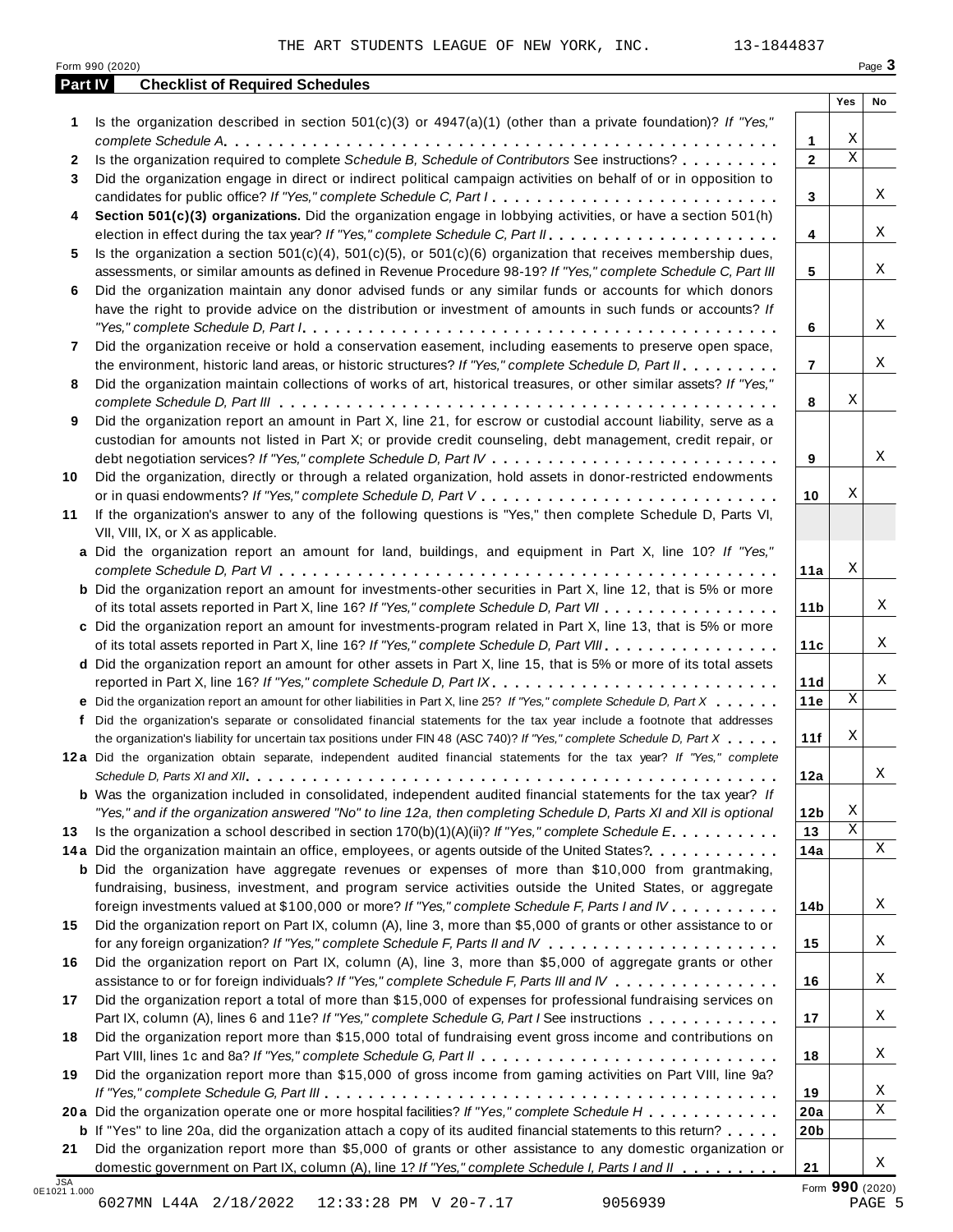THE ART STUDENTS LEAGUE OF NEW YORK, INC. 13-1844837

## Part IV Checklist of Required Schedules

| | | | Yes | No |
|---|---|---|---|---|
| 1 | Is the organization described in section 501(c)(3) or 4947(a)(1) (other than a private foundation)? *If "Yes," complete Schedule A* | 1 | X | |
| 2 | Is the organization required to complete *Schedule B, Schedule of Contributors* See instructions? | 2 | X | |
| 3 | Did the organization engage in direct or indirect political campaign activities on behalf of or in opposition to candidates for public office? *If "Yes," complete Schedule C, Part I* | 3 | | X |
| 4 | **Section 501(c)(3) organizations.** Did the organization engage in lobbying activities, or have a section 501(h) election in effect during the tax year? *If "Yes," complete Schedule C, Part II* | 4 | | X |
| 5 | Is the organization a section 501(c)(4), 501(c)(5), or 501(c)(6) organization that receives membership dues, assessments, or similar amounts as defined in Revenue Procedure 98-19? *If "Yes," complete Schedule C, Part III* | 5 | | X |
| 6 | Did the organization maintain any donor advised funds or any similar funds or accounts for which donors have the right to provide advice on the distribution or investment of amounts in such funds or accounts? *If "Yes," complete Schedule D, Part I* | 6 | | X |
| 7 | Did the organization receive or hold a conservation easement, including easements to preserve open space, the environment, historic land areas, or historic structures? *If "Yes," complete Schedule D, Part II* | 7 | | X |
| 8 | Did the organization maintain collections of works of art, historical treasures, or other similar assets? *If "Yes," complete Schedule D, Part III* | 8 | X | |
| 9 | Did the organization report an amount in Part X, line 21, for escrow or custodial account liability, serve as a custodian for amounts not listed in Part X; or provide credit counseling, debt management, credit repair, or debt negotiation services? *If "Yes," complete Schedule D, Part IV* | 9 | | X |
| 10 | Did the organization, directly or through a related organization, hold assets in donor-restricted endowments or in quasi endowments? *If "Yes," complete Schedule D, Part V* | 10 | X | |
| 11 | If the organization's answer to any of the following questions is "Yes," then complete Schedule D, Parts VI, VII, VIII, IX, or X as applicable. | | | |
| a | Did the organization report an amount for land, buildings, and equipment in Part X, line 10? *If "Yes," complete Schedule D, Part VI* | 11a | X | |
| b | Did the organization report an amount for investments-other securities in Part X, line 12, that is 5% or more of its total assets reported in Part X, line 16? *If "Yes," complete Schedule D, Part VII* | 11b | | X |
| c | Did the organization report an amount for investments-program related in Part X, line 13, that is 5% or more of its total assets reported in Part X, line 16? *If "Yes," complete Schedule D, Part VIII* | 11c | | X |
| d | Did the organization report an amount for other assets in Part X, line 15, that is 5% or more of its total assets reported in Part X, line 16? *If "Yes," complete Schedule D, Part IX* | 11d | | X |
| e | Did the organization report an amount for other liabilities in Part X, line 25? *If "Yes," complete Schedule D, Part X* | 11e | X | |
| f | Did the organization's separate or consolidated financial statements for the tax year include a footnote that addresses the organization's liability for uncertain tax positions under FIN 48 (ASC 740)? *If "Yes," complete Schedule D, Part X* | 11f | X | |
| 12a | Did the organization obtain separate, independent audited financial statements for the tax year? *If "Yes," complete Schedule D, Parts XI and XII* | 12a | | X |
| b | Was the organization included in consolidated, independent audited financial statements for the tax year? *If "Yes," and if the organization answered "No" to line 12a, then completing Schedule D, Parts XI and XII is optional* | 12b | X | |
| 13 | Is the organization a school described in section 170(b)(1)(A)(ii)? *If "Yes," complete Schedule E* | 13 | X | |
| 14a | Did the organization maintain an office, employees, or agents outside of the United States? | 14a | | X |
| b | Did the organization have aggregate revenues or expenses of more than $10,000 from grantmaking, fundraising, business, investment, and program service activities outside the United States, or aggregate foreign investments valued at $100,000 or more? *If "Yes," complete Schedule F, Parts I and IV* | 14b | | X |
| 15 | Did the organization report on Part IX, column (A), line 3, more than $5,000 of grants or other assistance to or for any foreign organization? *If "Yes," complete Schedule F, Parts II and IV* | 15 | | X |
| 16 | Did the organization report on Part IX, column (A), line 3, more than $5,000 of aggregate grants or other assistance to or for foreign individuals? *If "Yes," complete Schedule F, Parts III and IV* | 16 | | X |
| 17 | Did the organization report a total of more than $15,000 of expenses for professional fundraising services on Part IX, column (A), lines 6 and 11e? *If "Yes," complete Schedule G, Part I* See instructions | 17 | | X |
| 18 | Did the organization report more than $15,000 total of fundraising event gross income and contributions on Part VIII, lines 1c and 8a? *If "Yes," complete Schedule G, Part II* | 18 | | X |
| 19 | Did the organization report more than $15,000 of gross income from gaming activities on Part VIII, line 9a? *If "Yes," complete Schedule G, Part III* | 19 | | X |
| 20a | Did the organization operate one or more hospital facilities? *If "Yes," complete Schedule H* | 20a | | X |
| b | If "Yes" to line 20a, did the organization attach a copy of its audited financial statements to this return? | 20b | | |
| 21 | Did the organization report more than $5,000 of grants or other assistance to any domestic organization or domestic government on Part IX, column (A), line 1? *If "Yes," complete Schedule I, Parts I and II* | 21 | | X |

Form **990** (2020)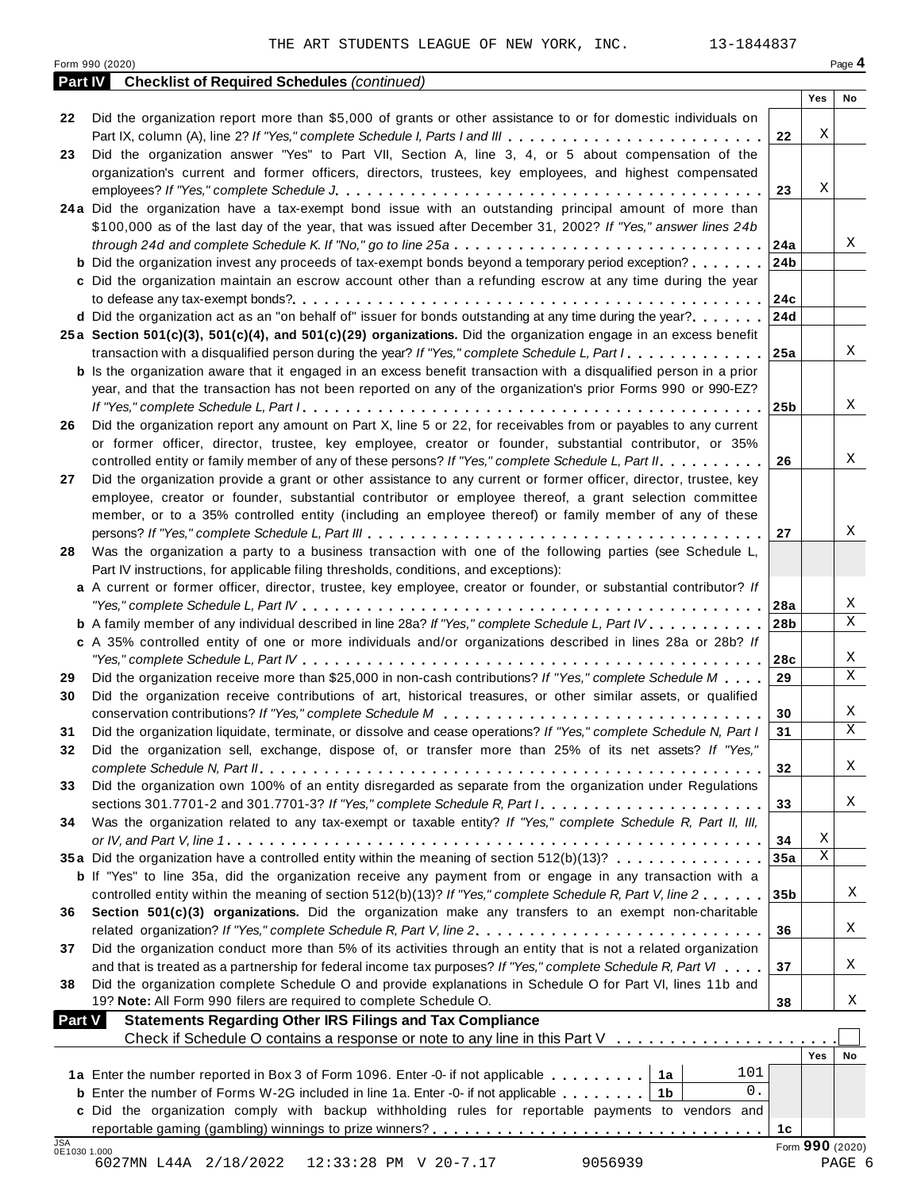THE ART STUDENTS LEAGUE OF NEW YORK, INC. 13-1844837

Form 990 (2020)

## Part IV Checklist of Required Schedules *(continued)*

| | | | Yes | No |
|---|---|---|---|---|
| 22 | Did the organization report more than $5,000 of grants or other assistance to or for domestic individuals on Part IX, column (A), line 2? *If "Yes," complete Schedule I, Parts I and III* | 22 | X | |
| 23 | Did the organization answer "Yes" to Part VII, Section A, line 3, 4, or 5 about compensation of the organization's current and former officers, directors, trustees, key employees, and highest compensated employees? *If "Yes," complete Schedule J* | 23 | X | |
| 24a | Did the organization have a tax-exempt bond issue with an outstanding principal amount of more than $100,000 as of the last day of the year, that was issued after December 31, 2002? *If "Yes," answer lines 24b through 24d and complete Schedule K. If "No," go to line 25a* | 24a | | X |
| b | Did the organization invest any proceeds of tax-exempt bonds beyond a temporary period exception? | 24b | | |
| c | Did the organization maintain an escrow account other than a refunding escrow at any time during the year to defease any tax-exempt bonds? | 24c | | |
| d | Did the organization act as an "on behalf of" issuer for bonds outstanding at any time during the year? | 24d | | |
| 25a | **Section 501(c)(3), 501(c)(4), and 501(c)(29) organizations.** Did the organization engage in an excess benefit transaction with a disqualified person during the year? *If "Yes," complete Schedule L, Part I* | 25a | | X |
| b | Is the organization aware that it engaged in an excess benefit transaction with a disqualified person in a prior year, and that the transaction has not been reported on any of the organization's prior Forms 990 or 990-EZ? *If "Yes," complete Schedule L, Part I* | 25b | | X |
| 26 | Did the organization report any amount on Part X, line 5 or 22, for receivables from or payables to any current or former officer, director, trustee, key employee, creator or founder, substantial contributor, or 35% controlled entity or family member of any of these persons? *If "Yes," complete Schedule L, Part II* | 26 | | X |
| 27 | Did the organization provide a grant or other assistance to any current or former officer, director, trustee, key employee, creator or founder, substantial contributor or employee thereof, a grant selection committee member, or to a 35% controlled entity (including an employee thereof) or family member of any of these persons? *If "Yes," complete Schedule L, Part III* | 27 | | X |
| 28 | Was the organization a party to a business transaction with one of the following parties (see Schedule L, Part IV instructions, for applicable filing thresholds, conditions, and exceptions): | | | |
| a | A current or former officer, director, trustee, key employee, creator or founder, or substantial contributor? *If "Yes," complete Schedule L, Part IV* | 28a | | X |
| b | A family member of any individual described in line 28a? *If "Yes," complete Schedule L, Part IV* | 28b | | X |
| c | A 35% controlled entity of one or more individuals and/or organizations described in lines 28a or 28b? *If "Yes," complete Schedule L, Part IV* | 28c | | X |
| 29 | Did the organization receive more than $25,000 in non-cash contributions? *If "Yes," complete Schedule M* | 29 | | X |
| 30 | Did the organization receive contributions of art, historical treasures, or other similar assets, or qualified conservation contributions? *If "Yes," complete Schedule M* | 30 | | X |
| 31 | Did the organization liquidate, terminate, or dissolve and cease operations? *If "Yes," complete Schedule N, Part I* | 31 | | X |
| 32 | Did the organization sell, exchange, dispose of, or transfer more than 25% of its net assets? *If "Yes," complete Schedule N, Part II* | 32 | | X |
| 33 | Did the organization own 100% of an entity disregarded as separate from the organization under Regulations sections 301.7701-2 and 301.7701-3? *If "Yes," complete Schedule R, Part I* | 33 | | X |
| 34 | Was the organization related to any tax-exempt or taxable entity? *If "Yes," complete Schedule R, Part II, III, or IV, and Part V, line 1* | 34 | X | |
| 35a | Did the organization have a controlled entity within the meaning of section 512(b)(13)? | 35a | X | |
| b | If "Yes" to line 35a, did the organization receive any payment from or engage in any transaction with a controlled entity within the meaning of section 512(b)(13)? *If "Yes," complete Schedule R, Part V, line 2* | 35b | | X |
| 36 | **Section 501(c)(3) organizations.** Did the organization make any transfers to an exempt non-charitable related organization? *If "Yes," complete Schedule R, Part V, line 2* | 36 | | X |
| 37 | Did the organization conduct more than 5% of its activities through an entity that is not a related organization and that is treated as a partnership for federal income tax purposes? *If "Yes," complete Schedule R, Part VI* | 37 | | X |
| 38 | Did the organization complete Schedule O and provide explanations in Schedule O for Part VI, lines 11b and 19? **Note:** All Form 990 filers are required to complete Schedule O. | 38 | | X |

## Part V Statements Regarding Other IRS Filings and Tax Compliance

Check if Schedule O contains a response or note to any line in this Part V ☐

| | | | | | Yes | No |
|---|---|---|---|---|---|---|
| 1a | Enter the number reported in Box 3 of Form 1096. Enter -0- if not applicable | 1a | 101 | | | |
| b | Enter the number of Forms W-2G included in line 1a. Enter -0- if not applicable | 1b | 0. | | | |
| c | Did the organization comply with backup withholding rules for reportable payments to vendors and reportable gaming (gambling) winnings to prize winners? | | | 1c | | |

Form **990** (2020)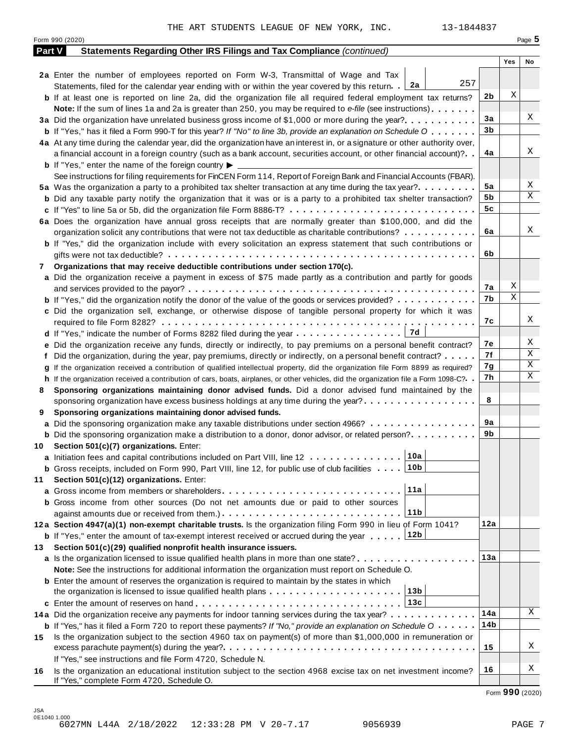THE ART STUDENTS LEAGUE OF NEW YORK, INC. 13-1844837

Form 990 (2020) Page 5

**Part V Statements Regarding Other IRS Filings and Tax Compliance** *(continued)*

| | | | Yes | No |
|---|---|---|---|---|
| **2a** | Enter the number of employees reported on Form W-3, Transmittal of Wage and Tax Statements, filed for the calendar year ending with or within the year covered by this return . . **2a** 257 | | | |
| **b** | If at least one is reported on line 2a, did the organization file all required federal employment tax returns? | **2b** | X | |
| | **Note:** If the sum of lines 1a and 2a is greater than 250, you may be required to *e-file* (see instructions) | | | |
| **3a** | Did the organization have unrelated business gross income of $1,000 or more during the year? | **3a** | | X |
| **b** | If "Yes," has it filed a Form 990-T for this year? *If "No" to line 3b, provide an explanation on Schedule O* | **3b** | | |
| **4a** | At any time during the calendar year, did the organization have an interest in, or a signature or other authority over, a financial account in a foreign country (such as a bank account, securities account, or other financial account)? | **4a** | | X |
| **b** | If "Yes," enter the name of the foreign country ▶ | | | |
| | See instructions for filing requirements for FinCEN Form 114, Report of Foreign Bank and Financial Accounts (FBAR). | | | |
| **5a** | Was the organization a party to a prohibited tax shelter transaction at any time during the tax year? | **5a** | | X |
| **b** | Did any taxable party notify the organization that it was or is a party to a prohibited tax shelter transaction? | **5b** | | X |
| **c** | If "Yes" to line 5a or 5b, did the organization file Form 8886-T? | **5c** | | |
| **6a** | Does the organization have annual gross receipts that are normally greater than $100,000, and did the organization solicit any contributions that were not tax deductible as charitable contributions? | **6a** | | X |
| **b** | If "Yes," did the organization include with every solicitation an express statement that such contributions or gifts were not tax deductible? | **6b** | | |
| **7** | **Organizations that may receive deductible contributions under section 170(c).** | | | |
| **a** | Did the organization receive a payment in excess of $75 made partly as a contribution and partly for goods and services provided to the payor? | **7a** | X | |
| **b** | If "Yes," did the organization notify the donor of the value of the goods or services provided? | **7b** | X | |
| **c** | Did the organization sell, exchange, or otherwise dispose of tangible personal property for which it was required to file Form 8282? | **7c** | | X |
| **d** | If "Yes," indicate the number of Forms 8282 filed during the year . . . **7d** | | | |
| **e** | Did the organization receive any funds, directly or indirectly, to pay premiums on a personal benefit contract? | **7e** | | X |
| **f** | Did the organization, during the year, pay premiums, directly or indirectly, on a personal benefit contract? | **7f** | | X |
| **g** | If the organization received a contribution of qualified intellectual property, did the organization file Form 8899 as required? | **7g** | | X |
| **h** | If the organization received a contribution of cars, boats, airplanes, or other vehicles, did the organization file a Form 1098-C? | **7h** | | X |
| **8** | **Sponsoring organizations maintaining donor advised funds.** Did a donor advised fund maintained by the sponsoring organization have excess business holdings at any time during the year? | **8** | | |
| **9** | **Sponsoring organizations maintaining donor advised funds.** | | | |
| **a** | Did the sponsoring organization make any taxable distributions under section 4966? | **9a** | | |
| **b** | Did the sponsoring organization make a distribution to a donor, donor advisor, or related person? | **9b** | | |
| **10** | **Section 501(c)(7) organizations.** Enter: | | | |
| **a** | Initiation fees and capital contributions included on Part VIII, line 12 . . . **10a** | | | |
| **b** | Gross receipts, included on Form 990, Part VIII, line 12, for public use of club facilities . . . **10b** | | | |
| **11** | **Section 501(c)(12) organizations.** Enter: | | | |
| **a** | Gross income from members or shareholders . . . **11a** | | | |
| **b** | Gross income from other sources (Do not net amounts due or paid to other sources against amounts due or received from them.) . . . **11b** | | | |
| **12a** | **Section 4947(a)(1) non-exempt charitable trusts.** Is the organization filing Form 990 in lieu of Form 1041? | **12a** | | |
| **b** | If "Yes," enter the amount of tax-exempt interest received or accrued during the year . . . **12b** | | | |
| **13** | **Section 501(c)(29) qualified nonprofit health insurance issuers.** | | | |
| **a** | Is the organization licensed to issue qualified health plans in more than one state? | **13a** | | |
| | **Note:** See the instructions for additional information the organization must report on Schedule O. | | | |
| **b** | Enter the amount of reserves the organization is required to maintain by the states in which the organization is licensed to issue qualified health plans . . . **13b** | | | |
| **c** | Enter the amount of reserves on hand . . . **13c** | | | |
| **14a** | Did the organization receive any payments for indoor tanning services during the tax year? | **14a** | | X |
| **b** | If "Yes," has it filed a Form 720 to report these payments? *If "No," provide an explanation on Schedule O* | **14b** | | |
| **15** | Is the organization subject to the section 4960 tax on payment(s) of more than $1,000,000 in remuneration or excess parachute payment(s) during the year? | **15** | | X |
| | If "Yes," see instructions and file Form 4720, Schedule N. | | | |
| **16** | Is the organization an educational institution subject to the section 4968 excise tax on net investment income? If "Yes," complete Form 4720, Schedule O. | **16** | | X |

Form **990** (2020)

JSA
0E1040 1.000
6027MN L44A 2/18/2022 12:33:28 PM V 20-7.17 9056939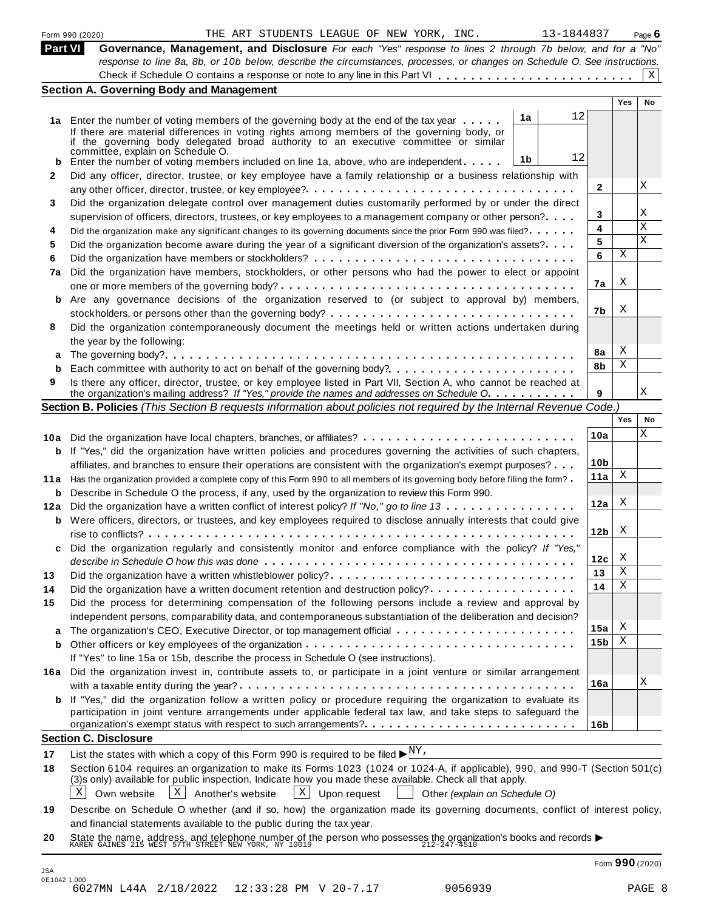Form 990 (2020) THE ART STUDENTS LEAGUE OF NEW YORK, INC. 13-1844837 Page 6

## Part VI Governance, Management, and Disclosure

*For each "Yes" response to lines 2 through 7b below, and for a "No" response to line 8a, 8b, or 10b below, describe the circumstances, processes, or changes on Schedule O. See instructions.*

Check if Schedule O contains a response or note to any line in this Part VI . . . . . . . . . . . . . . . . . . . . . . . . [X]

### Section A. Governing Body and Management

| | | | | Yes | No |
|---|---|---|---|---|---|
| 1a | Enter the number of voting members of the governing body at the end of the tax year . . . . . | 1a | 12 | | |
| | If there are material differences in voting rights among members of the governing body, or if the governing body delegated broad authority to an executive committee or similar committee, explain on Schedule O. | | | | |
| b | Enter the number of voting members included on line 1a, above, who are independent . . . . . | 1b | 12 | | |
| 2 | Did any officer, director, trustee, or key employee have a family relationship or a business relationship with any other officer, director, trustee, or key employee? . . . | 2 | | | X |
| 3 | Did the organization delegate control over management duties customarily performed by or under the direct supervision of officers, directors, trustees, or key employees to a management company or other person? . . . | 3 | | | X |
| 4 | Did the organization make any significant changes to its governing documents since the prior Form 990 was filed? . . . . . | 4 | | | X |
| 5 | Did the organization become aware during the year of a significant diversion of the organization's assets? . . . . | 5 | | | X |
| 6 | Did the organization have members or stockholders? . . . | 6 | | X | |
| 7a | Did the organization have members, stockholders, or other persons who had the power to elect or appoint one or more members of the governing body? . . . | 7a | | X | |
| b | Are any governance decisions of the organization reserved to (or subject to approval by) members, stockholders, or persons other than the governing body? . . . | 7b | | X | |
| 8 | Did the organization contemporaneously document the meetings held or written actions undertaken during the year by the following: | | | | |
| a | The governing body? . . . | 8a | | X | |
| b | Each committee with authority to act on behalf of the governing body? . . . | 8b | | X | |
| 9 | Is there any officer, director, trustee, or key employee listed in Part VII, Section A, who cannot be reached at the organization's mailing address? *If "Yes," provide the names and addresses on Schedule O* . . . | 9 | | | X |

### Section B. Policies *(This Section B requests information about policies not required by the Internal Revenue Code.)*

| | | | Yes | No |
|---|---|---|---|---|
| 10a | Did the organization have local chapters, branches, or affiliates? . . . | 10a | | X |
| b | If "Yes," did the organization have written policies and procedures governing the activities of such chapters, affiliates, and branches to ensure their operations are consistent with the organization's exempt purposes? . . . | 10b | | |
| 11a | Has the organization provided a complete copy of this Form 990 to all members of its governing body before filing the form? . | 11a | X | |
| b | Describe in Schedule O the process, if any, used by the organization to review this Form 990. | | | |
| 12a | Did the organization have a written conflict of interest policy? *If "No," go to line 13* . . . | 12a | X | |
| b | Were officers, directors, or trustees, and key employees required to disclose annually interests that could give rise to conflicts? . . . | 12b | X | |
| c | Did the organization regularly and consistently monitor and enforce compliance with the policy? *If "Yes," describe in Schedule O how this was done* . . . | 12c | X | |
| 13 | Did the organization have a written whistleblower policy? . . . | 13 | X | |
| 14 | Did the organization have a written document retention and destruction policy? . . . | 14 | X | |
| 15 | Did the process for determining compensation of the following persons include a review and approval by independent persons, comparability data, and contemporaneous substantiation of the deliberation and decision? | | | |
| a | The organization's CEO, Executive Director, or top management official . . . | 15a | X | |
| b | Other officers or key employees of the organization . . . | 15b | X | |
| | If "Yes" to line 15a or 15b, describe the process in Schedule O (see instructions). | | | |
| 16a | Did the organization invest in, contribute assets to, or participate in a joint venture or similar arrangement with a taxable entity during the year? . . . | 16a | | X |
| b | If "Yes," did the organization follow a written policy or procedure requiring the organization to evaluate its participation in joint venture arrangements under applicable federal tax law, and take steps to safeguard the organization's exempt status with respect to such arrangements? . . . | 16b | | |

### Section C. Disclosure

**17** List the states with which a copy of this Form 990 is required to be filed ▶ NY,

**18** Section 6104 requires an organization to make its Forms 1023 (1024 or 1024-A, if applicable), 990, and 990-T (Section 501(c)(3)s only) available for public inspection. Indicate how you made these available. Check all that apply.

[X] Own website [X] Another's website [X] Upon request [ ] Other *(explain on Schedule O)*

**19** Describe on Schedule O whether (and if so, how) the organization made its governing documents, conflict of interest policy, and financial statements available to the public during the tax year.

**20** State the name, address, and telephone number of the person who possesses the organization's books and records ▶
KAREN GAINES 215 WEST 57TH STREET NEW YORK, NY 10019 212-247-4510

Form **990** (2020)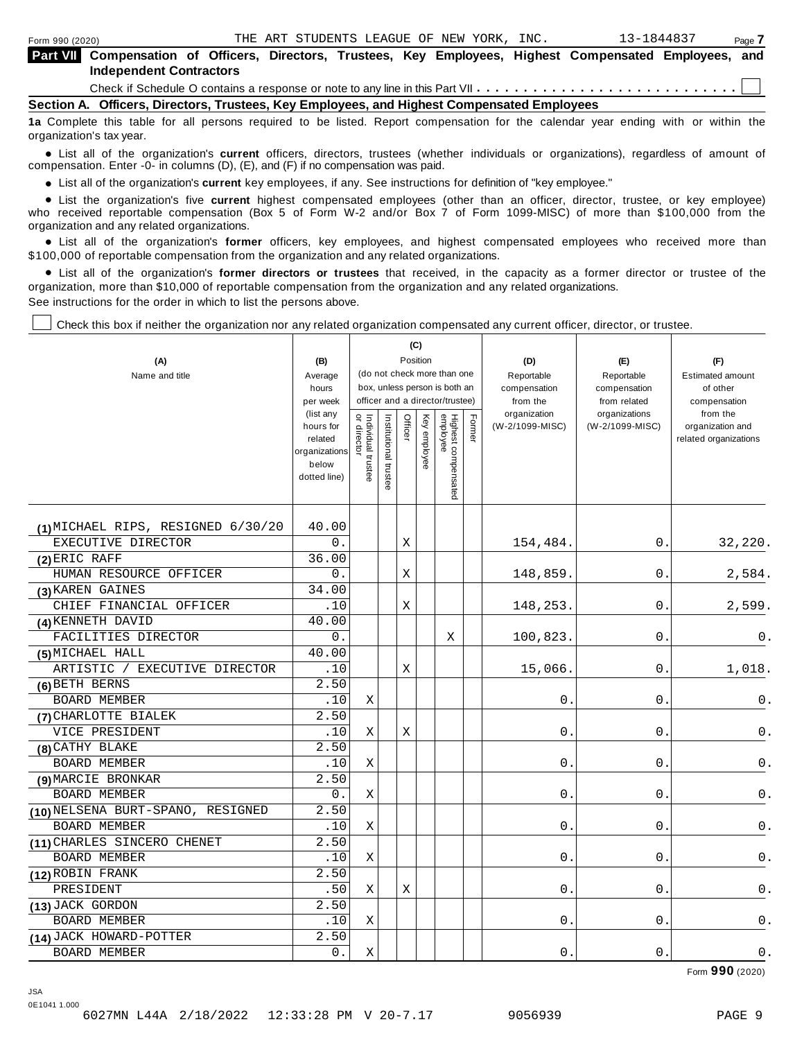Form 990 (2020) THE ART STUDENTS LEAGUE OF NEW YORK, INC. 13-1844837

**Part VII Compensation of Officers, Directors, Trustees, Key Employees, Highest Compensated Employees, and Independent Contractors**

Check if Schedule O contains a response or note to any line in this Part VII . . . . . . . . . . . . . . . . . . . . . . . . . . . ☐

## Section A. Officers, Directors, Trustees, Key Employees, and Highest Compensated Employees

**1a** Complete this table for all persons required to be listed. Report compensation for the calendar year ending with or within the organization's tax year.

- List all of the organization's **current** officers, directors, trustees (whether individuals or organizations), regardless of amount of compensation. Enter -0- in columns (D), (E), and (F) if no compensation was paid.
- List all of the organization's **current** key employees, if any. See instructions for definition of "key employee."
- List the organization's five **current** highest compensated employees (other than an officer, director, trustee, or key employee) who received reportable compensation (Box 5 of Form W-2 and/or Box 7 of Form 1099-MISC) of more than $100,000 from the organization and any related organizations.
- List all of the organization's **former** officers, key employees, and highest compensated employees who received more than $100,000 of reportable compensation from the organization and any related organizations.
- List all of the organization's **former directors or trustees** that received, in the capacity as a former director or trustee of the organization, more than $10,000 of reportable compensation from the organization and any related organizations.

See instructions for the order in which to list the persons above.

☐ Check this box if neither the organization nor any related organization compensated any current officer, director, or trustee.

| (A) Name and title | (B) Average hours per week (list any hours for related organizations below dotted line) | (C) Position (do not check more than one box, unless person is both an officer and a director/trustee) | | | | | | (D) Reportable compensation from the organization (W-2/1099-MISC) | (E) Reportable compensation from related organizations (W-2/1099-MISC) | (F) Estimated amount of other compensation from the organization and related organizations |
|---|---|---|---|---|---|---|---|---|---|---|
| | | Individual trustee or director | Institutional trustee | Officer | Key employee | Highest compensated employee | Former | | | |
| (1) MICHAEL RIPS, RESIGNED 6/30/20<br>EXECUTIVE DIRECTOR | 40.00<br>0. | | | X | | | | 154,484. | 0. | 32,220. |
| (2) ERIC RAFF<br>HUMAN RESOURCE OFFICER | 36.00<br>0. | | | X | | | | 148,859. | 0. | 2,584. |
| (3) KAREN GAINES<br>CHIEF FINANCIAL OFFICER | 34.00<br>.10 | | | X | | | | 148,253. | 0. | 2,599. |
| (4) KENNETH DAVID<br>FACILITIES DIRECTOR | 40.00<br>0. | | | | | X | | 100,823. | 0. | 0. |
| (5) MICHAEL HALL<br>ARTISTIC / EXECUTIVE DIRECTOR | 40.00<br>.10 | | | X | | | | 15,066. | 0. | 1,018. |
| (6) BETH BERNS<br>BOARD MEMBER | 2.50<br>.10 | X | | | | | | 0. | 0. | 0. |
| (7) CHARLOTTE BIALEK<br>VICE PRESIDENT | 2.50<br>.10 | X | | X | | | | 0. | 0. | 0. |
| (8) CATHY BLAKE<br>BOARD MEMBER | 2.50<br>.10 | X | | | | | | 0. | 0. | 0. |
| (9) MARCIE BRONKAR<br>BOARD MEMBER | 2.50<br>0. | X | | | | | | 0. | 0. | 0. |
| (10) NELSENA BURT-SPANO, RESIGNED<br>BOARD MEMBER | 2.50<br>.10 | X | | | | | | 0. | 0. | 0. |
| (11) CHARLES SINCERO CHENET<br>BOARD MEMBER | 2.50<br>.10 | X | | | | | | 0. | 0. | 0. |
| (12) ROBIN FRANK<br>PRESIDENT | 2.50<br>.50 | X | | X | | | | 0. | 0. | 0. |
| (13) JACK GORDON<br>BOARD MEMBER | 2.50<br>.10 | X | | | | | | 0. | 0. | 0. |
| (14) JACK HOWARD-POTTER<br>BOARD MEMBER | 2.50<br>0. | X | | | | | | 0. | 0. | 0. |

Form **990** (2020)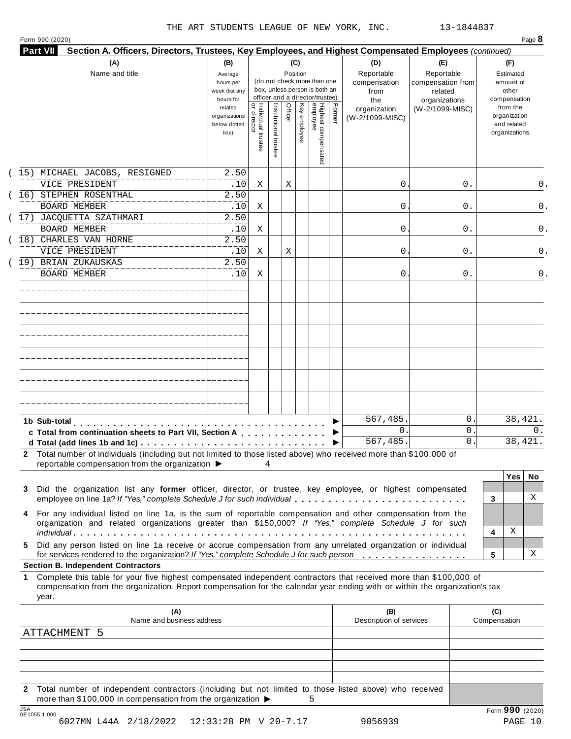THE ART STUDENTS LEAGUE OF NEW YORK, INC. 13-1844837

Form 990 (2020)

**Part VII** **Section A. Officers, Directors, Trustees, Key Employees, and Highest Compensated Employees** *(continued)*

| (A) Name and title | (B) Average hours per week (list any hours for related organizations below dotted line) | (C) Position: Individual trustee or director | Institutional trustee | Officer | Key employee | Highest compensated employee | Former | (D) Reportable compensation from the organization (W-2/1099-MISC) | (E) Reportable compensation from related organizations (W-2/1099-MISC) | (F) Estimated amount of other compensation from the organization and related organizations |
|---|---|---|---|---|---|---|---|---|---|---|
| (15) MICHAEL JACOBS, RESIGNED<br>VICE PRESIDENT | 2.50<br>.10 | X | | X | | | | 0. | 0. | 0. |
| (16) STEPHEN ROSENTHAL<br>BOARD MEMBER | 2.50<br>.10 | X | | | | | | 0. | 0. | 0. |
| (17) JACQUETTA SZATHMARI<br>BOARD MEMBER | 2.50<br>.10 | X | | | | | | 0. | 0. | 0. |
| (18) CHARLES VAN HORNE<br>VICE PRESIDENT | 2.50<br>.10 | X | | X | | | | 0. | 0. | 0. |
| (19) BRIAN ZUKAUSKAS<br>BOARD MEMBER | 2.50<br>.10 | X | | | | | | 0. | 0. | 0. |

| | (D) | (E) | (F) |
|---|---|---|---|
| **1b Sub-total** ▶ | 567,485. | 0. | 38,421. |
| **c Total from continuation sheets to Part VII, Section A** ▶ | 0. | 0. | 0. |
| **d Total (add lines 1b and 1c)** ▶ | 567,485. | 0. | 38,421. |

**2** Total number of individuals (including but not limited to those listed above) who received more than $100,000 of reportable compensation from the organization ▶ 4

| | | Yes | No |
|---|---|---|---|
| **3** Did the organization list any **former** officer, director, or trustee, key employee, or highest compensated employee on line 1a? *If "Yes," complete Schedule J for such individual* | 3 | | X |
| **4** For any individual listed on line 1a, is the sum of reportable compensation and other compensation from the organization and related organizations greater than $150,000? *If "Yes," complete Schedule J for such individual* | 4 | X | |
| **5** Did any person listed on line 1a receive or accrue compensation from any unrelated organization or individual for services rendered to the organization? *If "Yes," complete Schedule J for such person* | 5 | | X |

**Section B. Independent Contractors**

**1** Complete this table for your five highest compensated independent contractors that received more than $100,000 of compensation from the organization. Report compensation for the calendar year ending with or within the organization's tax year.

| (A) Name and business address | (B) Description of services | (C) Compensation |
|---|---|---|
| ATTACHMENT 5 | | |

**2** Total number of independent contractors (including but not limited to those listed above) who received more than $100,000 in compensation from the organization ▶ 5

Form **990** (2020)

6027MN L44A 2/18/2022 12:33:28 PM V 20-7.17 9056939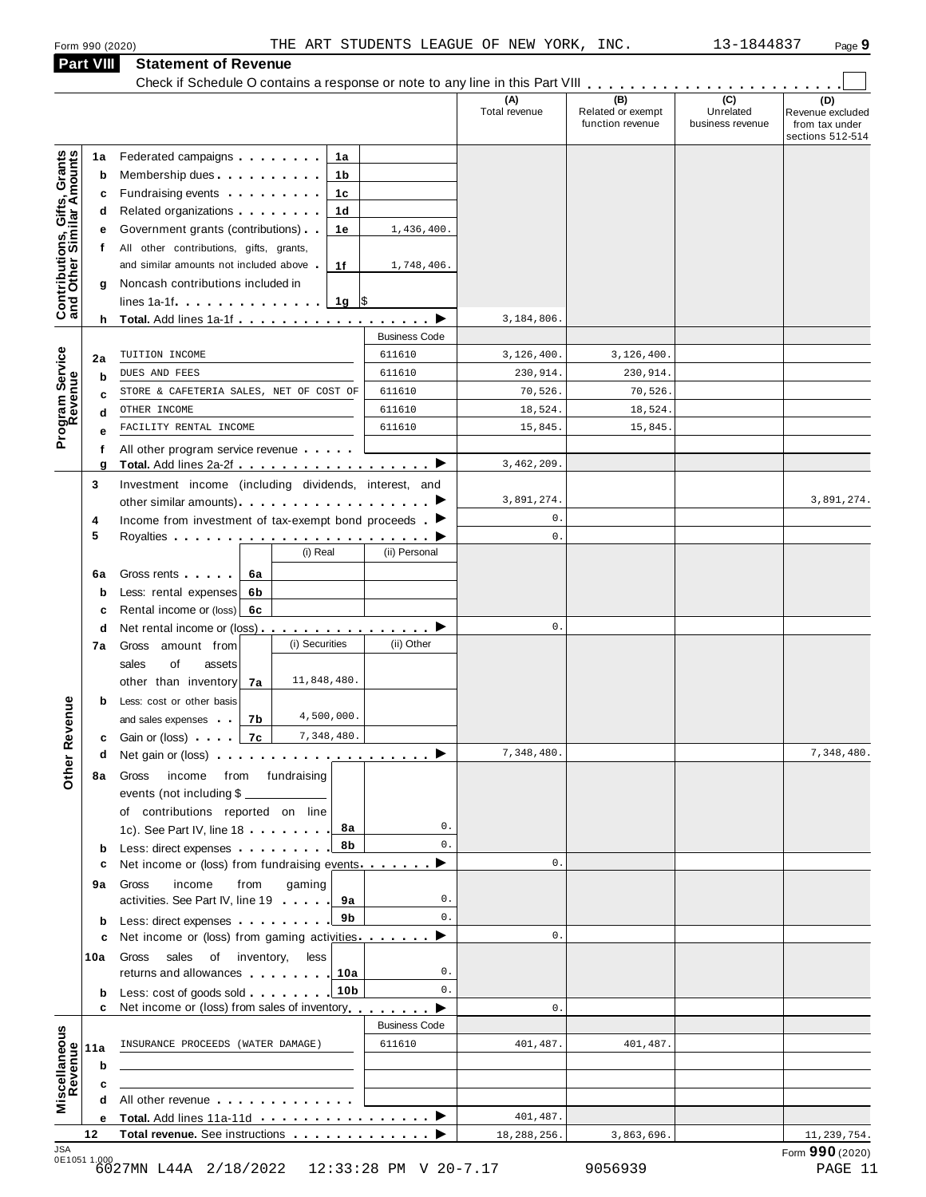Form 990 (2020) THE ART STUDENTS LEAGUE OF NEW YORK, INC. 13-1844837 Page 9

## Part VIII Statement of Revenue

Check if Schedule O contains a response or note to any line in this Part VIII

| | | | | (A) Total revenue | (B) Related or exempt function revenue | (C) Unrelated business revenue | (D) Revenue excluded from tax under sections 512-514 |
|---|---|---|---|---|---|---|---|
| **Contributions, Gifts, Grants and Other Similar Amounts** | 1a Federated campaigns | 1a | | | | | |
| | b Membership dues | 1b | | | | | |
| | c Fundraising events | 1c | | | | | |
| | d Related organizations | 1d | | | | | |
| | e Government grants (contributions) | 1e | 1,436,400. | | | | |
| | f All other contributions, gifts, grants, and similar amounts not included above | 1f | 1,748,406. | | | | |
| | g Noncash contributions included in lines 1a-1f | 1g | $ | | | | |
| | h **Total.** Add lines 1a-1f | | | 3,184,806. | | | |
| **Program Service Revenue** | | | Business Code | | | | |
| | 2a TUITION INCOME | | 611610 | 3,126,400. | 3,126,400. | | |
| | b DUES AND FEES | | 611610 | 230,914. | 230,914. | | |
| | c STORE & CAFETERIA SALES, NET OF COST OF | | 611610 | 70,526. | 70,526. | | |
| | d OTHER INCOME | | 611610 | 18,524. | 18,524. | | |
| | e FACILITY RENTAL INCOME | | 611610 | 15,845. | 15,845. | | |
| | f All other program service revenue | | | | | | |
| | g **Total.** Add lines 2a-2f | | | 3,462,209. | | | |
| **Other Revenue** | 3 Investment income (including dividends, interest, and other similar amounts) | | | 3,891,274. | | | 3,891,274. |
| | 4 Income from investment of tax-exempt bond proceeds | | | 0. | | | |
| | 5 Royalties | | | 0. | | | |
| | | (i) Real | (ii) Personal | | | | |
| | 6a Gross rents | 6a | | | | | |
| | b Less: rental expenses | 6b | | | | | |
| | c Rental income or (loss) | 6c | | | | | |
| | d Net rental income or (loss) | | | 0. | | | |
| | | (i) Securities | (ii) Other | | | | |
| | 7a Gross amount from sales of assets other than inventory (7a) | 11,848,480. | | | | | |
| | b Less: cost or other basis and sales expenses (7b) | 4,500,000. | | | | | |
| | c Gain or (loss) (7c) | 7,348,480. | | | | | |
| | d Net gain or (loss) | | | 7,348,480. | | | 7,348,480. |
| | 8a Gross income from fundraising events (not including $ of contributions reported on line 1c). See Part IV, line 18 | 8a | 0. | | | | |
| | b Less: direct expenses | 8b | 0. | | | | |
| | c Net income or (loss) from fundraising events | | | 0. | | | |
| | 9a Gross income from gaming activities. See Part IV, line 19 | 9a | 0. | | | | |
| | b Less: direct expenses | 9b | 0. | | | | |
| | c Net income or (loss) from gaming activities | | | 0. | | | |
| | 10a Gross sales of inventory, less returns and allowances | 10a | 0. | | | | |
| | b Less: cost of goods sold | 10b | 0. | | | | |
| | c Net income or (loss) from sales of inventory | | | 0. | | | |
| **Miscellaneous Revenue** | | | Business Code | | | | |
| | 11a INSURANCE PROCEEDS (WATER DAMAGE) | | 611610 | 401,487. | 401,487. | | |
| | b | | | | | | |
| | c | | | | | | |
| | d All other revenue | | | | | | |
| | e **Total.** Add lines 11a-11d | | | 401,487. | | | |
| | 12 **Total revenue.** See instructions | | | 18,288,256. | 3,863,696. | | 11,239,754. |

Form **990** (2020)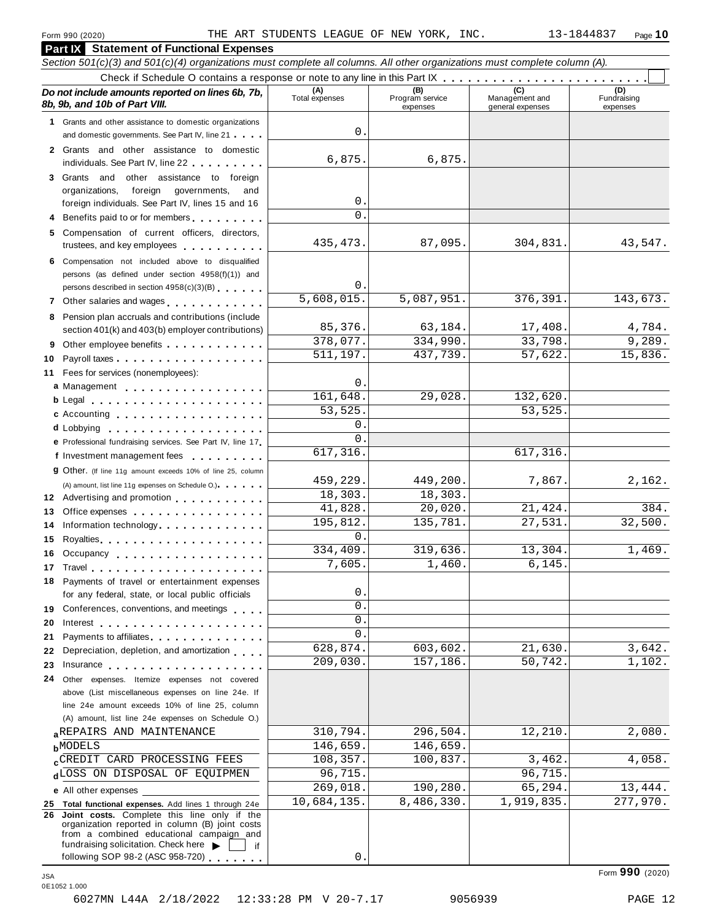Form 990 (2020) THE ART STUDENTS LEAGUE OF NEW YORK, INC. 13-1844837

## Part IX Statement of Functional Expenses

*Section 501(c)(3) and 501(c)(4) organizations must complete all columns. All other organizations must complete column (A).*

Check if Schedule O contains a response or note to any line in this Part IX

| *Do not include amounts reported on lines 6b, 7b, 8b, 9b, and 10b of Part VIII.* | (A) Total expenses | (B) Program service expenses | (C) Management and general expenses | (D) Fundraising expenses |
|---|---|---|---|---|
| 1 Grants and other assistance to domestic organizations and domestic governments. See Part IV, line 21 | 0. | | | |
| 2 Grants and other assistance to domestic individuals. See Part IV, line 22 | 6,875. | 6,875. | | |
| 3 Grants and other assistance to foreign organizations, foreign governments, and foreign individuals. See Part IV, lines 15 and 16 | 0. | | | |
| 4 Benefits paid to or for members | 0. | | | |
| 5 Compensation of current officers, directors, trustees, and key employees | 435,473. | 87,095. | 304,831. | 43,547. |
| 6 Compensation not included above to disqualified persons (as defined under section 4958(f)(1)) and persons described in section 4958(c)(3)(B) | 0. | | | |
| 7 Other salaries and wages | 5,608,015. | 5,087,951. | 376,391. | 143,673. |
| 8 Pension plan accruals and contributions (include section 401(k) and 403(b) employer contributions) | 85,376. | 63,184. | 17,408. | 4,784. |
| 9 Other employee benefits | 378,077. | 334,990. | 33,798. | 9,289. |
| 10 Payroll taxes | 511,197. | 437,739. | 57,622. | 15,836. |
| 11 Fees for services (nonemployees): | | | | |
| a Management | 0. | | | |
| b Legal | 161,648. | 29,028. | 132,620. | |
| c Accounting | 53,525. | | 53,525. | |
| d Lobbying | 0. | | | |
| e Professional fundraising services. See Part IV, line 17 | 0. | | | |
| f Investment management fees | 617,316. | | 617,316. | |
| g Other. (If line 11g amount exceeds 10% of line 25, column (A) amount, list line 11g expenses on Schedule O.) | 459,229. | 449,200. | 7,867. | 2,162. |
| 12 Advertising and promotion | 18,303. | 18,303. | | |
| 13 Office expenses | 41,828. | 20,020. | 21,424. | 384. |
| 14 Information technology | 195,812. | 135,781. | 27,531. | 32,500. |
| 15 Royalties | 0. | | | |
| 16 Occupancy | 334,409. | 319,636. | 13,304. | 1,469. |
| 17 Travel | 7,605. | 1,460. | 6,145. | |
| 18 Payments of travel or entertainment expenses for any federal, state, or local public officials | 0. | | | |
| 19 Conferences, conventions, and meetings | 0. | | | |
| 20 Interest | 0. | | | |
| 21 Payments to affiliates | 0. | | | |
| 22 Depreciation, depletion, and amortization | 628,874. | 603,602. | 21,630. | 3,642. |
| 23 Insurance | 209,030. | 157,186. | 50,742. | 1,102. |
| 24 Other expenses. Itemize expenses not covered above (List miscellaneous expenses on line 24e. If line 24e amount exceeds 10% of line 25, column (A) amount, list line 24e expenses on Schedule O.) | | | | |
| a REPAIRS AND MAINTENANCE | 310,794. | 296,504. | 12,210. | 2,080. |
| b MODELS | 146,659. | 146,659. | | |
| c CREDIT CARD PROCESSING FEES | 108,357. | 100,837. | 3,462. | 4,058. |
| d LOSS ON DISPOSAL OF EQUIPMEN | 96,715. | | 96,715. | |
| e All other expenses | 269,018. | 190,280. | 65,294. | 13,444. |
| 25 **Total functional expenses.** Add lines 1 through 24e | 10,684,135. | 8,486,330. | 1,919,835. | 277,970. |
| 26 **Joint costs.** Complete this line only if the organization reported in column (B) joint costs from a combined educational campaign and fundraising solicitation. Check here ▶ ☐ if following SOP 98-2 (ASC 958-720) | 0. | | | |

Form **990** (2020)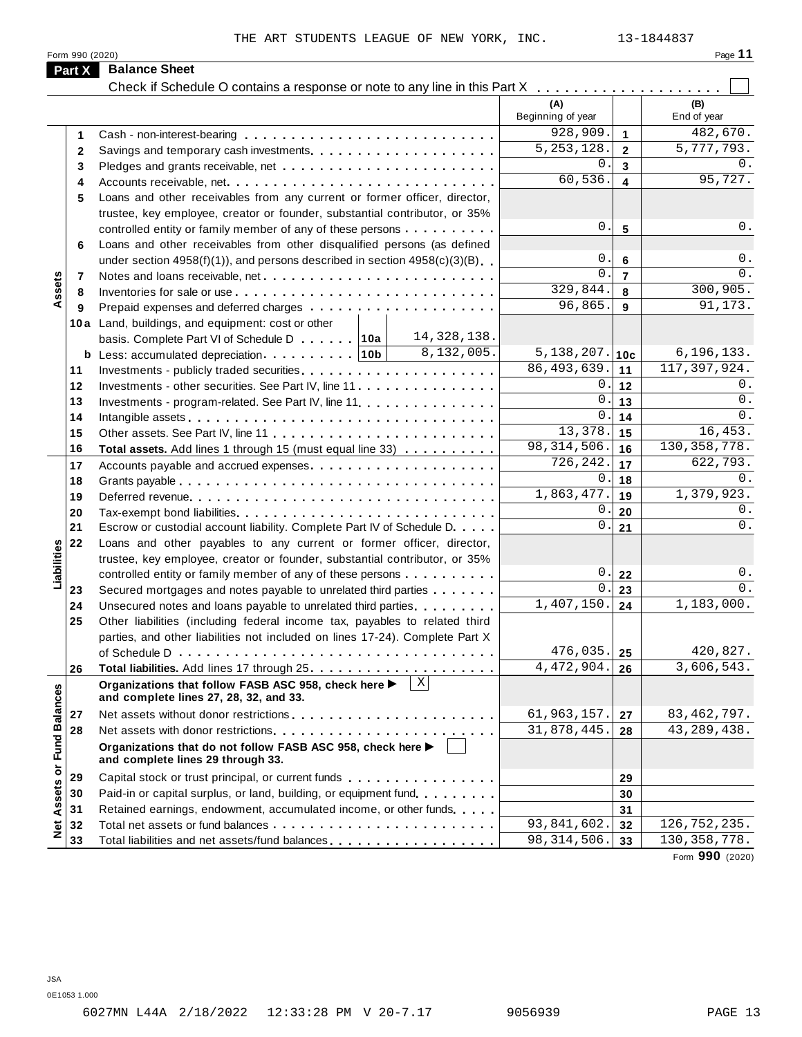THE ART STUDENTS LEAGUE OF NEW YORK, INC. 13-1844837

Form 990 (2020)

## Part X Balance Sheet

Check if Schedule O contains a response or note to any line in this Part X . . . . . . . . . . . . . . . . . . . . ☐

| | | | (A) Beginning of year | | (B) End of year |
|---|---|---|---|---|---|
| **Assets** | 1 | Cash - non-interest-bearing | 928,909. | 1 | 482,670. |
| | 2 | Savings and temporary cash investments | 5,253,128. | 2 | 5,777,793. |
| | 3 | Pledges and grants receivable, net | 0. | 3 | 0. |
| | 4 | Accounts receivable, net | 60,536. | 4 | 95,727. |
| | 5 | Loans and other receivables from any current or former officer, director, trustee, key employee, creator or founder, substantial contributor, or 35% controlled entity or family member of any of these persons | 0. | 5 | 0. |
| | 6 | Loans and other receivables from other disqualified persons (as defined under section 4958(f)(1)), and persons described in section 4958(c)(3)(B) | 0. | 6 | 0. |
| | 7 | Notes and loans receivable, net | 0. | 7 | 0. |
| | 8 | Inventories for sale or use | 329,844. | 8 | 300,905. |
| | 9 | Prepaid expenses and deferred charges | 96,865. | 9 | 91,173. |
| | 10a | Land, buildings, and equipment: cost or other basis. Complete Part VI of Schedule D . . . . . . 10a 14,328,138. | | | |
| | b | Less: accumulated depreciation . . . . . . . . . 10b 8,132,005. | 5,138,207. | 10c | 6,196,133. |
| | 11 | Investments - publicly traded securities | 86,493,639. | 11 | 117,397,924. |
| | 12 | Investments - other securities. See Part IV, line 11 | 0. | 12 | 0. |
| | 13 | Investments - program-related. See Part IV, line 11 | 0. | 13 | 0. |
| | 14 | Intangible assets | 0. | 14 | 0. |
| | 15 | Other assets. See Part IV, line 11 | 13,378. | 15 | 16,453. |
| | 16 | **Total assets.** Add lines 1 through 15 (must equal line 33) | 98,314,506. | 16 | 130,358,778. |
| **Liabilities** | 17 | Accounts payable and accrued expenses | 726,242. | 17 | 622,793. |
| | 18 | Grants payable | 0. | 18 | 0. |
| | 19 | Deferred revenue | 1,863,477. | 19 | 1,379,923. |
| | 20 | Tax-exempt bond liabilities | 0. | 20 | 0. |
| | 21 | Escrow or custodial account liability. Complete Part IV of Schedule D | 0. | 21 | 0. |
| | 22 | Loans and other payables to any current or former officer, director, trustee, key employee, creator or founder, substantial contributor, or 35% controlled entity or family member of any of these persons | 0. | 22 | 0. |
| | 23 | Secured mortgages and notes payable to unrelated third parties | 0. | 23 | 0. |
| | 24 | Unsecured notes and loans payable to unrelated third parties | 1,407,150. | 24 | 1,183,000. |
| | 25 | Other liabilities (including federal income tax, payables to related third parties, and other liabilities not included on lines 17-24). Complete Part X of Schedule D | 476,035. | 25 | 420,827. |
| | 26 | **Total liabilities.** Add lines 17 through 25 | 4,472,904. | 26 | 3,606,543. |
| **Net Assets or Fund Balances** | | **Organizations that follow FASB ASC 958, check here ▶** ☒ **and complete lines 27, 28, 32, and 33.** | | | |
| | 27 | Net assets without donor restrictions | 61,963,157. | 27 | 83,462,797. |
| | 28 | Net assets with donor restrictions | 31,878,445. | 28 | 43,289,438. |
| | | **Organizations that do not follow FASB ASC 958, check here ▶** ☐ **and complete lines 29 through 33.** | | | |
| | 29 | Capital stock or trust principal, or current funds | | 29 | |
| | 30 | Paid-in or capital surplus, or land, building, or equipment fund | | 30 | |
| | 31 | Retained earnings, endowment, accumulated income, or other funds | | 31 | |
| | 32 | Total net assets or fund balances | 93,841,602. | 32 | 126,752,235. |
| | 33 | Total liabilities and net assets/fund balances | 98,314,506. | 33 | 130,358,778. |

Form **990** (2020)

JSA
0E1053 1.000

6027MN L44A 2/18/2022 12:33:28 PM V 20-7.17 9056939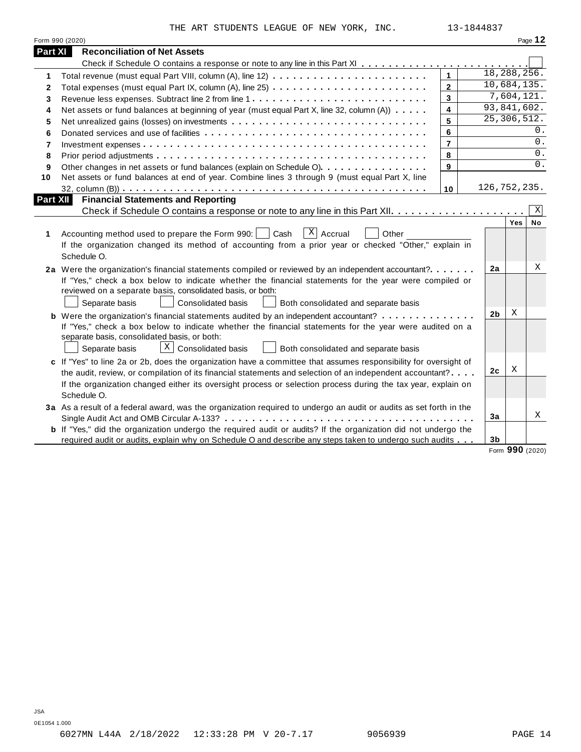THE ART STUDENTS LEAGUE OF NEW YORK, INC. 13-1844837

Form 990 (2020) Page **12**

## Part XI Reconciliation of Net Assets

Check if Schedule O contains a response or note to any line in this Part XI . . . . . . . . . . . . . . . . . . . . . . . . . ☐

| | | | |
|---|---|---|---|
| 1 | Total revenue (must equal Part VIII, column (A), line 12) | 1 | 18,288,256. |
| 2 | Total expenses (must equal Part IX, column (A), line 25) | 2 | 10,684,135. |
| 3 | Revenue less expenses. Subtract line 2 from line 1 | 3 | 7,604,121. |
| 4 | Net assets or fund balances at beginning of year (must equal Part X, line 32, column (A)) | 4 | 93,841,602. |
| 5 | Net unrealized gains (losses) on investments | 5 | 25,306,512. |
| 6 | Donated services and use of facilities | 6 | 0. |
| 7 | Investment expenses | 7 | 0. |
| 8 | Prior period adjustments | 8 | 0. |
| 9 | Other changes in net assets or fund balances (explain on Schedule O) | 9 | 0. |
| 10 | Net assets or fund balances at end of year. Combine lines 3 through 9 (must equal Part X, line 32, column (B)) | 10 | 126,752,235. |

## Part XII Financial Statements and Reporting

Check if Schedule O contains a response or note to any line in this Part XII . . . . . . . . . . . . . . . . . . . . ☒

| | | | Yes | No |
|---|---|---|---|---|
| 1 | Accounting method used to prepare the Form 990: ☐ Cash ☒ Accrual ☐ Other<br>If the organization changed its method of accounting from a prior year or checked "Other," explain in Schedule O. | | | |
| 2a | Were the organization's financial statements compiled or reviewed by an independent accountant?<br>If "Yes," check a box below to indicate whether the financial statements for the year were compiled or reviewed on a separate basis, consolidated basis, or both:<br>☐ Separate basis ☐ Consolidated basis ☐ Both consolidated and separate basis | 2a | | X |
| b | Were the organization's financial statements audited by an independent accountant?<br>If "Yes," check a box below to indicate whether the financial statements for the year were audited on a separate basis, consolidated basis, or both:<br>☐ Separate basis ☒ Consolidated basis ☐ Both consolidated and separate basis | 2b | X | |
| c | If "Yes" to line 2a or 2b, does the organization have a committee that assumes responsibility for oversight of the audit, review, or compilation of its financial statements and selection of an independent accountant?<br>If the organization changed either its oversight process or selection process during the tax year, explain on Schedule O. | 2c | X | |
| 3a | As a result of a federal award, was the organization required to undergo an audit or audits as set forth in the Single Audit Act and OMB Circular A-133? | 3a | | X |
| b | If "Yes," did the organization undergo the required audit or audits? If the organization did not undergo the required audit or audits, explain why on Schedule O and describe any steps taken to undergo such audits | 3b | | |

Form **990** (2020)

JSA
0E1054 1.000
6027MN L44A 2/18/2022 12:33:28 PM V 20-7.17 9056939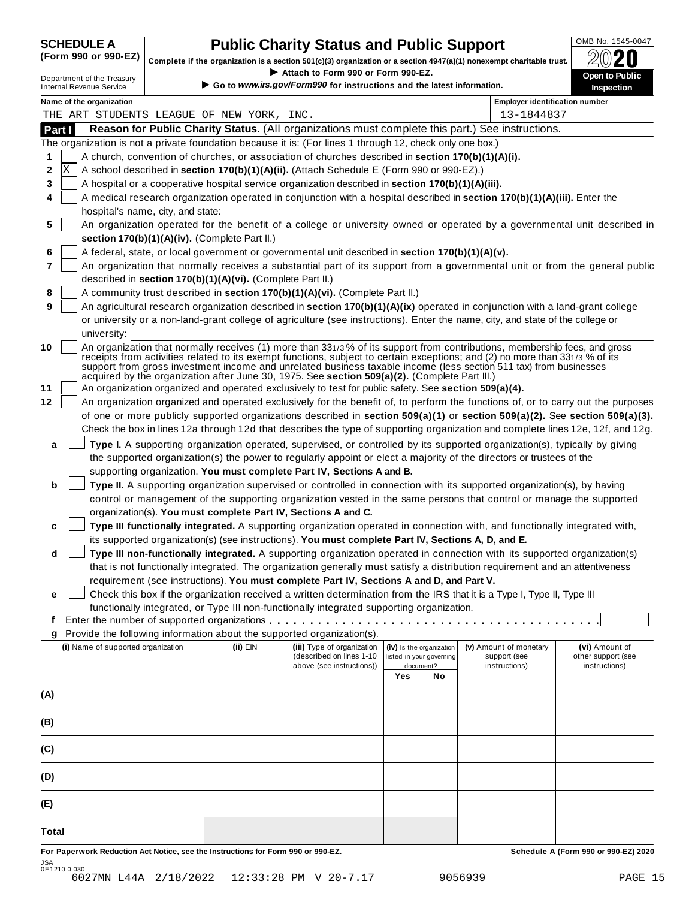**SCHEDULE A (Form 990 or 990-EZ)**

Department of the Treasury
Internal Revenue Service

# Public Charity Status and Public Support

**Complete if the organization is a section 501(c)(3) organization or a section 4947(a)(1) nonexempt charitable trust.**
▶ Attach to Form 990 or Form 990-EZ.
▶ Go to *www.irs.gov/Form990* for instructions and the latest information.

OMB No. 1545-0047
**2020**
**Open to Public Inspection**

**Name of the organization**
THE ART STUDENTS LEAGUE OF NEW YORK, INC.

**Employer identification number**
13-1844837

## Part I — Reason for Public Charity Status. (All organizations must complete this part.) See instructions.

The organization is not a private foundation because it is: (For lines 1 through 12, check only one box.)

1. [ ] A church, convention of churches, or association of churches described in **section 170(b)(1)(A)(i).**
2. [X] A school described in **section 170(b)(1)(A)(ii).** (Attach Schedule E (Form 990 or 990-EZ).)
3. [ ] A hospital or a cooperative hospital service organization described in **section 170(b)(1)(A)(iii).**
4. [ ] A medical research organization operated in conjunction with a hospital described in **section 170(b)(1)(A)(iii).** Enter the hospital's name, city, and state:
5. [ ] An organization operated for the benefit of a college or university owned or operated by a governmental unit described in **section 170(b)(1)(A)(iv).** (Complete Part II.)
6. [ ] A federal, state, or local government or governmental unit described in **section 170(b)(1)(A)(v).**
7. [ ] An organization that normally receives a substantial part of its support from a governmental unit or from the general public described in **section 170(b)(1)(A)(vi).** (Complete Part II.)
8. [ ] A community trust described in **section 170(b)(1)(A)(vi).** (Complete Part II.)
9. [ ] An agricultural research organization described in **section 170(b)(1)(A)(ix)** operated in conjunction with a land-grant college or university or a non-land-grant college of agriculture (see instructions). Enter the name, city, and state of the college or university:
10. [ ] An organization that normally receives (1) more than 33 1/3 % of its support from contributions, membership fees, and gross receipts from activities related to its exempt functions, subject to certain exceptions; and (2) no more than 33 1/3 % of its support from gross investment income and unrelated business taxable income (less section 511 tax) from businesses acquired by the organization after June 30, 1975. See **section 509(a)(2).** (Complete Part III.)
11. [ ] An organization organized and operated exclusively to test for public safety. See **section 509(a)(4).**
12. [ ] An organization organized and operated exclusively for the benefit of, to perform the functions of, or to carry out the purposes of one or more publicly supported organizations described in **section 509(a)(1)** or **section 509(a)(2).** See **section 509(a)(3).** Check the box in lines 12a through 12d that describes the type of supporting organization and complete lines 12e, 12f, and 12g.

   a. [ ] **Type I.** A supporting organization operated, supervised, or controlled by its supported organization(s), typically by giving the supported organization(s) the power to regularly appoint or elect a majority of the directors or trustees of the supporting organization. **You must complete Part IV, Sections A and B.**

   b. [ ] **Type II.** A supporting organization supervised or controlled in connection with its supported organization(s), by having control or management of the supporting organization vested in the same persons that control or manage the supported organization(s). **You must complete Part IV, Sections A and C.**

   c. [ ] **Type III functionally integrated.** A supporting organization operated in connection with, and functionally integrated with, its supported organization(s) (see instructions). **You must complete Part IV, Sections A, D, and E.**

   d. [ ] **Type III non-functionally integrated.** A supporting organization operated in connection with its supported organization(s) that is not functionally integrated. The organization generally must satisfy a distribution requirement and an attentiveness requirement (see instructions). **You must complete Part IV, Sections A and D, and Part V.**

   e. [ ] Check this box if the organization received a written determination from the IRS that it is a Type I, Type II, Type III functionally integrated, or Type III non-functionally integrated supporting organization.

   f. Enter the number of supported organizations . . . . . . . . . . . . . . . . . . . . . . . . . . . . . . . . . . . . . .

   g. Provide the following information about the supported organization(s).

| (i) Name of supported organization | (ii) EIN | (iii) Type of organization (described on lines 1-10 above (see instructions)) | (iv) Is the organization listed in your governing document? | | (v) Amount of monetary support (see instructions) | (vi) Amount of other support (see instructions) |
|---|---|---|---|---|---|---|
| | | | Yes | No | | |
| (A) | | | | | | |
| (B) | | | | | | |
| (C) | | | | | | |
| (D) | | | | | | |
| (E) | | | | | | |
| Total | | | | | | |

**For Paperwork Reduction Act Notice, see the Instructions for Form 990 or 990-EZ.**    **Schedule A (Form 990 or 990-EZ) 2020**

JSA
0E1210 0.030
6027MN L44A 2/18/2022 12:33:28 PM V 20-7.17 9056939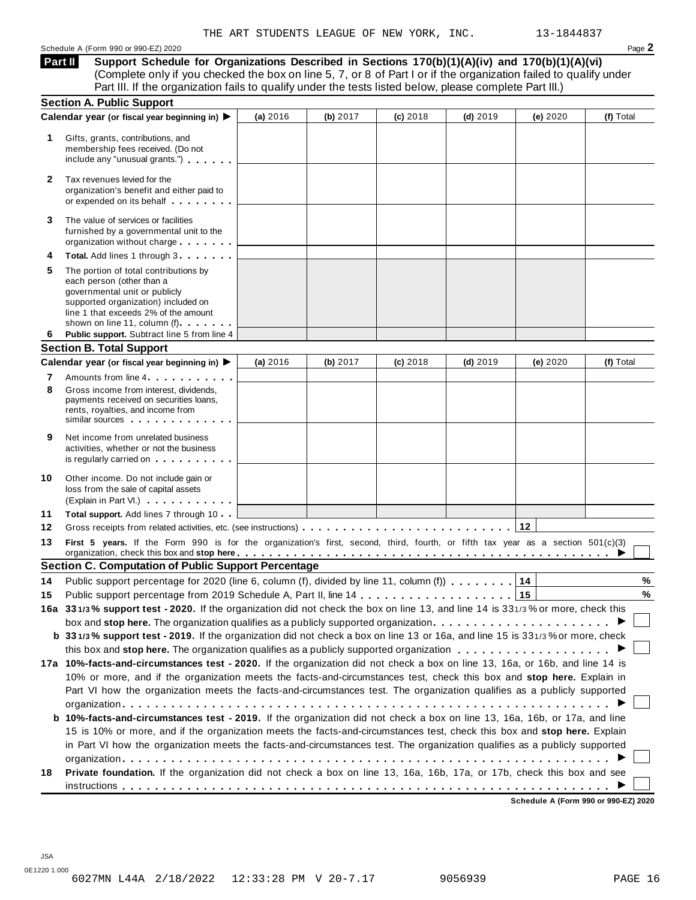THE ART STUDENTS LEAGUE OF NEW YORK, INC. 13-1844837

Schedule A (Form 990 or 990-EZ) 2020

## Part II Support Schedule for Organizations Described in Sections 170(b)(1)(A)(iv) and 170(b)(1)(A)(vi)

(Complete only if you checked the box on line 5, 7, or 8 of Part I or if the organization failed to qualify under Part III. If the organization fails to qualify under the tests listed below, please complete Part III.)

### Section A. Public Support

| Calendar year (or fiscal year beginning in) ▶ | (a) 2016 | (b) 2017 | (c) 2018 | (d) 2019 | (e) 2020 | (f) Total |
|---|---|---|---|---|---|---|
| **1** Gifts, grants, contributions, and membership fees received. (Do not include any "unusual grants.") | | | | | | |
| **2** Tax revenues levied for the organization's benefit and either paid to or expended on its behalf | | | | | | |
| **3** The value of services or facilities furnished by a governmental unit to the organization without charge | | | | | | |
| **4** **Total.** Add lines 1 through 3 | | | | | | |
| **5** The portion of total contributions by each person (other than a governmental unit or publicly supported organization) included on line 1 that exceeds 2% of the amount shown on line 11, column (f) | | | | | | |
| **6** **Public support.** Subtract line 5 from line 4 | | | | | | |

### Section B. Total Support

| Calendar year (or fiscal year beginning in) ▶ | (a) 2016 | (b) 2017 | (c) 2018 | (d) 2019 | (e) 2020 | (f) Total |
|---|---|---|---|---|---|---|
| **7** Amounts from line 4 | | | | | | |
| **8** Gross income from interest, dividends, payments received on securities loans, rents, royalties, and income from similar sources | | | | | | |
| **9** Net income from unrelated business activities, whether or not the business is regularly carried on | | | | | | |
| **10** Other income. Do not include gain or loss from the sale of capital assets (Explain in Part VI.) | | | | | | |
| **11** **Total support.** Add lines 7 through 10 | | | | | | |

**12** Gross receipts from related activities, etc. (see instructions) . . . **12**

**13** **First 5 years.** If the Form 990 is for the organization's first, second, third, fourth, or fifth tax year as a section 501(c)(3) organization, check this box and **stop here** ▶ ☐

### Section C. Computation of Public Support Percentage

**14** Public support percentage for 2020 (line 6, column (f), divided by line 11, column (f)) . . . **14** %

**15** Public support percentage from 2019 Schedule A, Part II, line 14 . . . **15** %

**16a** **33 1/3% support test - 2020.** If the organization did not check the box on line 13, and line 14 is 33 1/3% or more, check this box and **stop here.** The organization qualifies as a publicly supported organization ▶ ☐

**b** **33 1/3% support test - 2019.** If the organization did not check a box on line 13 or 16a, and line 15 is 33 1/3% or more, check this box and **stop here.** The organization qualifies as a publicly supported organization ▶ ☐

**17a** **10%-facts-and-circumstances test - 2020.** If the organization did not check a box on line 13, 16a, or 16b, and line 14 is 10% or more, and if the organization meets the facts-and-circumstances test, check this box and **stop here.** Explain in Part VI how the organization meets the facts-and-circumstances test. The organization qualifies as a publicly supported organization ▶ ☐

**b** **10%-facts-and-circumstances test - 2019.** If the organization did not check a box on line 13, 16a, 16b, or 17a, and line 15 is 10% or more, and if the organization meets the facts-and-circumstances test, check this box and **stop here.** Explain in Part VI how the organization meets the facts-and-circumstances test. The organization qualifies as a publicly supported organization ▶ ☐

**18** **Private foundation.** If the organization did not check a box on line 13, 16a, 16b, 17a, or 17b, check this box and see instructions ▶ ☐

**Schedule A (Form 990 or 990-EZ) 2020**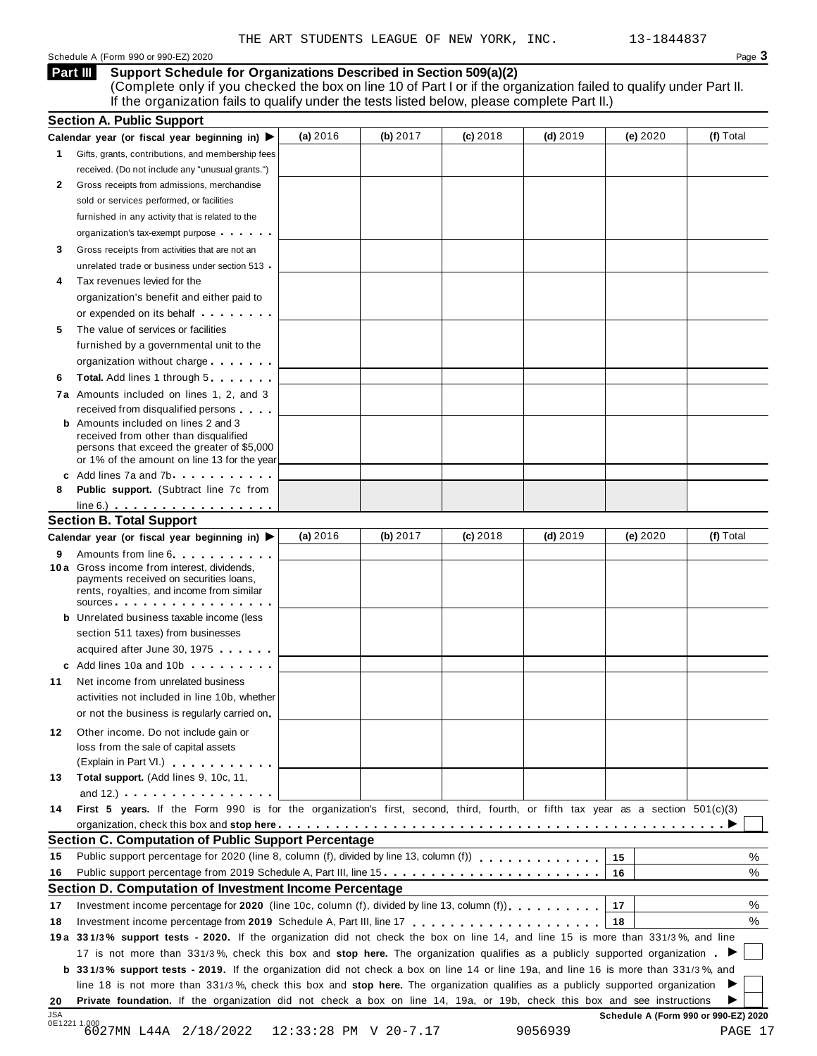THE ART STUDENTS LEAGUE OF NEW YORK, INC. 13-1844837

Schedule A (Form 990 or 990-EZ) 2020

## Part III Support Schedule for Organizations Described in Section 509(a)(2)

(Complete only if you checked the box on line 10 of Part I or if the organization failed to qualify under Part II. If the organization fails to qualify under the tests listed below, please complete Part II.)

### Section A. Public Support

| Calendar year (or fiscal year beginning in) ▶ | (a) 2016 | (b) 2017 | (c) 2018 | (d) 2019 | (e) 2020 | (f) Total |
|---|---|---|---|---|---|---|
| 1 Gifts, grants, contributions, and membership fees received. (Do not include any "unusual grants.") | | | | | | |
| 2 Gross receipts from admissions, merchandise sold or services performed, or facilities furnished in any activity that is related to the organization's tax-exempt purpose | | | | | | |
| 3 Gross receipts from activities that are not an unrelated trade or business under section 513 | | | | | | |
| 4 Tax revenues levied for the organization's benefit and either paid to or expended on its behalf | | | | | | |
| 5 The value of services or facilities furnished by a governmental unit to the organization without charge | | | | | | |
| 6 **Total.** Add lines 1 through 5 | | | | | | |
| 7a Amounts included on lines 1, 2, and 3 received from disqualified persons | | | | | | |
| b Amounts included on lines 2 and 3 received from other than disqualified persons that exceed the greater of $5,000 or 1% of the amount on line 13 for the year | | | | | | |
| c Add lines 7a and 7b | | | | | | |
| 8 **Public support.** (Subtract line 7c from line 6.) | | | | | | |

### Section B. Total Support

| Calendar year (or fiscal year beginning in) ▶ | (a) 2016 | (b) 2017 | (c) 2018 | (d) 2019 | (e) 2020 | (f) Total |
|---|---|---|---|---|---|---|
| 9 Amounts from line 6 | | | | | | |
| 10a Gross income from interest, dividends, payments received on securities loans, rents, royalties, and income from similar sources | | | | | | |
| b Unrelated business taxable income (less section 511 taxes) from businesses acquired after June 30, 1975 | | | | | | |
| c Add lines 10a and 10b | | | | | | |
| 11 Net income from unrelated business activities not included in line 10b, whether or not the business is regularly carried on | | | | | | |
| 12 Other income. Do not include gain or loss from the sale of capital assets (Explain in Part VI.) | | | | | | |
| 13 **Total support.** (Add lines 9, 10c, 11, and 12.) | | | | | | |

14 **First 5 years.** If the Form 990 is for the organization's first, second, third, fourth, or fifth tax year as a section 501(c)(3) organization, check this box and **stop here** ▶ ☐

### Section C. Computation of Public Support Percentage

| | | | |
|---|---|---|---|
| 15 | Public support percentage for 2020 (line 8, column (f), divided by line 13, column (f)) | 15 | % |
| 16 | Public support percentage from 2019 Schedule A, Part III, line 15 | 16 | % |

### Section D. Computation of Investment Income Percentage

| | | | |
|---|---|---|---|
| 17 | Investment income percentage for **2020** (line 10c, column (f), divided by line 13, column (f)) | 17 | % |
| 18 | Investment income percentage from **2019** Schedule A, Part III, line 17 | 18 | % |

19a **33 1/3% support tests - 2020.** If the organization did not check the box on line 14, and line 15 is more than 33 1/3%, and line 17 is not more than 33 1/3%, check this box and **stop here.** The organization qualifies as a publicly supported organization ▶ ☐

b **33 1/3% support tests - 2019.** If the organization did not check a box on line 14 or line 19a, and line 16 is more than 33 1/3%, and line 18 is not more than 33 1/3%, check this box and **stop here.** The organization qualifies as a publicly supported organization ▶ ☐

20 **Private foundation.** If the organization did not check a box on line 14, 19a, or 19b, check this box and see instructions ▶ ☐

JSA 0E1221 1.000 **Schedule A (Form 990 or 990-EZ) 2020**

6027MN L44A 2/18/2022 12:33:28 PM V 20-7.17 9056939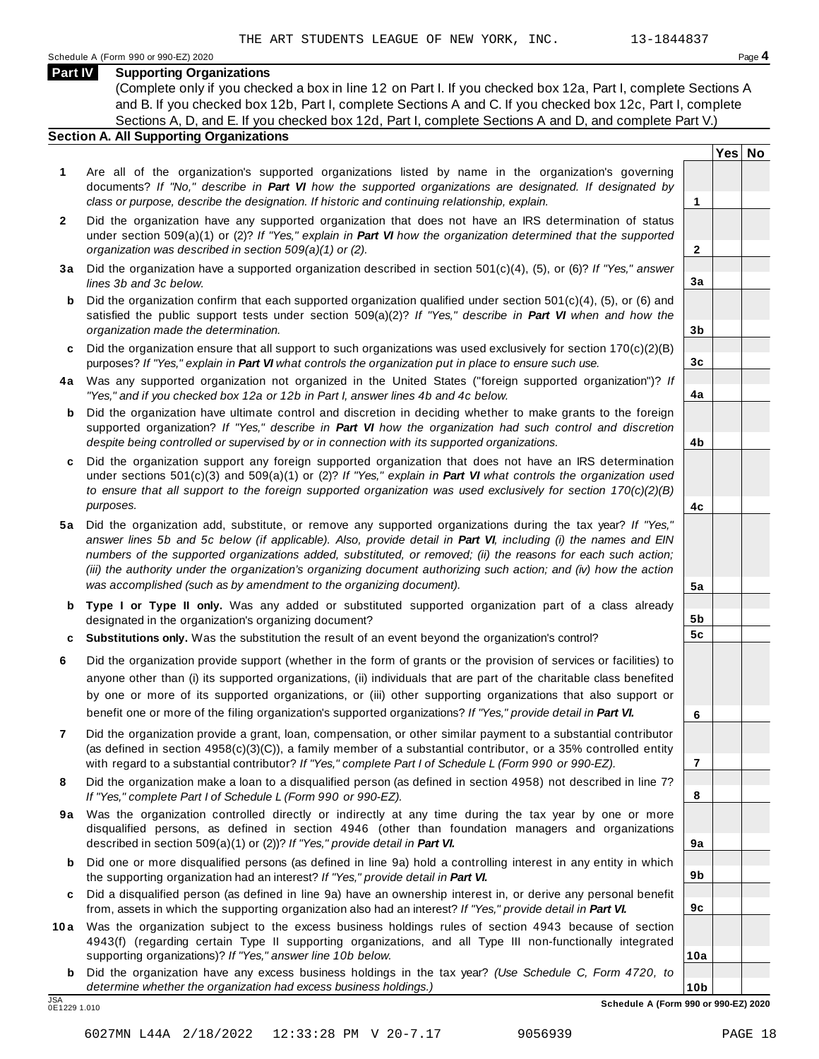THE ART STUDENTS LEAGUE OF NEW YORK, INC. 13-1844837

Schedule A (Form 990 or 990-EZ) 2020 Page **4**

## Part IV Supporting Organizations

(Complete only if you checked a box in line 12 on Part I. If you checked box 12a, Part I, complete Sections A and B. If you checked box 12b, Part I, complete Sections A and C. If you checked box 12c, Part I, complete Sections A, D, and E. If you checked box 12d, Part I, complete Sections A and D, and complete Part V.)

### Section A. All Supporting Organizations

| | | | Yes | No |
|---|---|---|---|---|
| **1** | Are all of the organization's supported organizations listed by name in the organization's governing documents? *If "No," describe in **Part VI** how the supported organizations are designated. If designated by class or purpose, describe the designation. If historic and continuing relationship, explain.* | **1** | | |
| **2** | Did the organization have any supported organization that does not have an IRS determination of status under section 509(a)(1) or (2)? *If "Yes," explain in **Part VI** how the organization determined that the supported organization was described in section 509(a)(1) or (2).* | **2** | | |
| **3a** | Did the organization have a supported organization described in section 501(c)(4), (5), or (6)? *If "Yes," answer lines 3b and 3c below.* | **3a** | | |
| **b** | Did the organization confirm that each supported organization qualified under section 501(c)(4), (5), or (6) and satisfied the public support tests under section 509(a)(2)? *If "Yes," describe in **Part VI** when and how the organization made the determination.* | **3b** | | |
| **c** | Did the organization ensure that all support to such organizations was used exclusively for section 170(c)(2)(B) purposes? *If "Yes," explain in **Part VI** what controls the organization put in place to ensure such use.* | **3c** | | |
| **4a** | Was any supported organization not organized in the United States ("foreign supported organization")? *If "Yes," and if you checked box 12a or 12b in Part I, answer lines 4b and 4c below.* | **4a** | | |
| **b** | Did the organization have ultimate control and discretion in deciding whether to make grants to the foreign supported organization? *If "Yes," describe in **Part VI** how the organization had such control and discretion despite being controlled or supervised by or in connection with its supported organizations.* | **4b** | | |
| **c** | Did the organization support any foreign supported organization that does not have an IRS determination under sections 501(c)(3) and 509(a)(1) or (2)? *If "Yes," explain in **Part VI** what controls the organization used to ensure that all support to the foreign supported organization was used exclusively for section 170(c)(2)(B) purposes.* | **4c** | | |
| **5a** | Did the organization add, substitute, or remove any supported organizations during the tax year? *If "Yes," answer lines 5b and 5c below (if applicable). Also, provide detail in **Part VI**, including (i) the names and EIN numbers of the supported organizations added, substituted, or removed; (ii) the reasons for each such action; (iii) the authority under the organization's organizing document authorizing such action; and (iv) how the action was accomplished (such as by amendment to the organizing document).* | **5a** | | |
| **b** | **Type I or Type II only.** Was any added or substituted supported organization part of a class already designated in the organization's organizing document? | **5b** | | |
| **c** | **Substitutions only.** Was the substitution the result of an event beyond the organization's control? | **5c** | | |
| **6** | Did the organization provide support (whether in the form of grants or the provision of services or facilities) to anyone other than (i) its supported organizations, (ii) individuals that are part of the charitable class benefited by one or more of its supported organizations, or (iii) other supporting organizations that also support or benefit one or more of the filing organization's supported organizations? *If "Yes," provide detail in **Part VI.*** | **6** | | |
| **7** | Did the organization provide a grant, loan, compensation, or other similar payment to a substantial contributor (as defined in section 4958(c)(3)(C)), a family member of a substantial contributor, or a 35% controlled entity with regard to a substantial contributor? *If "Yes," complete Part I of Schedule L (Form 990 or 990-EZ).* | **7** | | |
| **8** | Did the organization make a loan to a disqualified person (as defined in section 4958) not described in line 7? *If "Yes," complete Part I of Schedule L (Form 990 or 990-EZ).* | **8** | | |
| **9a** | Was the organization controlled directly or indirectly at any time during the tax year by one or more disqualified persons, as defined in section 4946 (other than foundation managers and organizations described in section 509(a)(1) or (2))? *If "Yes," provide detail in **Part VI.*** | **9a** | | |
| **b** | Did one or more disqualified persons (as defined in line 9a) hold a controlling interest in any entity in which the supporting organization had an interest? *If "Yes," provide detail in **Part VI.*** | **9b** | | |
| **c** | Did a disqualified person (as defined in line 9a) have an ownership interest in, or derive any personal benefit from, assets in which the supporting organization also had an interest? *If "Yes," provide detail in **Part VI.*** | **9c** | | |
| **10a** | Was the organization subject to the excess business holdings rules of section 4943 because of section 4943(f) (regarding certain Type II supporting organizations, and all Type III non-functionally integrated supporting organizations)? *If "Yes," answer line 10b below.* | **10a** | | |
| **b** | Did the organization have any excess business holdings in the tax year? *(Use Schedule C, Form 4720, to determine whether the organization had excess business holdings.)* | **10b** | | |

JSA
0E1229 1.010

**Schedule A (Form 990 or 990-EZ) 2020**

6027MN L44A 2/18/2022 12:33:28 PM V 20-7.17 9056939 PAGE 18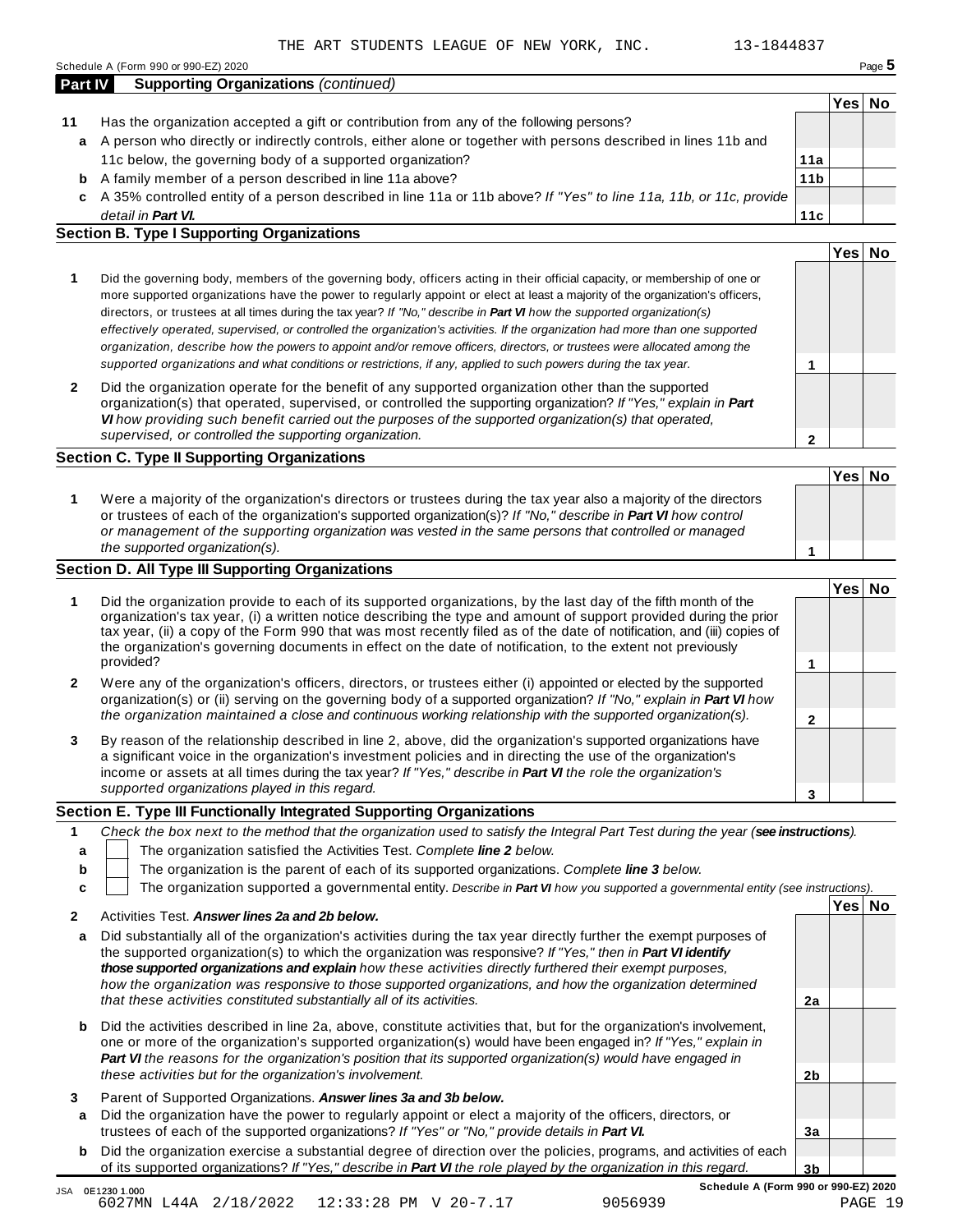THE ART STUDENTS LEAGUE OF NEW YORK, INC. 13-1844837

Schedule A (Form 990 or 990-EZ) 2020

## Part IV Supporting Organizations *(continued)*

| | | | Yes | No |
|---|---|---|---|---|
| **11** | Has the organization accepted a gift or contribution from any of the following persons? | | | |
| **a** | A person who directly or indirectly controls, either alone or together with persons described in lines 11b and 11c below, the governing body of a supported organization? | **11a** | | |
| **b** | A family member of a person described in line 11a above? | **11b** | | |
| **c** | A 35% controlled entity of a person described in line 11a or 11b above? *If "Yes" to line 11a, 11b, or 11c, provide detail in **Part VI.*** | **11c** | | |

### Section B. Type I Supporting Organizations

| | | | Yes | No |
|---|---|---|---|---|
| **1** | Did the governing body, members of the governing body, officers acting in their official capacity, or membership of one or more supported organizations have the power to regularly appoint or elect at least a majority of the organization's officers, directors, or trustees at all times during the tax year? *If "No," describe in **Part VI** how the supported organization(s) effectively operated, supervised, or controlled the organization's activities. If the organization had more than one supported organization, describe how the powers to appoint and/or remove officers, directors, or trustees were allocated among the supported organizations and what conditions or restrictions, if any, applied to such powers during the tax year.* | **1** | | |
| **2** | Did the organization operate for the benefit of any supported organization other than the supported organization(s) that operated, supervised, or controlled the supporting organization? *If "Yes," explain in **Part VI** how providing such benefit carried out the purposes of the supported organization(s) that operated, supervised, or controlled the supporting organization.* | **2** | | |

### Section C. Type II Supporting Organizations

| | | | Yes | No |
|---|---|---|---|---|
| **1** | Were a majority of the organization's directors or trustees during the tax year also a majority of the directors or trustees of each of the organization's supported organization(s)? *If "No," describe in **Part VI** how control or management of the supporting organization was vested in the same persons that controlled or managed the supported organization(s).* | **1** | | |

### Section D. All Type III Supporting Organizations

| | | | Yes | No |
|---|---|---|---|---|
| **1** | Did the organization provide to each of its supported organizations, by the last day of the fifth month of the organization's tax year, (i) a written notice describing the type and amount of support provided during the prior tax year, (ii) a copy of the Form 990 that was most recently filed as of the date of notification, and (iii) copies of the organization's governing documents in effect on the date of notification, to the extent not previously provided? | **1** | | |
| **2** | Were any of the organization's officers, directors, or trustees either (i) appointed or elected by the supported organization(s) or (ii) serving on the governing body of a supported organization? *If "No," explain in **Part VI** how the organization maintained a close and continuous working relationship with the supported organization(s).* | **2** | | |
| **3** | By reason of the relationship described in line 2, above, did the organization's supported organizations have a significant voice in the organization's investment policies and in directing the use of the organization's income or assets at all times during the tax year? *If "Yes," describe in **Part VI** the role the organization's supported organizations played in this regard.* | **3** | | |

### Section E. Type III Functionally Integrated Supporting Organizations

**1** *Check the box next to the method that the organization used to satisfy the Integral Part Test during the year (**see instructions**).*

- **a** ☐ The organization satisfied the Activities Test. *Complete **line 2** below.*
- **b** ☐ The organization is the parent of each of its supported organizations. *Complete **line 3** below.*
- **c** ☐ The organization supported a governmental entity. *Describe in **Part VI** how you supported a governmental entity (see instructions).*

| | | | Yes | No |
|---|---|---|---|---|
| **2** | Activities Test. ***Answer lines 2a and 2b below.*** | | | |
| **a** | Did substantially all of the organization's activities during the tax year directly further the exempt purposes of the supported organization(s) to which the organization was responsive? *If "Yes," then in **Part VI identify those supported organizations and explain** how these activities directly furthered their exempt purposes, how the organization was responsive to those supported organizations, and how the organization determined that these activities constituted substantially all of its activities.* | **2a** | | |
| **b** | Did the activities described in line 2a, above, constitute activities that, but for the organization's involvement, one or more of the organization's supported organization(s) would have been engaged in? *If "Yes," explain in **Part VI** the reasons for the organization's position that its supported organization(s) would have engaged in these activities but for the organization's involvement.* | **2b** | | |
| **3** | Parent of Supported Organizations. ***Answer lines 3a and 3b below.*** | | | |
| **a** | Did the organization have the power to regularly appoint or elect a majority of the officers, directors, or trustees of each of the supported organizations? *If "Yes" or "No," provide details in **Part VI.*** | **3a** | | |
| **b** | Did the organization exercise a substantial degree of direction over the policies, programs, and activities of each of its supported organizations? *If "Yes," describe in **Part VI** the role played by the organization in this regard.* | **3b** | | |

Schedule A (Form 990 or 990-EZ) 2020

JSA 0E1230 1.000
6027MN L44A 2/18/2022 12:33:28 PM V 20-7.17 9056939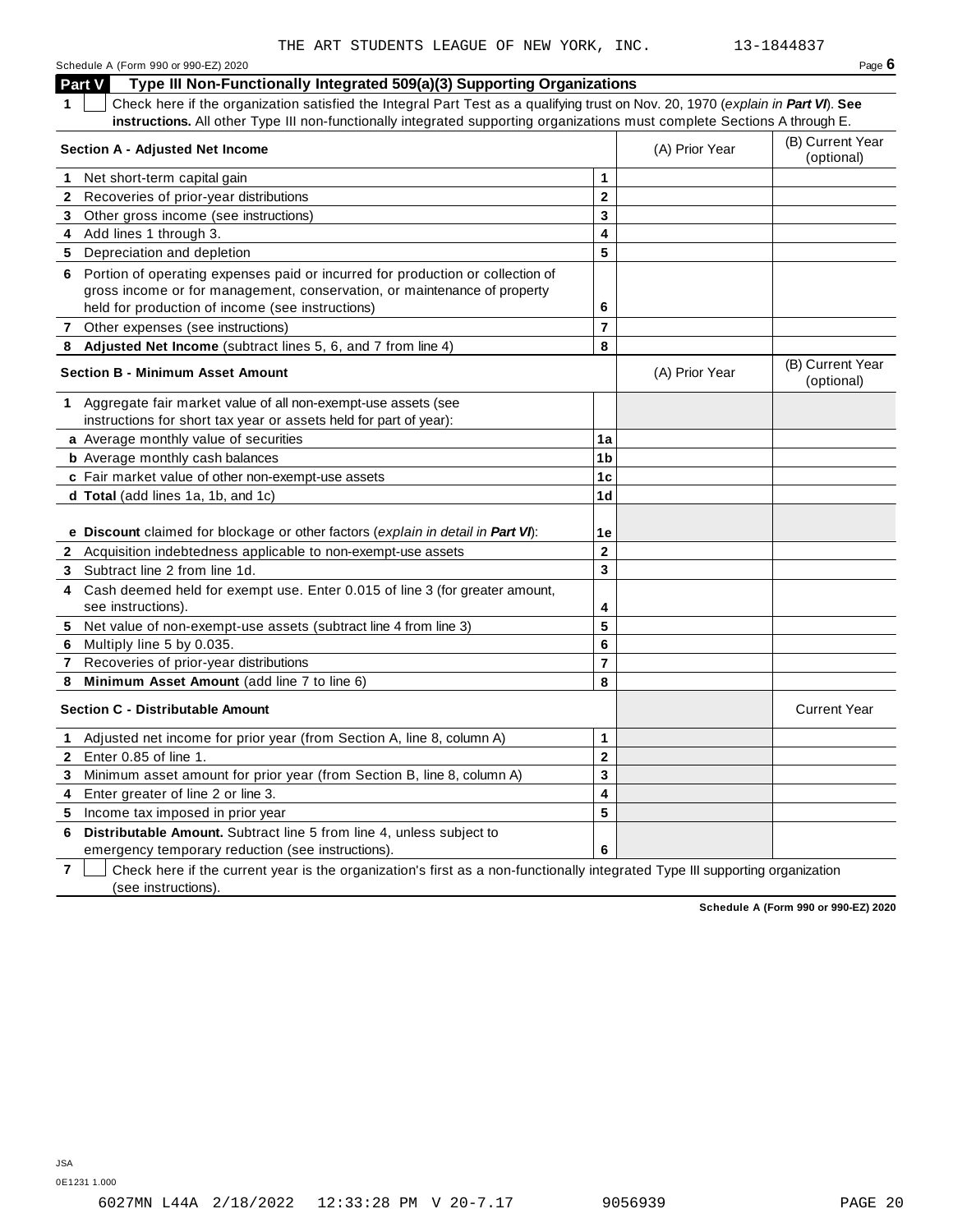THE ART STUDENTS LEAGUE OF NEW YORK, INC. 13-1844837

Schedule A (Form 990 or 990-EZ) 2020 Page **6**

## Part V Type III Non-Functionally Integrated 509(a)(3) Supporting Organizations

**1** ☐ Check here if the organization satisfied the Integral Part Test as a qualifying trust on Nov. 20, 1970 (*explain in **Part VI***). **See instructions.** All other Type III non-functionally integrated supporting organizations must complete Sections A through E.

| **Section A - Adjusted Net Income** | | (A) Prior Year | (B) Current Year (optional) |
|---|---|---|---|
| **1** Net short-term capital gain | **1** | | |
| **2** Recoveries of prior-year distributions | **2** | | |
| **3** Other gross income (see instructions) | **3** | | |
| **4** Add lines 1 through 3. | **4** | | |
| **5** Depreciation and depletion | **5** | | |
| **6** Portion of operating expenses paid or incurred for production or collection of gross income or for management, conservation, or maintenance of property held for production of income (see instructions) | **6** | | |
| **7** Other expenses (see instructions) | **7** | | |
| **8** **Adjusted Net Income** (subtract lines 5, 6, and 7 from line 4) | **8** | | |

| **Section B - Minimum Asset Amount** | | (A) Prior Year | (B) Current Year (optional) |
|---|---|---|---|
| **1** Aggregate fair market value of all non-exempt-use assets (see instructions for short tax year or assets held for part of year): | | | |
| **a** Average monthly value of securities | **1a** | | |
| **b** Average monthly cash balances | **1b** | | |
| **c** Fair market value of other non-exempt-use assets | **1c** | | |
| **d** **Total** (add lines 1a, 1b, and 1c) | **1d** | | |
| **e** **Discount** claimed for blockage or other factors (*explain in detail in **Part VI***): | **1e** | | |
| **2** Acquisition indebtedness applicable to non-exempt-use assets | **2** | | |
| **3** Subtract line 2 from line 1d. | **3** | | |
| **4** Cash deemed held for exempt use. Enter 0.015 of line 3 (for greater amount, see instructions). | **4** | | |
| **5** Net value of non-exempt-use assets (subtract line 4 from line 3) | **5** | | |
| **6** Multiply line 5 by 0.035. | **6** | | |
| **7** Recoveries of prior-year distributions | **7** | | |
| **8** **Minimum Asset Amount** (add line 7 to line 6) | **8** | | |

| **Section C - Distributable Amount** | | | Current Year |
|---|---|---|---|
| **1** Adjusted net income for prior year (from Section A, line 8, column A) | **1** | | |
| **2** Enter 0.85 of line 1. | **2** | | |
| **3** Minimum asset amount for prior year (from Section B, line 8, column A) | **3** | | |
| **4** Enter greater of line 2 or line 3. | **4** | | |
| **5** Income tax imposed in prior year | **5** | | |
| **6** **Distributable Amount.** Subtract line 5 from line 4, unless subject to emergency temporary reduction (see instructions). | **6** | | |

**7** ☐ Check here if the current year is the organization's first as a non-functionally integrated Type III supporting organization (see instructions).

**Schedule A (Form 990 or 990-EZ) 2020**

JSA
0E1231 1.000

6027MN L44A 2/18/2022 12:33:28 PM V 20-7.17 9056939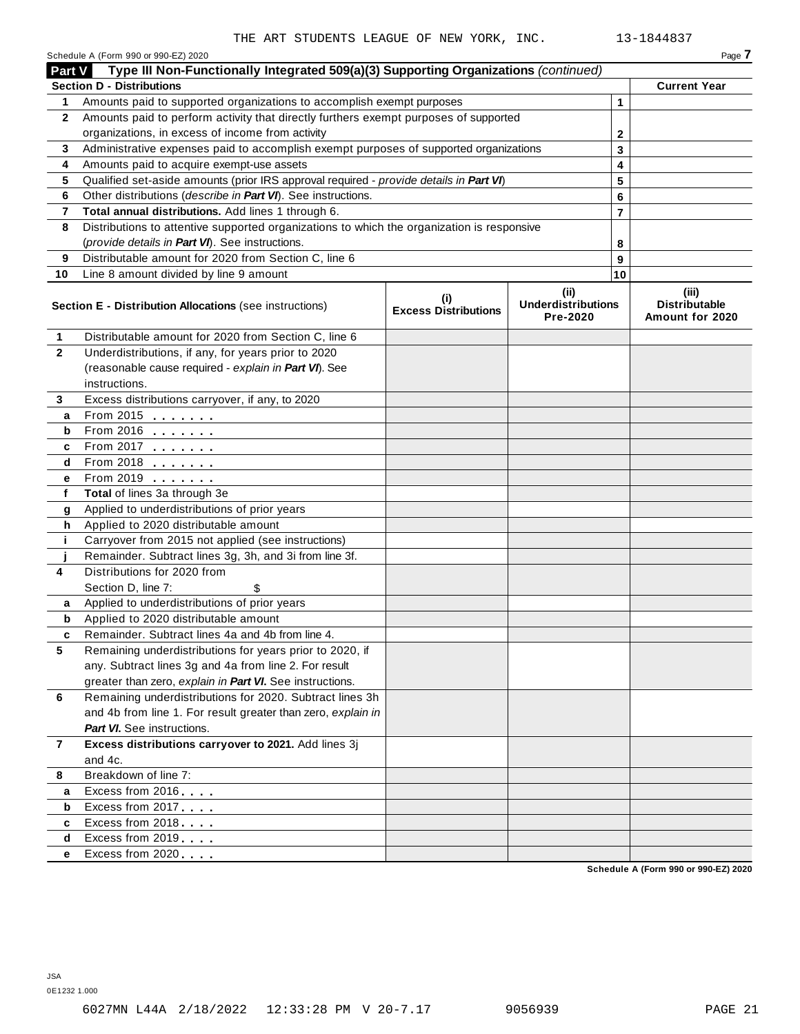THE ART STUDENTS LEAGUE OF NEW YORK, INC. 13-1844837

Schedule A (Form 990 or 990-EZ) 2020 Page 7

## Part V Type III Non-Functionally Integrated 509(a)(3) Supporting Organizations *(continued)*

| **Section D - Distributions** | | | **Current Year** |
|---|---|---|---|
| 1 | Amounts paid to supported organizations to accomplish exempt purposes | 1 | |
| 2 | Amounts paid to perform activity that directly furthers exempt purposes of supported organizations, in excess of income from activity | 2 | |
| 3 | Administrative expenses paid to accomplish exempt purposes of supported organizations | 3 | |
| 4 | Amounts paid to acquire exempt-use assets | 4 | |
| 5 | Qualified set-aside amounts (prior IRS approval required - *provide details in* ***Part VI***) | 5 | |
| 6 | Other distributions (*describe in* ***Part VI***). See instructions. | 6 | |
| 7 | **Total annual distributions.** Add lines 1 through 6. | 7 | |
| 8 | Distributions to attentive supported organizations to which the organization is responsive (*provide details in* ***Part VI***). See instructions. | 8 | |
| 9 | Distributable amount for 2020 from Section C, line 6 | 9 | |
| 10 | Line 8 amount divided by line 9 amount | 10 | |

| | **Section E - Distribution Allocations** (see instructions) | **(i) Excess Distributions** | **(ii) Underdistributions Pre-2020** | **(iii) Distributable Amount for 2020** |
|---|---|---|---|---|
| 1 | Distributable amount for 2020 from Section C, line 6 | | | |
| 2 | Underdistributions, if any, for years prior to 2020 (reasonable cause required - *explain in* ***Part VI***). See instructions. | | | |
| 3 | Excess distributions carryover, if any, to 2020 | | | |
| a | From 2015 | | | |
| b | From 2016 | | | |
| c | From 2017 | | | |
| d | From 2018 | | | |
| e | From 2019 | | | |
| f | **Total** of lines 3a through 3e | | | |
| g | Applied to underdistributions of prior years | | | |
| h | Applied to 2020 distributable amount | | | |
| i | Carryover from 2015 not applied (see instructions) | | | |
| j | Remainder. Subtract lines 3g, 3h, and 3i from line 3f. | | | |
| 4 | Distributions for 2020 from Section D, line 7: $ | | | |
| a | Applied to underdistributions of prior years | | | |
| b | Applied to 2020 distributable amount | | | |
| c | Remainder. Subtract lines 4a and 4b from line 4. | | | |
| 5 | Remaining underdistributions for years prior to 2020, if any. Subtract lines 3g and 4a from line 2. For result greater than zero, *explain in* ***Part VI***. See instructions. | | | |
| 6 | Remaining underdistributions for 2020. Subtract lines 3h and 4b from line 1. For result greater than zero, *explain in* ***Part VI***. See instructions. | | | |
| 7 | **Excess distributions carryover to 2021.** Add lines 3j and 4c. | | | |
| 8 | Breakdown of line 7: | | | |
| a | Excess from 2016 | | | |
| b | Excess from 2017 | | | |
| c | Excess from 2018 | | | |
| d | Excess from 2019 | | | |
| e | Excess from 2020 | | | |

**Schedule A (Form 990 or 990-EZ) 2020**

JSA
0E1232 1.000

6027MN L44A 2/18/2022 12:33:28 PM V 20-7.17 9056939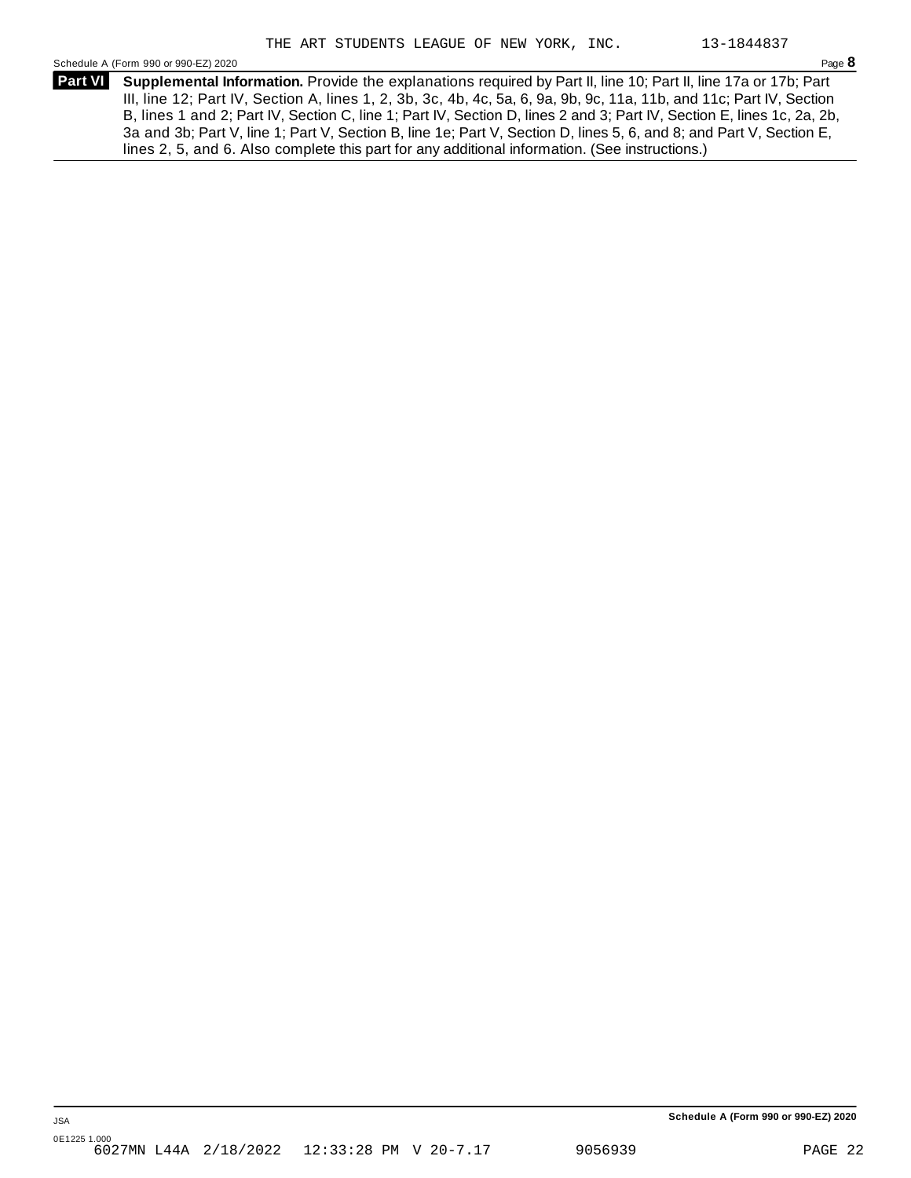THE ART STUDENTS LEAGUE OF NEW YORK, INC. 13-1844837

Schedule A (Form 990 or 990-EZ) 2020 Page **8**

**Part VI** **Supplemental Information.** Provide the explanations required by Part II, line 10; Part II, line 17a or 17b; Part III, line 12; Part IV, Section A, lines 1, 2, 3b, 3c, 4b, 4c, 5a, 6, 9a, 9b, 9c, 11a, 11b, and 11c; Part IV, Section B, lines 1 and 2; Part IV, Section C, line 1; Part IV, Section D, lines 2 and 3; Part IV, Section E, lines 1c, 2a, 2b, 3a and 3b; Part V, line 1; Part V, Section B, line 1e; Part V, Section D, lines 5, 6, and 8; and Part V, Section E, lines 2, 5, and 6. Also complete this part for any additional information. (See instructions.)

JSA **Schedule A (Form 990 or 990-EZ) 2020**

0E1225 1.000
6027MN L44A 2/18/2022 12:33:28 PM V 20-7.17 9056939 PAGE 22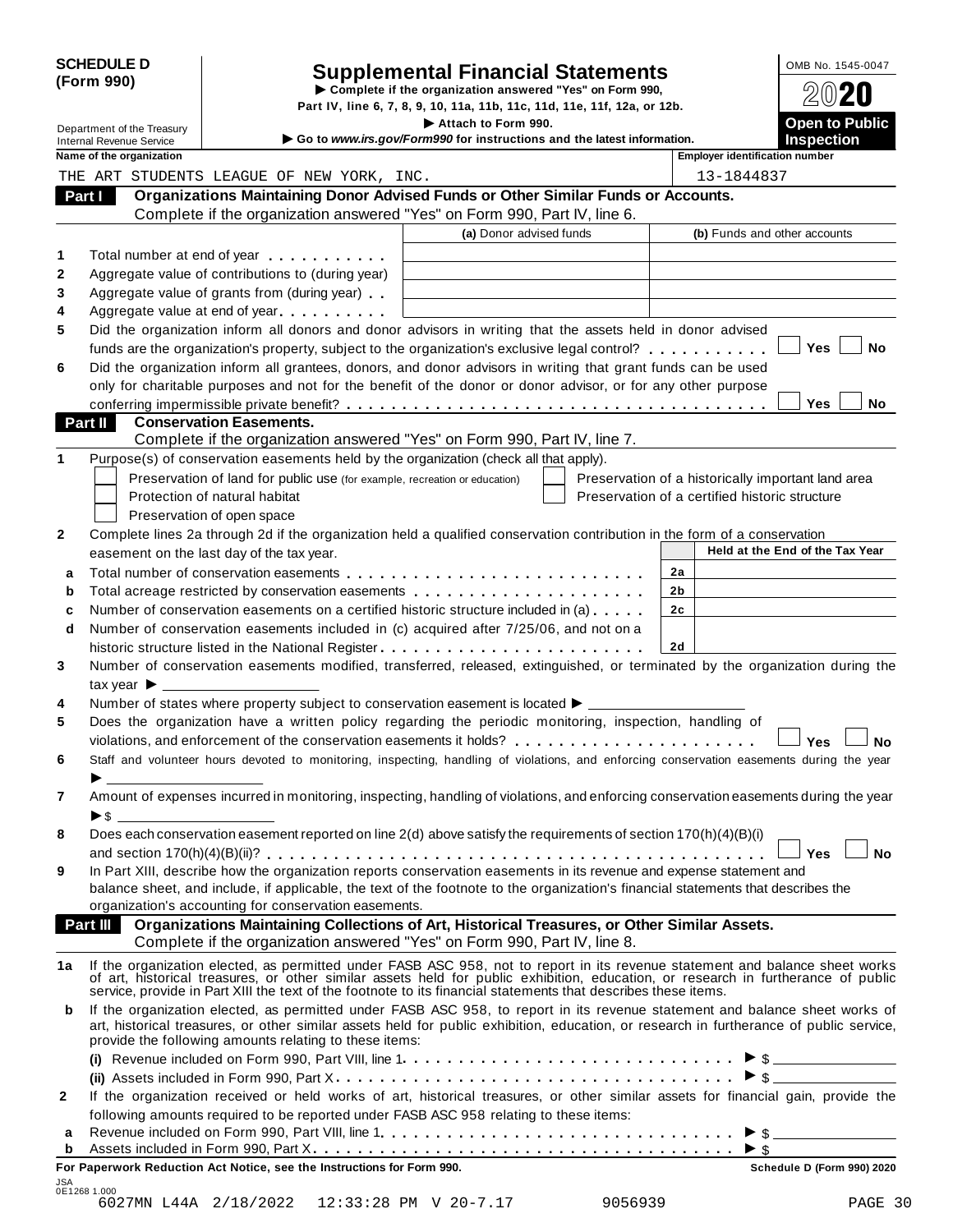**SCHEDULE D (Form 990)**

Department of the Treasury
Internal Revenue Service

# Supplemental Financial Statements

▶ Complete if the organization answered "Yes" on Form 990, Part IV, line 6, 7, 8, 9, 10, 11a, 11b, 11c, 11d, 11e, 11f, 12a, or 12b.
▶ Attach to Form 990.
▶ Go to *www.irs.gov/Form990* for instructions and the latest information.

OMB No. 1545-0047
2020
**Open to Public Inspection**

Name of the organization: THE ART STUDENTS LEAGUE OF NEW YORK, INC.
Employer identification number: 13-1844837

## Part I — Organizations Maintaining Donor Advised Funds or Other Similar Funds or Accounts.
Complete if the organization answered "Yes" on Form 990, Part IV, line 6.

| | | (a) Donor advised funds | (b) Funds and other accounts |
|---|---|---|---|
| 1 | Total number at end of year | | |
| 2 | Aggregate value of contributions to (during year) | | |
| 3 | Aggregate value of grants from (during year) | | |
| 4 | Aggregate value at end of year | | |

5 Did the organization inform all donors and donor advisors in writing that the assets held in donor advised funds are the organization's property, subject to the organization's exclusive legal control? ☐ Yes ☐ No

6 Did the organization inform all grantees, donors, and donor advisors in writing that grant funds can be used only for charitable purposes and not for the benefit of the donor or donor advisor, or for any other purpose conferring impermissible private benefit? ☐ Yes ☐ No

## Part II — Conservation Easements.
Complete if the organization answered "Yes" on Form 990, Part IV, line 7.

1 Purpose(s) of conservation easements held by the organization (check all that apply).
- ☐ Preservation of land for public use (for example, recreation or education)
- ☐ Protection of natural habitat
- ☐ Preservation of open space
- ☐ Preservation of a historically important land area
- ☐ Preservation of a certified historic structure

2 Complete lines 2a through 2d if the organization held a qualified conservation contribution in the form of a conservation easement on the last day of the tax year.

| | | | Held at the End of the Tax Year |
|---|---|---|---|
| a | Total number of conservation easements | 2a | |
| b | Total acreage restricted by conservation easements | 2b | |
| c | Number of conservation easements on a certified historic structure included in (a) | 2c | |
| d | Number of conservation easements included in (c) acquired after 7/25/06, and not on a historic structure listed in the National Register | 2d | |

3 Number of conservation easements modified, transferred, released, extinguished, or terminated by the organization during the tax year ▶ ______

4 Number of states where property subject to conservation easement is located ▶ ______

5 Does the organization have a written policy regarding the periodic monitoring, inspection, handling of violations, and enforcement of the conservation easements it holds? ☐ Yes ☐ No

6 Staff and volunteer hours devoted to monitoring, inspecting, handling of violations, and enforcing conservation easements during the year ▶ ______

7 Amount of expenses incurred in monitoring, inspecting, handling of violations, and enforcing conservation easements during the year ▶ $ ______

8 Does each conservation easement reported on line 2(d) above satisfy the requirements of section 170(h)(4)(B)(i) and section 170(h)(4)(B)(ii)? ☐ Yes ☐ No

9 In Part XIII, describe how the organization reports conservation easements in its revenue and expense statement and balance sheet, and include, if applicable, the text of the footnote to the organization's financial statements that describes the organization's accounting for conservation easements.

## Part III — Organizations Maintaining Collections of Art, Historical Treasures, or Other Similar Assets.
Complete if the organization answered "Yes" on Form 990, Part IV, line 8.

1a If the organization elected, as permitted under FASB ASC 958, not to report in its revenue statement and balance sheet works of art, historical treasures, or other similar assets held for public exhibition, education, or research in furtherance of public service, provide in Part XIII the text of the footnote to its financial statements that describes these items.

b If the organization elected, as permitted under FASB ASC 958, to report in its revenue statement and balance sheet works of art, historical treasures, or other similar assets held for public exhibition, education, or research in furtherance of public service, provide the following amounts relating to these items:

(i) Revenue included on Form 990, Part VIII, line 1 ▶ $ ______

(ii) Assets included in Form 990, Part X ▶ $ ______

2 If the organization received or held works of art, historical treasures, or other similar assets for financial gain, provide the following amounts required to be reported under FASB ASC 958 relating to these items:

a Revenue included on Form 990, Part VIII, line 1 ▶ $ ______

b Assets included in Form 990, Part X ▶ $ ______

**For Paperwork Reduction Act Notice, see the Instructions for Form 990.** — Schedule D (Form 990) 2020

JSA 0E1268 1.000
6027MN L44A 2/18/2022 12:33:28 PM V 20-7.17 9056939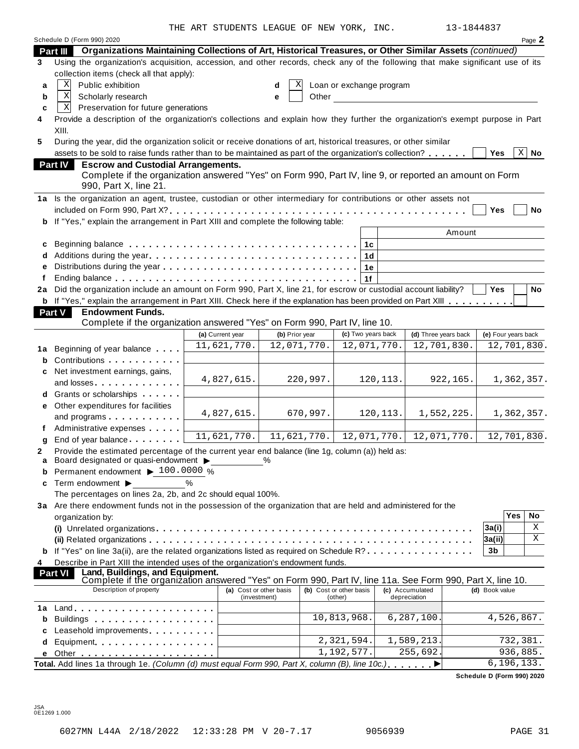THE ART STUDENTS LEAGUE OF NEW YORK, INC. 13-1844837

Schedule D (Form 990) 2020 Page 2

## Part III Organizations Maintaining Collections of Art, Historical Treasures, or Other Similar Assets *(continued)*

**3** Using the organization's acquisition, accession, and other records, check any of the following that make significant use of its collection items (check all that apply):

- **a** [X] Public exhibition
- **b** [X] Scholarly research
- **c** [X] Preservation for future generations
- **d** [X] Loan or exchange program
- **e** [ ] Other

**4** Provide a description of the organization's collections and explain how they further the organization's exempt purpose in Part XIII.

**5** During the year, did the organization solicit or receive donations of art, historical treasures, or other similar assets to be sold to raise funds rather than to be maintained as part of the organization's collection? [ ] Yes [X] No

## Part IV Escrow and Custodial Arrangements.

Complete if the organization answered "Yes" on Form 990, Part IV, line 9, or reported an amount on Form 990, Part X, line 21.

**1a** Is the organization an agent, trustee, custodian or other intermediary for contributions or other assets not included on Form 990, Part X? [ ] Yes [ ] No

**b** If "Yes," explain the arrangement in Part XIII and complete the following table:

| | | | Amount |
|---|---|---|---|
| **c** | Beginning balance | 1c | |
| **d** | Additions during the year | 1d | |
| **e** | Distributions during the year | 1e | |
| **f** | Ending balance | 1f | |

**2a** Did the organization include an amount on Form 990, Part X, line 21, for escrow or custodial account liability? [ ] Yes [ ] No

**b** If "Yes," explain the arrangement in Part XIII. Check here if the explanation has been provided on Part XIII [ ]

## Part V Endowment Funds.

Complete if the organization answered "Yes" on Form 990, Part IV, line 10.

| | | (a) Current year | (b) Prior year | (c) Two years back | (d) Three years back | (e) Four years back |
|---|---|---|---|---|---|---|
| **1a** | Beginning of year balance | 11,621,770. | 12,071,770. | 12,071,770. | 12,701,830. | 12,701,830. |
| **b** | Contributions | | | | | |
| **c** | Net investment earnings, gains, and losses | 4,827,615. | 220,997. | 120,113. | 922,165. | 1,362,357. |
| **d** | Grants or scholarships | | | | | |
| **e** | Other expenditures for facilities and programs | 4,827,615. | 670,997. | 120,113. | 1,552,225. | 1,362,357. |
| **f** | Administrative expenses | | | | | |
| **g** | End of year balance | 11,621,770. | 11,621,770. | 12,071,770. | 12,071,770. | 12,701,830. |

**2** Provide the estimated percentage of the current year end balance (line 1g, column (a)) held as:

- **a** Board designated or quasi-endowment ▶ ______ %
- **b** Permanent endowment ▶ 100.0000 %
- **c** Term endowment ▶ ______ %

The percentages on lines 2a, 2b, and 2c should equal 100%.

**3a** Are there endowment funds not in the possession of the organization that are held and administered for the organization by:

| | | | Yes | No |
|---|---|---|---|---|
| **(i)** | Unrelated organizations | 3a(i) | | X |
| **(ii)** | Related organizations | 3a(ii) | | X |
| **b** | If "Yes" on line 3a(ii), are the related organizations listed as required on Schedule R? | 3b | | |

**4** Describe in Part XIII the intended uses of the organization's endowment funds.

## Part VI Land, Buildings, and Equipment.

Complete if the organization answered "Yes" on Form 990, Part IV, line 11a. See Form 990, Part X, line 10.

| | Description of property | (a) Cost or other basis (investment) | (b) Cost or other basis (other) | (c) Accumulated depreciation | (d) Book value |
|---|---|---|---|---|---|
| **1a** | Land | | | | |
| **b** | Buildings | | 10,813,968. | 6,287,100. | 4,526,867. |
| **c** | Leasehold improvements | | | | |
| **d** | Equipment | | 2,321,594. | 1,589,213. | 732,381. |
| **e** | Other | | 1,192,577. | 255,692. | 936,885. |
| **Total.** | Add lines 1a through 1e. *(Column (d) must equal Form 990, Part X, column (B), line 10c.)* ▶ | | | | 6,196,133. |

Schedule D (Form 990) 2020

JSA
0E1269 1.000

6027MN L44A 2/18/2022 12:33:28 PM V 20-7.17 9056939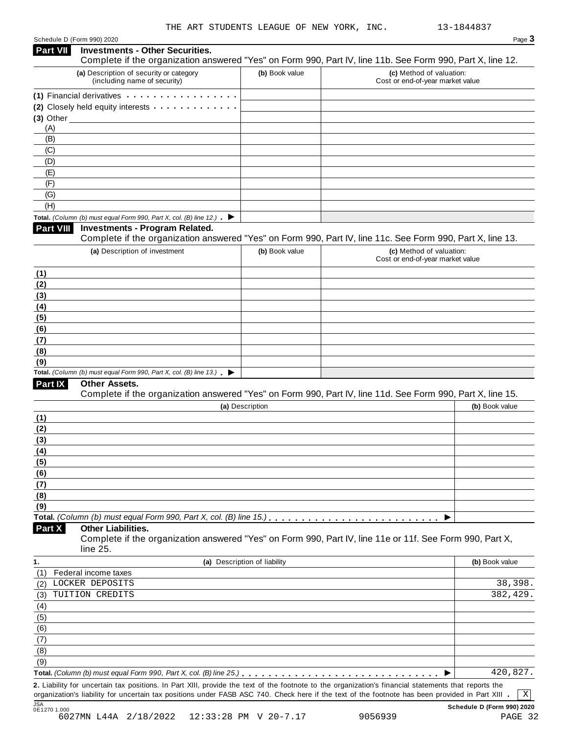THE ART STUDENTS LEAGUE OF NEW YORK, INC. 13-1844837

Schedule D (Form 990) 2020

## Part VII Investments - Other Securities.

Complete if the organization answered "Yes" on Form 990, Part IV, line 11b. See Form 990, Part X, line 12.

| (a) Description of security or category (including name of security) | (b) Book value | (c) Method of valuation: Cost or end-of-year market value |
|---|---|---|
| (1) Financial derivatives | | |
| (2) Closely held equity interests | | |
| (3) Other | | |
| (A) | | |
| (B) | | |
| (C) | | |
| (D) | | |
| (E) | | |
| (F) | | |
| (G) | | |
| (H) | | |
| **Total.** *(Column (b) must equal Form 990, Part X, col. (B) line 12.)* ▶ | | |

## Part VIII Investments - Program Related.

Complete if the organization answered "Yes" on Form 990, Part IV, line 11c. See Form 990, Part X, line 13.

| (a) Description of investment | (b) Book value | (c) Method of valuation: Cost or end-of-year market value |
|---|---|---|
| (1) | | |
| (2) | | |
| (3) | | |
| (4) | | |
| (5) | | |
| (6) | | |
| (7) | | |
| (8) | | |
| (9) | | |
| **Total.** *(Column (b) must equal Form 990, Part X, col. (B) line 13.)* ▶ | | |

## Part IX Other Assets.

Complete if the organization answered "Yes" on Form 990, Part IV, line 11d. See Form 990, Part X, line 15.

| (a) Description | (b) Book value |
|---|---|
| (1) | |
| (2) | |
| (3) | |
| (4) | |
| (5) | |
| (6) | |
| (7) | |
| (8) | |
| (9) | |
| **Total.** *(Column (b) must equal Form 990, Part X, col. (B) line 15.)* ▶ | |

## Part X Other Liabilities.

Complete if the organization answered "Yes" on Form 990, Part IV, line 11e or 11f. See Form 990, Part X, line 25.

| 1. (a) Description of liability | (b) Book value |
|---|---|
| (1) Federal income taxes | |
| (2) LOCKER DEPOSITS | 38,398. |
| (3) TUITION CREDITS | 382,429. |
| (4) | |
| (5) | |
| (6) | |
| (7) | |
| (8) | |
| (9) | |
| **Total.** *(Column (b) must equal Form 990, Part X, col. (B) line 25.)* ▶ | 420,827. |

**2.** Liability for uncertain tax positions. In Part XIII, provide the text of the footnote to the organization's financial statements that reports the organization's liability for uncertain tax positions under FASB ASC 740. Check here if the text of the footnote has been provided in Part XIII . [X]

JSA 0E1270 1.000

**Schedule D (Form 990) 2020**

6027MN L44A 2/18/2022 12:33:28 PM V 20-7.17 9056939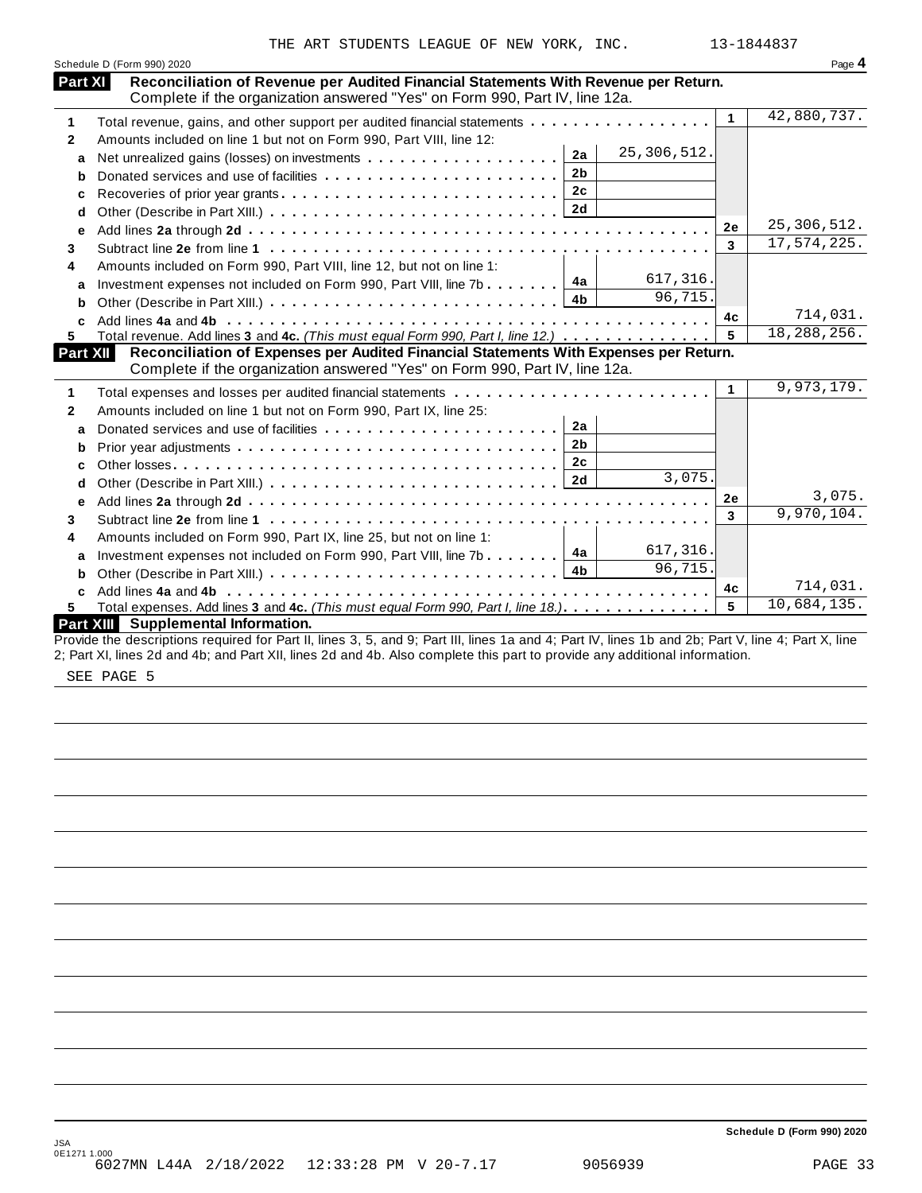THE ART STUDENTS LEAGUE OF NEW YORK, INC. 13-1844837

Schedule D (Form 990) 2020 Page **4**

## Part XI Reconciliation of Revenue per Audited Financial Statements With Revenue per Return.

Complete if the organization answered "Yes" on Form 990, Part IV, line 12a.

| | | | | | |
|---|---|---|---|---|---|
| **1** | Total revenue, gains, and other support per audited financial statements | | | 1 | 42,880,737. |
| **2** | Amounts included on line 1 but not on Form 990, Part VIII, line 12: | | | | |
| **a** | Net unrealized gains (losses) on investments | 2a | 25,306,512. | | |
| **b** | Donated services and use of facilities | 2b | | | |
| **c** | Recoveries of prior year grants | 2c | | | |
| **d** | Other (Describe in Part XIII.) | 2d | | | |
| **e** | Add lines **2a** through **2d** | | | 2e | 25,306,512. |
| **3** | Subtract line **2e** from line **1** | | | 3 | 17,574,225. |
| **4** | Amounts included on Form 990, Part VIII, line 12, but not on line 1: | | | | |
| **a** | Investment expenses not included on Form 990, Part VIII, line 7b | 4a | 617,316. | | |
| **b** | Other (Describe in Part XIII.) | 4b | 96,715. | | |
| **c** | Add lines **4a** and **4b** | | | 4c | 714,031. |
| **5** | Total revenue. Add lines **3** and **4c.** *(This must equal Form 990, Part I, line 12.)* | | | 5 | 18,288,256. |

## Part XII Reconciliation of Expenses per Audited Financial Statements With Expenses per Return.

Complete if the organization answered "Yes" on Form 990, Part IV, line 12a.

| | | | | | |
|---|---|---|---|---|---|
| **1** | Total expenses and losses per audited financial statements | | | 1 | 9,973,179. |
| **2** | Amounts included on line 1 but not on Form 990, Part IX, line 25: | | | | |
| **a** | Donated services and use of facilities | 2a | | | |
| **b** | Prior year adjustments | 2b | | | |
| **c** | Other losses | 2c | | | |
| **d** | Other (Describe in Part XIII.) | 2d | 3,075. | | |
| **e** | Add lines **2a** through **2d** | | | 2e | 3,075. |
| **3** | Subtract line **2e** from line **1** | | | 3 | 9,970,104. |
| **4** | Amounts included on Form 990, Part IX, line 25, but not on line 1: | | | | |
| **a** | Investment expenses not included on Form 990, Part VIII, line 7b | 4a | 617,316. | | |
| **b** | Other (Describe in Part XIII.) | 4b | 96,715. | | |
| **c** | Add lines **4a** and **4b** | | | 4c | 714,031. |
| **5** | Total expenses. Add lines **3** and **4c.** *(This must equal Form 990, Part I, line 18.)* | | | 5 | 10,684,135. |

## Part XIII Supplemental Information.

Provide the descriptions required for Part II, lines 3, 5, and 9; Part III, lines 1a and 4; Part IV, lines 1b and 2b; Part V, line 4; Part X, line 2; Part XI, lines 2d and 4b; and Part XII, lines 2d and 4b. Also complete this part to provide any additional information.

SEE PAGE 5

Schedule D (Form 990) 2020

JSA
0E1271 1.000
6027MN L44A 2/18/2022 12:33:28 PM V 20-7.17 9056939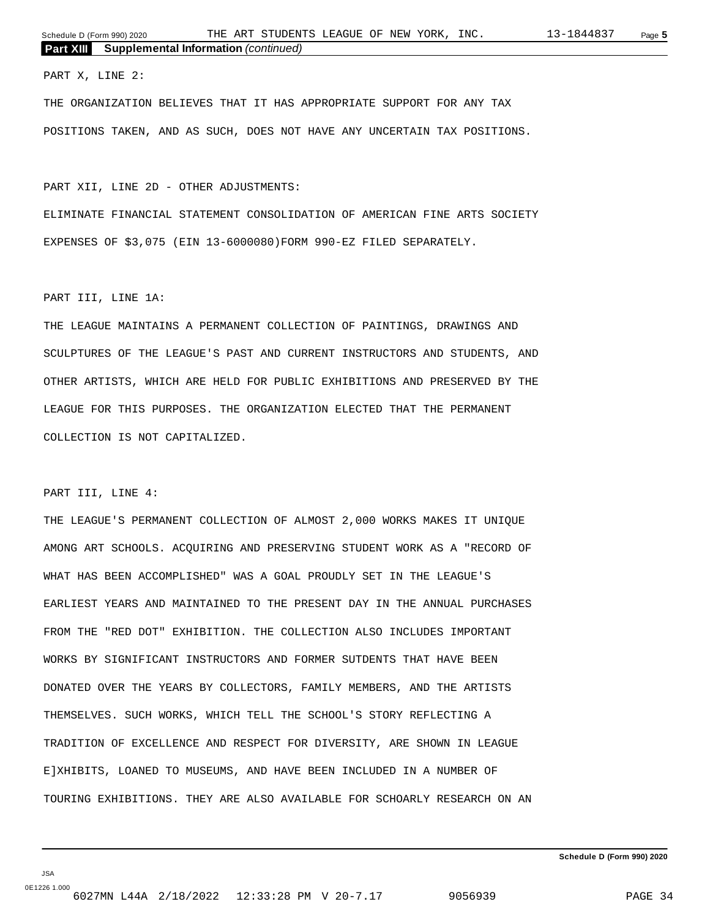**Part XIII Supplemental Information** *(continued)*

PART X, LINE 2:

THE ORGANIZATION BELIEVES THAT IT HAS APPROPRIATE SUPPORT FOR ANY TAX POSITIONS TAKEN, AND AS SUCH, DOES NOT HAVE ANY UNCERTAIN TAX POSITIONS.

PART XII, LINE 2D - OTHER ADJUSTMENTS:

ELIMINATE FINANCIAL STATEMENT CONSOLIDATION OF AMERICAN FINE ARTS SOCIETY EXPENSES OF $3,075 (EIN 13-6000080)FORM 990-EZ FILED SEPARATELY.

PART III, LINE 1A:

THE LEAGUE MAINTAINS A PERMANENT COLLECTION OF PAINTINGS, DRAWINGS AND SCULPTURES OF THE LEAGUE'S PAST AND CURRENT INSTRUCTORS AND STUDENTS, AND OTHER ARTISTS, WHICH ARE HELD FOR PUBLIC EXHIBITIONS AND PRESERVED BY THE LEAGUE FOR THIS PURPOSES. THE ORGANIZATION ELECTED THAT THE PERMANENT COLLECTION IS NOT CAPITALIZED.

PART III, LINE 4:

THE LEAGUE'S PERMANENT COLLECTION OF ALMOST 2,000 WORKS MAKES IT UNIQUE AMONG ART SCHOOLS. ACQUIRING AND PRESERVING STUDENT WORK AS A "RECORD OF WHAT HAS BEEN ACCOMPLISHED" WAS A GOAL PROUDLY SET IN THE LEAGUE'S EARLIEST YEARS AND MAINTAINED TO THE PRESENT DAY IN THE ANNUAL PURCHASES FROM THE "RED DOT" EXHIBITION. THE COLLECTION ALSO INCLUDES IMPORTANT WORKS BY SIGNIFICANT INSTRUCTORS AND FORMER SUTDENTS THAT HAVE BEEN DONATED OVER THE YEARS BY COLLECTORS, FAMILY MEMBERS, AND THE ARTISTS THEMSELVES. SUCH WORKS, WHICH TELL THE SCHOOL'S STORY REFLECTING A TRADITION OF EXCELLENCE AND RESPECT FOR DIVERSITY, ARE SHOWN IN LEAGUE E]XHIBITS, LOANED TO MUSEUMS, AND HAVE BEEN INCLUDED IN A NUMBER OF TOURING EXHIBITIONS. THEY ARE ALSO AVAILABLE FOR SCHOARLY RESEARCH ON AN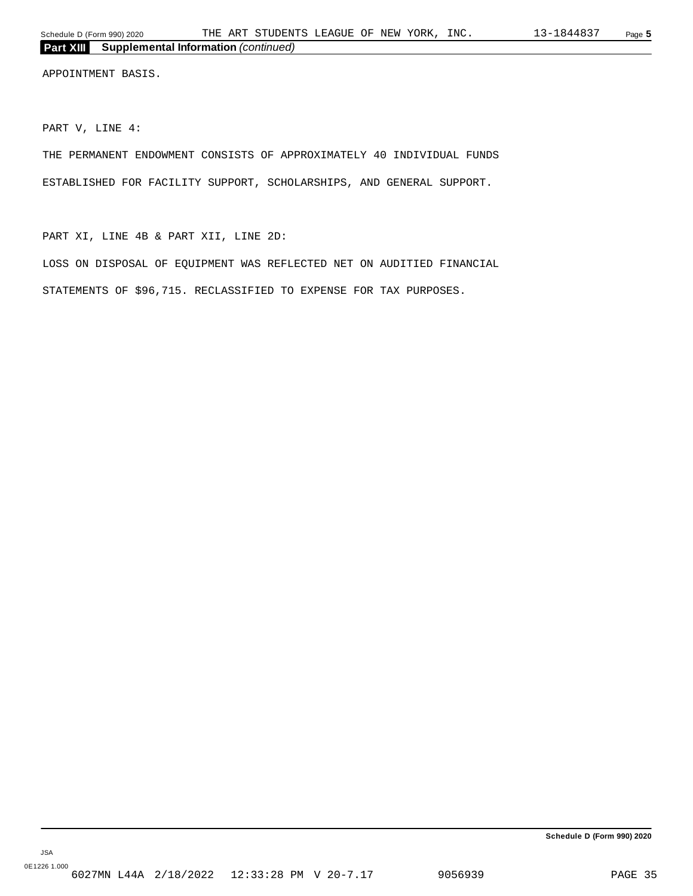**Part XIII Supplemental Information** *(continued)*

APPOINTMENT BASIS.

PART V, LINE 4:

THE PERMANENT ENDOWMENT CONSISTS OF APPROXIMATELY 40 INDIVIDUAL FUNDS ESTABLISHED FOR FACILITY SUPPORT, SCHOLARSHIPS, AND GENERAL SUPPORT.

PART XI, LINE 4B & PART XII, LINE 2D:

LOSS ON DISPOSAL OF EQUIPMENT WAS REFLECTED NET ON AUDITIED FINANCIAL STATEMENTS OF $96,715. RECLASSIFIED TO EXPENSE FOR TAX PURPOSES.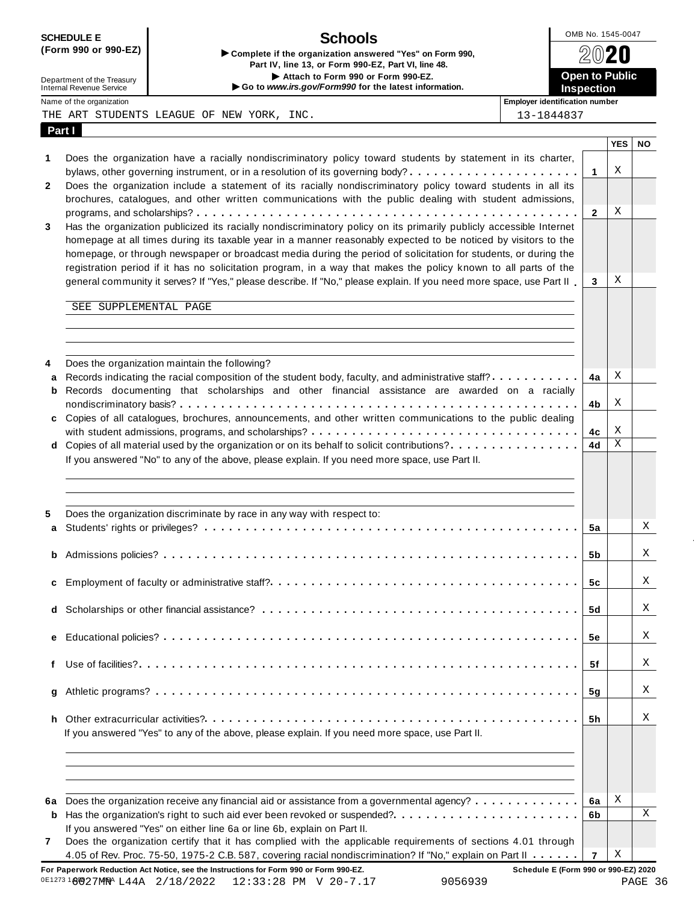**SCHEDULE E (Form 990 or 990-EZ)**

Department of the Treasury
Internal Revenue Service

# Schools

▶ Complete if the organization answered "Yes" on Form 990, Part IV, line 13, or Form 990-EZ, Part VI, line 48.
▶ Attach to Form 990 or Form 990-EZ.
▶ Go to *www.irs.gov/Form990* for the latest information.

OMB No. 1545-0047

**2020**

**Open to Public Inspection**

Name of the organization: THE ART STUDENTS LEAGUE OF NEW YORK, INC.

Employer identification number: 13-1844837

**Part I**

| | | | YES | NO |
|---|---|---|---|---|
| 1 | Does the organization have a racially nondiscriminatory policy toward students by statement in its charter, bylaws, other governing instrument, or in a resolution of its governing body? | 1 | X | |
| 2 | Does the organization include a statement of its racially nondiscriminatory policy toward students in all its brochures, catalogues, and other written communications with the public dealing with student admissions, programs, and scholarships? | 2 | X | |
| 3 | Has the organization publicized its racially nondiscriminatory policy on its primarily publicly accessible Internet homepage at all times during its taxable year in a manner reasonably expected to be noticed by visitors to the homepage, or through newspaper or broadcast media during the period of solicitation for students, or during the registration period if it has no solicitation program, in a way that makes the policy known to all parts of the general community it serves? If "Yes," please describe. If "No," please explain. If you need more space, use Part II | 3 | X | |
| | SEE SUPPLEMENTAL PAGE | | | |
| 4 | Does the organization maintain the following? | | | |
| a | Records indicating the racial composition of the student body, faculty, and administrative staff? | 4a | X | |
| b | Records documenting that scholarships and other financial assistance are awarded on a racially nondiscriminatory basis? | 4b | X | |
| c | Copies of all catalogues, brochures, announcements, and other written communications to the public dealing with student admissions, programs, and scholarships? | 4c | X | |
| d | Copies of all material used by the organization or on its behalf to solicit contributions? | 4d | X | |
| | If you answered "No" to any of the above, please explain. If you need more space, use Part II. | | | |
| 5 | Does the organization discriminate by race in any way with respect to: | | | |
| a | Students' rights or privileges? | 5a | | X |
| b | Admissions policies? | 5b | | X |
| c | Employment of faculty or administrative staff? | 5c | | X |
| d | Scholarships or other financial assistance? | 5d | | X |
| e | Educational policies? | 5e | | X |
| f | Use of facilities? | 5f | | X |
| g | Athletic programs? | 5g | | X |
| h | Other extracurricular activities? | 5h | | X |
| | If you answered "Yes" to any of the above, please explain. If you need more space, use Part II. | | | |
| 6a | Does the organization receive any financial aid or assistance from a governmental agency? | 6a | X | |
| b | Has the organization's right to such aid ever been revoked or suspended? | 6b | | X |
| | If you answered "Yes" on either line 6a or line 6b, explain on Part II. | | | |
| 7 | Does the organization certify that it has complied with the applicable requirements of sections 4.01 through 4.05 of Rev. Proc. 75-50, 1975-2 C.B. 587, covering racial nondiscrimination? If "No," explain on Part II | 7 | X | |

**For Paperwork Reduction Act Notice, see the Instructions for Form 990 or Form 990-EZ.**

**Schedule E (Form 990 or 990-EZ) 2020**

0E1273 1.000
6027MN L44A 2/18/2022 12:33:28 PM V 20-7.17 9056939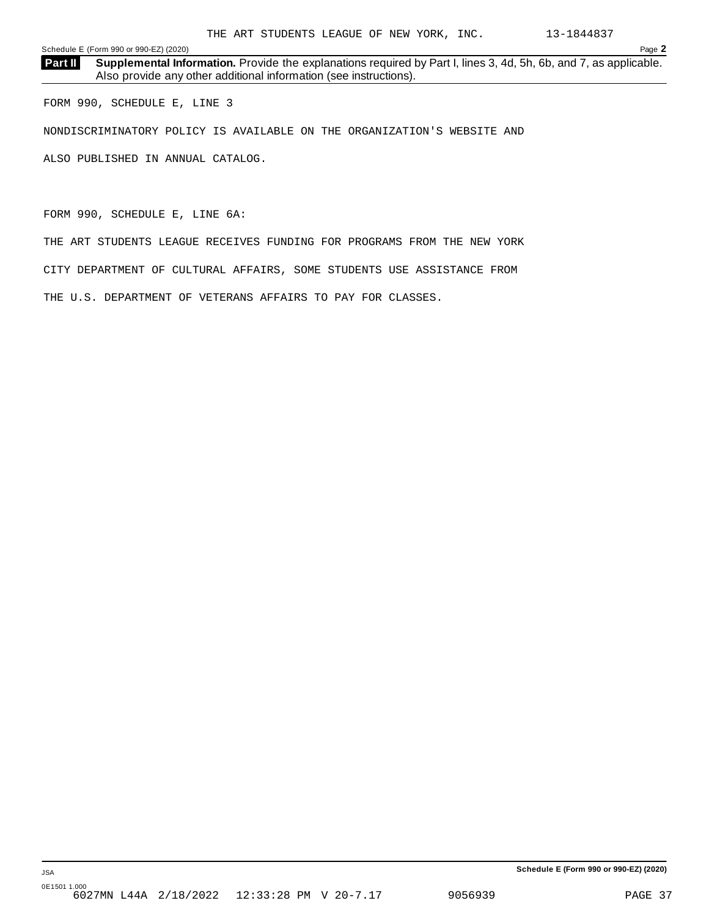THE ART STUDENTS LEAGUE OF NEW YORK, INC. 13-1844837

Schedule E (Form 990 or 990-EZ) (2020) Page **2**

**Part II** **Supplemental Information.** Provide the explanations required by Part I, lines 3, 4d, 5h, 6b, and 7, as applicable. Also provide any other additional information (see instructions).

FORM 990, SCHEDULE E, LINE 3

NONDISCRIMINATORY POLICY IS AVAILABLE ON THE ORGANIZATION'S WEBSITE AND ALSO PUBLISHED IN ANNUAL CATALOG.

FORM 990, SCHEDULE E, LINE 6A:

THE ART STUDENTS LEAGUE RECEIVES FUNDING FOR PROGRAMS FROM THE NEW YORK CITY DEPARTMENT OF CULTURAL AFFAIRS, SOME STUDENTS USE ASSISTANCE FROM THE U.S. DEPARTMENT OF VETERANS AFFAIRS TO PAY FOR CLASSES.

JSA **Schedule E (Form 990 or 990-EZ) (2020)**

0E1501 1.000
6027MN L44A 2/18/2022 12:33:28 PM V 20-7.17 9056939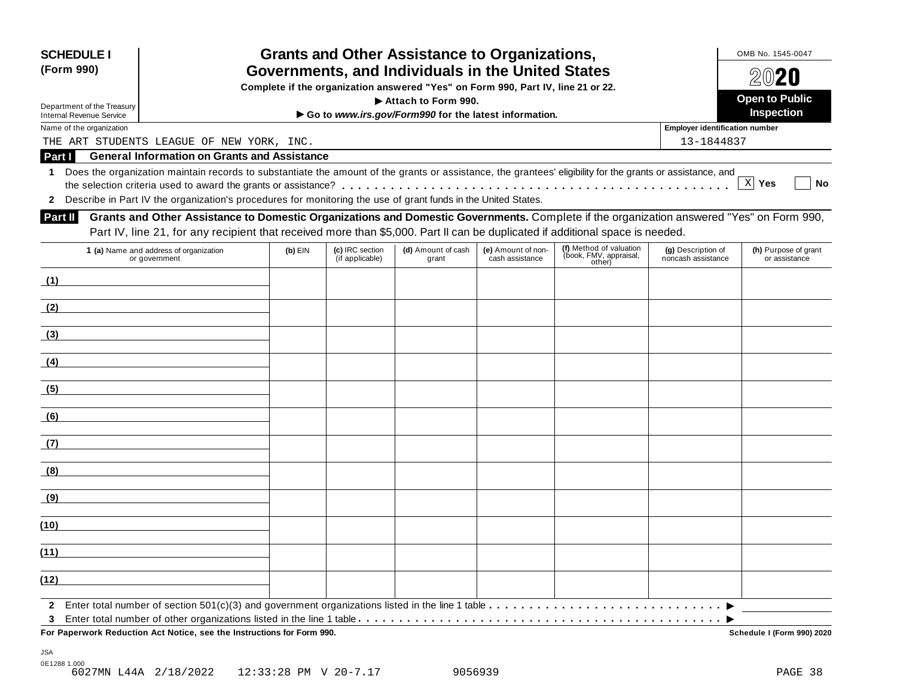**SCHEDULE I (Form 990)**

Department of the Treasury
Internal Revenue Service

# Grants and Other Assistance to Organizations, Governments, and Individuals in the United States

**Complete if the organization answered "Yes" on Form 990, Part IV, line 21 or 22.**
**▶ Attach to Form 990.**
**▶ Go to *www.irs.gov/Form990* for the latest information.**

OMB No. 1545-0047

**2020**

**Open to Public Inspection**

Name of the organization: THE ART STUDENTS LEAGUE OF NEW YORK, INC.

Employer identification number: 13-1844837

## Part I General Information on Grants and Assistance

1 Does the organization maintain records to substantiate the amount of the grants or assistance, the grantees' eligibility for the grants or assistance, and the selection criteria used to award the grants or assistance? . . . . . [X] Yes [ ] No

2 Describe in Part IV the organization's procedures for monitoring the use of grant funds in the United States.

## Part II Grants and Other Assistance to Domestic Organizations and Domestic Governments.

Complete if the organization answered "Yes" on Form 990, Part IV, line 21, for any recipient that received more than $5,000. Part II can be duplicated if additional space is needed.

| 1 (a) Name and address of organization or government | (b) EIN | (c) IRC section (if applicable) | (d) Amount of cash grant | (e) Amount of non-cash assistance | (f) Method of valuation (book, FMV, appraisal, other) | (g) Description of noncash assistance | (h) Purpose of grant or assistance |
|---|---|---|---|---|---|---|---|
| (1) | | | | | | | |
| (2) | | | | | | | |
| (3) | | | | | | | |
| (4) | | | | | | | |
| (5) | | | | | | | |
| (6) | | | | | | | |
| (7) | | | | | | | |
| (8) | | | | | | | |
| (9) | | | | | | | |
| (10) | | | | | | | |
| (11) | | | | | | | |
| (12) | | | | | | | |

2 Enter total number of section 501(c)(3) and government organizations listed in the line 1 table . . . . . ▶

3 Enter total number of other organizations listed in the line 1 table . . . . . ▶

**For Paperwork Reduction Act Notice, see the Instructions for Form 990.** **Schedule I (Form 990) 2020**

JSA
0E1288 1.000
6027MN L44A 2/18/2022 12:33:28 PM V 20-7.17 9056939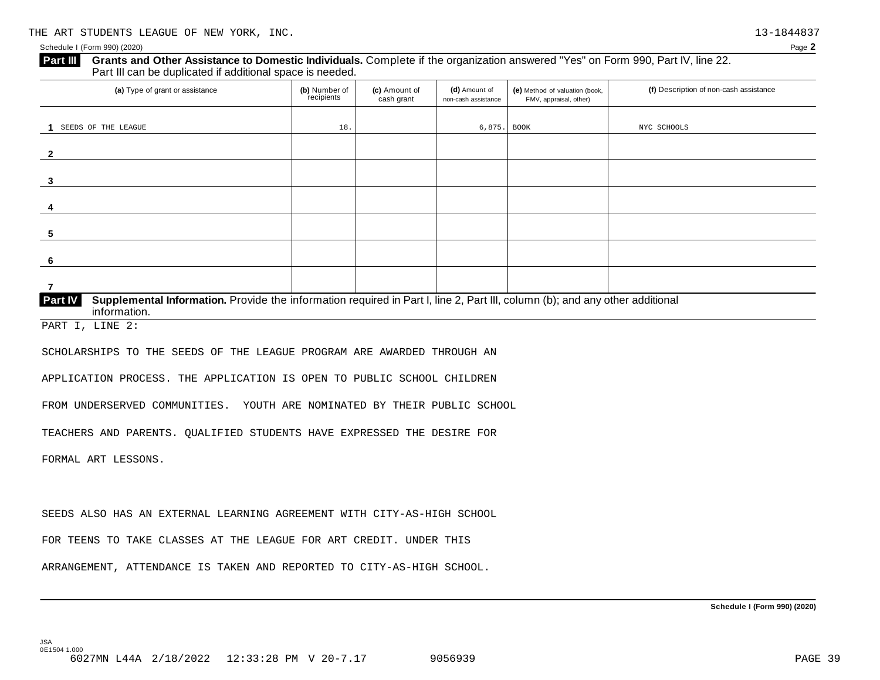THE ART STUDENTS LEAGUE OF NEW YORK, INC. 13-1844837

Schedule I (Form 990) (2020) Page **2**

**Part III** **Grants and Other Assistance to Domestic Individuals.** Complete if the organization answered "Yes" on Form 990, Part IV, line 22. Part III can be duplicated if additional space is needed.

| (a) Type of grant or assistance | (b) Number of recipients | (c) Amount of cash grant | (d) Amount of non-cash assistance | (e) Method of valuation (book, FMV, appraisal, other) | (f) Description of non-cash assistance |
|---|---|---|---|---|---|
| 1 SEEDS OF THE LEAGUE | 18. | | 6,875. | BOOK | NYC SCHOOLS |
| 2 | | | | | |
| 3 | | | | | |
| 4 | | | | | |
| 5 | | | | | |
| 6 | | | | | |
| 7 | | | | | |

**Part IV** **Supplemental Information.** Provide the information required in Part I, line 2, Part III, column (b); and any other additional information.

PART I, LINE 2:

SCHOLARSHIPS TO THE SEEDS OF THE LEAGUE PROGRAM ARE AWARDED THROUGH AN APPLICATION PROCESS. THE APPLICATION IS OPEN TO PUBLIC SCHOOL CHILDREN FROM UNDERSERVED COMMUNITIES. YOUTH ARE NOMINATED BY THEIR PUBLIC SCHOOL TEACHERS AND PARENTS. QUALIFIED STUDENTS HAVE EXPRESSED THE DESIRE FOR FORMAL ART LESSONS.

SEEDS ALSO HAS AN EXTERNAL LEARNING AGREEMENT WITH CITY-AS-HIGH SCHOOL FOR TEENS TO TAKE CLASSES AT THE LEAGUE FOR ART CREDIT. UNDER THIS ARRANGEMENT, ATTENDANCE IS TAKEN AND REPORTED TO CITY-AS-HIGH SCHOOL.

**Schedule I (Form 990) (2020)**

JSA
0E1504 1.000
6027MN L44A 2/18/2022 12:33:28 PM V 20-7.17 9056939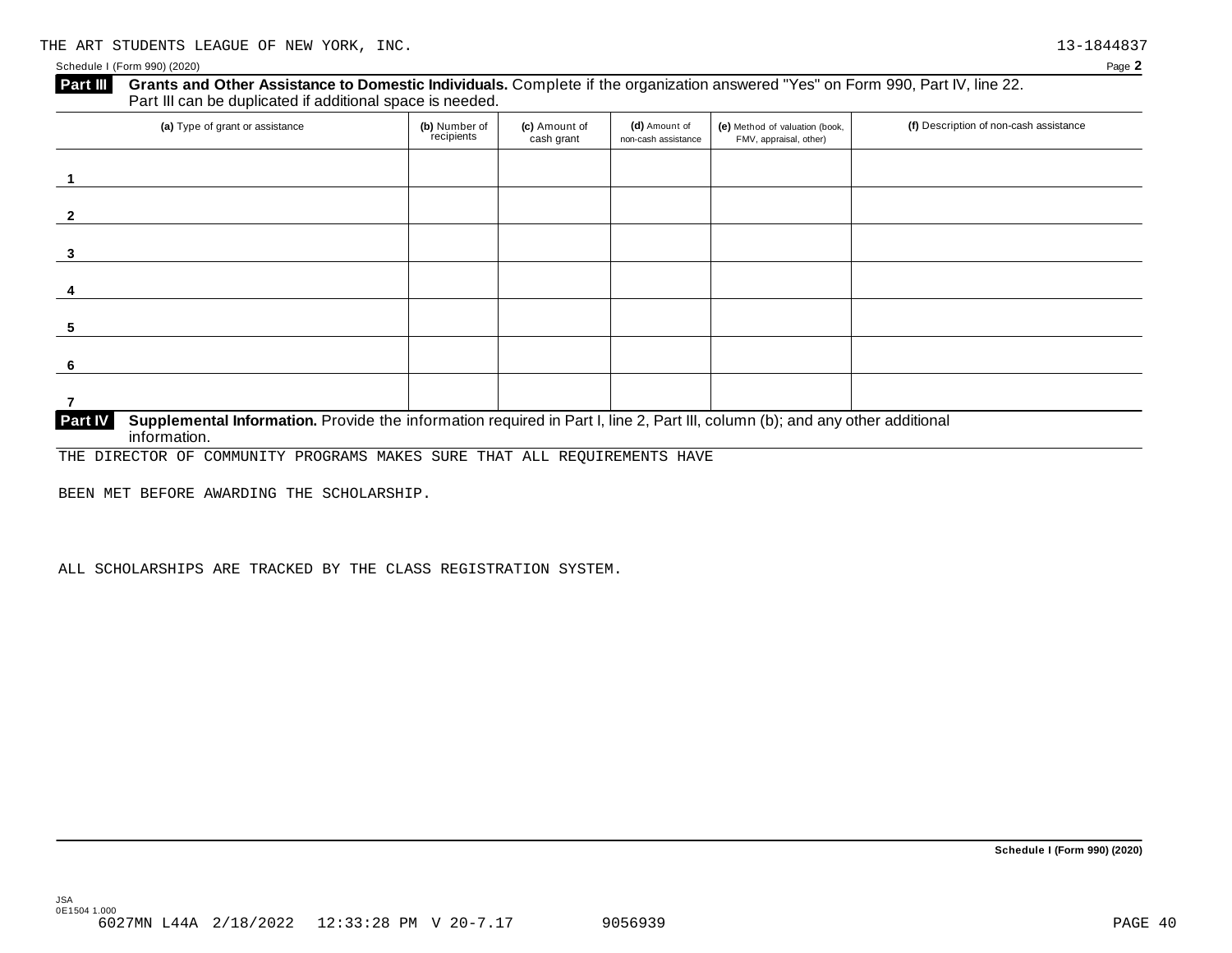THE ART STUDENTS LEAGUE OF NEW YORK, INC. 13-1844837

Schedule I (Form 990) (2020) Page **2**

**Part III** **Grants and Other Assistance to Domestic Individuals.** Complete if the organization answered "Yes" on Form 990, Part IV, line 22. Part III can be duplicated if additional space is needed.

| **(a)** Type of grant or assistance | **(b)** Number of recipients | **(c)** Amount of cash grant | **(d)** Amount of non-cash assistance | **(e)** Method of valuation (book, FMV, appraisal, other) | **(f)** Description of non-cash assistance |
|---|---|---|---|---|---|
| 1 | | | | | |
| 2 | | | | | |
| 3 | | | | | |
| 4 | | | | | |
| 5 | | | | | |
| 6 | | | | | |
| 7 | | | | | |

**Part IV** **Supplemental Information.** Provide the information required in Part I, line 2, Part III, column (b); and any other additional information.

THE DIRECTOR OF COMMUNITY PROGRAMS MAKES SURE THAT ALL REQUIREMENTS HAVE

BEEN MET BEFORE AWARDING THE SCHOLARSHIP.

ALL SCHOLARSHIPS ARE TRACKED BY THE CLASS REGISTRATION SYSTEM.

**Schedule I (Form 990) (2020)**

JSA
0E1504 1.000
6027MN L44A 2/18/2022 12:33:28 PM V 20-7.17 9056939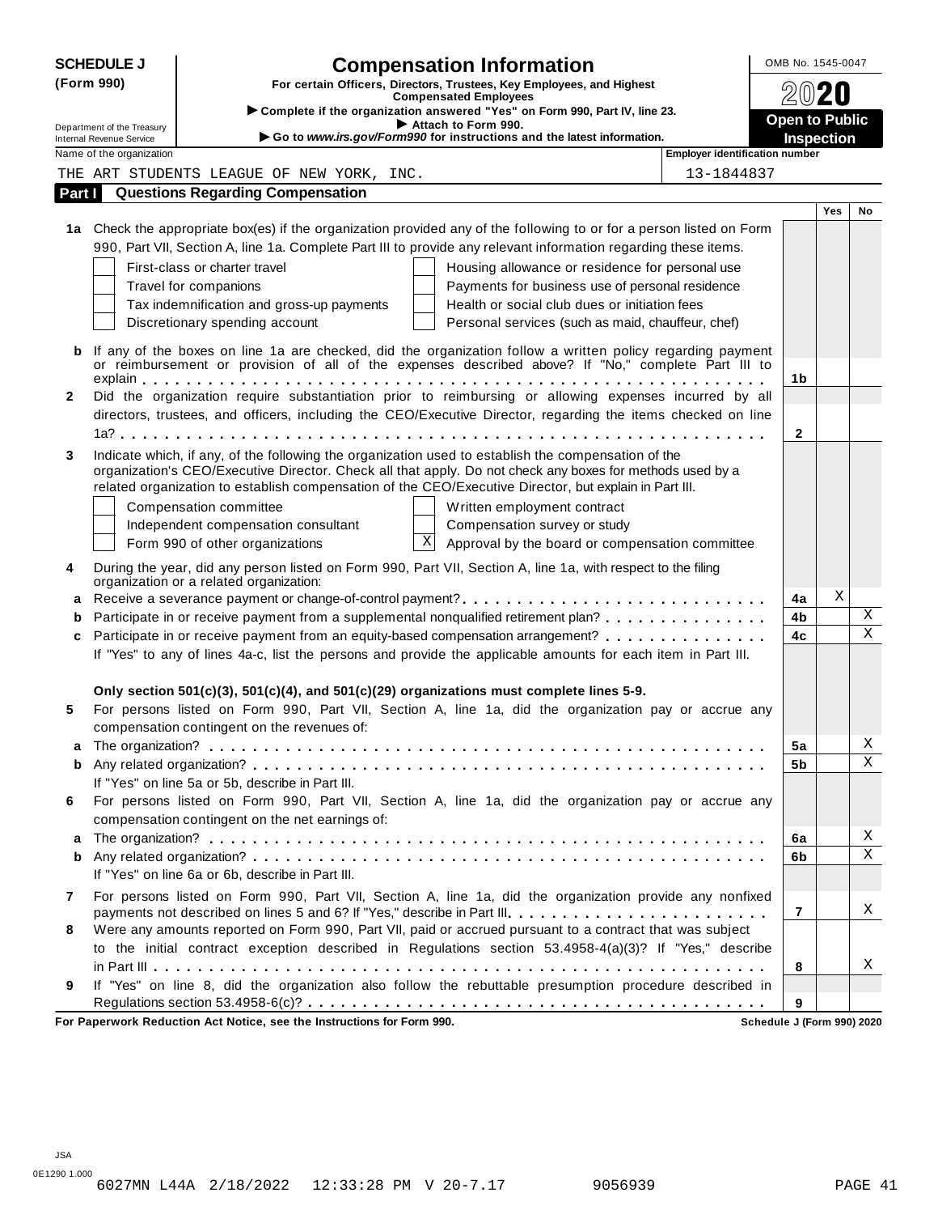**SCHEDULE J (Form 990)**

# Compensation Information

**For certain Officers, Directors, Trustees, Key Employees, and Highest Compensated Employees**

▶ Complete if the organization answered "Yes" on Form 990, Part IV, line 23.

▶ Attach to Form 990.

▶ Go to *www.irs.gov/Form990* for instructions and the latest information.

Department of the Treasury
Internal Revenue Service

OMB No. 1545-0047

**2020**

**Open to Public Inspection**

Name of the organization: THE ART STUDENTS LEAGUE OF NEW YORK, INC.

Employer identification number: 13-1844837

## Part I Questions Regarding Compensation

**1a** Check the appropriate box(es) if the organization provided any of the following to or for a person listed on Form 990, Part VII, Section A, line 1a. Complete Part III to provide any relevant information regarding these items.

- [ ] First-class or charter travel
- [ ] Travel for companions
- [ ] Tax indemnification and gross-up payments
- [ ] Discretionary spending account
- [ ] Housing allowance or residence for personal use
- [ ] Payments for business use of personal residence
- [ ] Health or social club dues or initiation fees
- [ ] Personal services (such as maid, chauffeur, chef)

| Line | Question | Yes | No |
|---|---|---|---|
| 1b | If any of the boxes on line 1a are checked, did the organization follow a written policy regarding payment or reimbursement or provision of all of the expenses described above? If "No," complete Part III to explain | | |
| 2 | Did the organization require substantiation prior to reimbursing or allowing expenses incurred by all directors, trustees, and officers, including the CEO/Executive Director, regarding the items checked on line 1a? | | |

**3** Indicate which, if any, of the following the organization used to establish the compensation of the organization's CEO/Executive Director. Check all that apply. Do not check any boxes for methods used by a related organization to establish compensation of the CEO/Executive Director, but explain in Part III.

- [ ] Compensation committee
- [ ] Independent compensation consultant
- [ ] Form 990 of other organizations
- [ ] Written employment contract
- [ ] Compensation survey or study
- [x] Approval by the board or compensation committee

**4** During the year, did any person listed on Form 990, Part VII, Section A, line 1a, with respect to the filing organization or a related organization:

| Line | Question | Yes | No |
|---|---|---|---|
| 4a | Receive a severance payment or change-of-control payment? | X | |
| 4b | Participate in or receive payment from a supplemental nonqualified retirement plan? | | X |
| 4c | Participate in or receive payment from an equity-based compensation arrangement? | | X |

If "Yes" to any of lines 4a-c, list the persons and provide the applicable amounts for each item in Part III.

**Only section 501(c)(3), 501(c)(4), and 501(c)(29) organizations must complete lines 5-9.**

**5** For persons listed on Form 990, Part VII, Section A, line 1a, did the organization pay or accrue any compensation contingent on the revenues of:

| Line | Question | Yes | No |
|---|---|---|---|
| 5a | The organization? | | X |
| 5b | Any related organization? | | X |

If "Yes" on line 5a or 5b, describe in Part III.

**6** For persons listed on Form 990, Part VII, Section A, line 1a, did the organization pay or accrue any compensation contingent on the net earnings of:

| Line | Question | Yes | No |
|---|---|---|---|
| 6a | The organization? | | X |
| 6b | Any related organization? | | X |

If "Yes" on line 6a or 6b, describe in Part III.

| Line | Question | Yes | No |
|---|---|---|---|
| 7 | For persons listed on Form 990, Part VII, Section A, line 1a, did the organization provide any nonfixed payments not described on lines 5 and 6? If "Yes," describe in Part III | | X |
| 8 | Were any amounts reported on Form 990, Part VII, paid or accrued pursuant to a contract that was subject to the initial contract exception described in Regulations section 53.4958-4(a)(3)? If "Yes," describe in Part III | | X |
| 9 | If "Yes" on line 8, did the organization also follow the rebuttable presumption procedure described in Regulations section 53.4958-6(c)? | | |

**For Paperwork Reduction Act Notice, see the Instructions for Form 990.** **Schedule J (Form 990) 2020**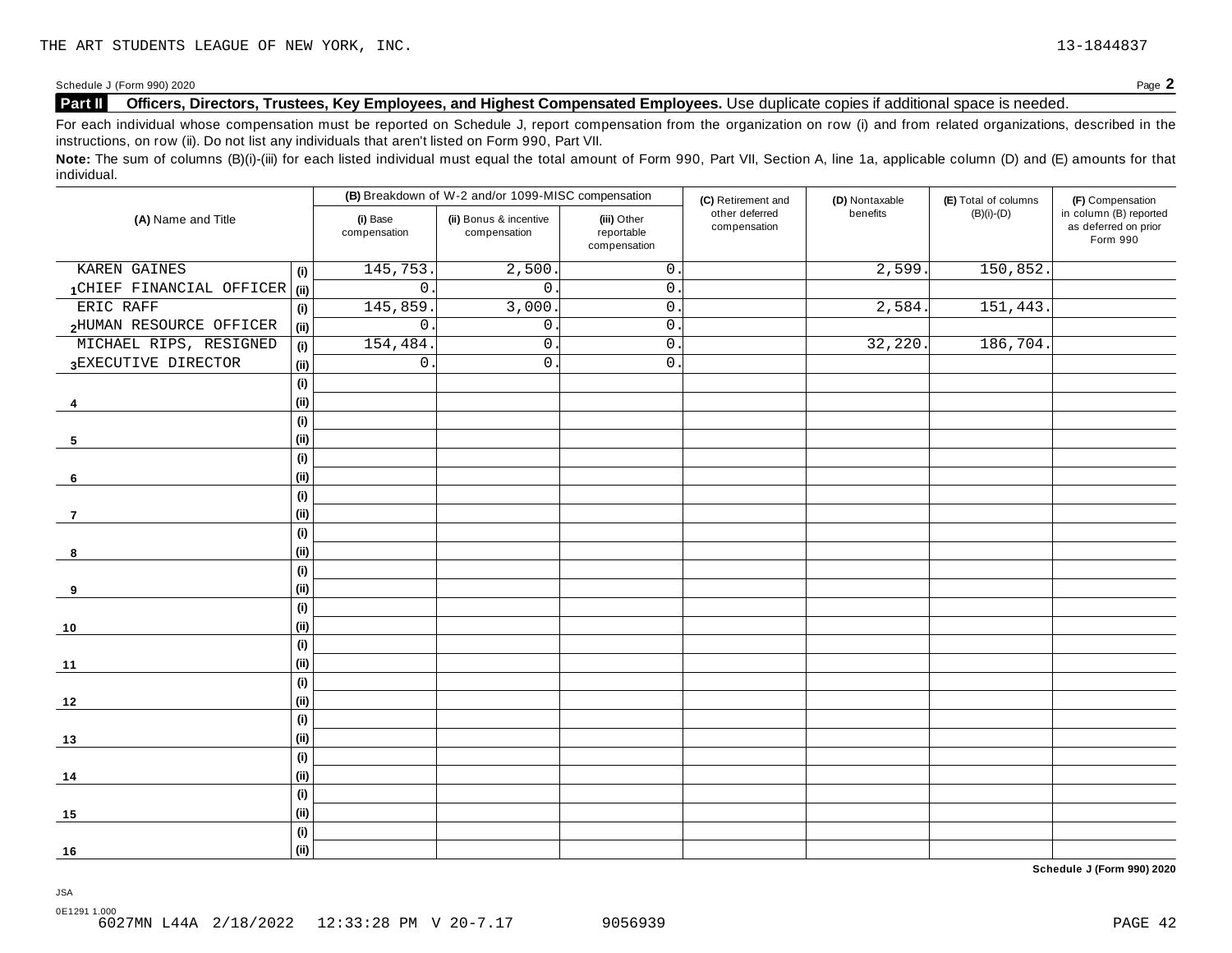THE ART STUDENTS LEAGUE OF NEW YORK, INC. 13-1844837

Schedule J (Form 990) 2020 Page **2**

**Part II Officers, Directors, Trustees, Key Employees, and Highest Compensated Employees.** Use duplicate copies if additional space is needed.

For each individual whose compensation must be reported on Schedule J, report compensation from the organization on row (i) and from related organizations, described in the instructions, on row (ii). Do not list any individuals that aren't listed on Form 990, Part VII.

**Note:** The sum of columns (B)(i)-(iii) for each listed individual must equal the total amount of Form 990, Part VII, Section A, line 1a, applicable column (D) and (E) amounts for that individual.

| (A) Name and Title | | (B) Breakdown of W-2 and/or 1099-MISC compensation | | | (C) Retirement and other deferred compensation | (D) Nontaxable benefits | (E) Total of columns (B)(i)-(D) | (F) Compensation in column (B) reported as deferred on prior Form 990 |
|---|---|---|---|---|---|---|---|---|
| | | (i) Base compensation | (ii) Bonus & incentive compensation | (iii) Other reportable compensation | | | | |
| KAREN GAINES | (i) | 145,753. | 2,500. | 0. | | 2,599. | 150,852. | |
| 1 CHIEF FINANCIAL OFFICER | (ii) | 0. | 0. | 0. | | | | |
| ERIC RAFF | (i) | 145,859. | 3,000. | 0. | | 2,584. | 151,443. | |
| 2 HUMAN RESOURCE OFFICER | (ii) | 0. | 0. | 0. | | | | |
| MICHAEL RIPS, RESIGNED | (i) | 154,484. | 0. | 0. | | 32,220. | 186,704. | |
| 3 EXECUTIVE DIRECTOR | (ii) | 0. | 0. | 0. | | | | |
| | (i) | | | | | | | |
| 4 | (ii) | | | | | | | |
| | (i) | | | | | | | |
| 5 | (ii) | | | | | | | |
| | (i) | | | | | | | |
| 6 | (ii) | | | | | | | |
| | (i) | | | | | | | |
| 7 | (ii) | | | | | | | |
| | (i) | | | | | | | |
| 8 | (ii) | | | | | | | |
| | (i) | | | | | | | |
| 9 | (ii) | | | | | | | |
| | (i) | | | | | | | |
| 10 | (ii) | | | | | | | |
| | (i) | | | | | | | |
| 11 | (ii) | | | | | | | |
| | (i) | | | | | | | |
| 12 | (ii) | | | | | | | |
| | (i) | | | | | | | |
| 13 | (ii) | | | | | | | |
| | (i) | | | | | | | |
| 14 | (ii) | | | | | | | |
| | (i) | | | | | | | |
| 15 | (ii) | | | | | | | |
| | (i) | | | | | | | |
| 16 | (ii) | | | | | | | |

**Schedule J (Form 990) 2020**

JSA
0E1291 1.000
6027MN L44A 2/18/2022 12:33:28 PM V 20-7.17 9056939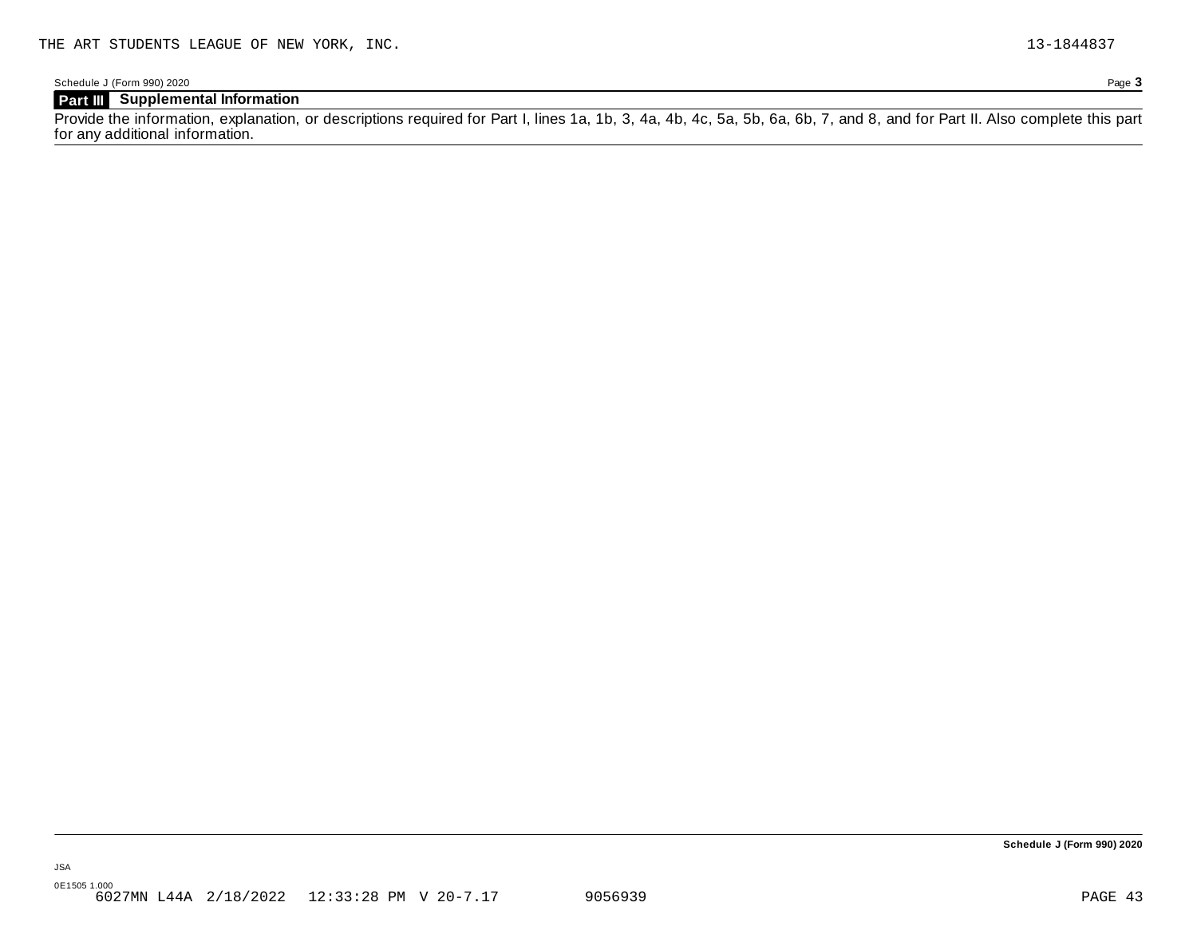THE ART STUDENTS LEAGUE OF NEW YORK, INC. 13-1844837

Schedule J (Form 990) 2020

## Part III Supplemental Information

Provide the information, explanation, or descriptions required for Part I, lines 1a, 1b, 3, 4a, 4b, 4c, 5a, 5b, 6a, 6b, 7, and 8, and for Part II. Also complete this part for any additional information.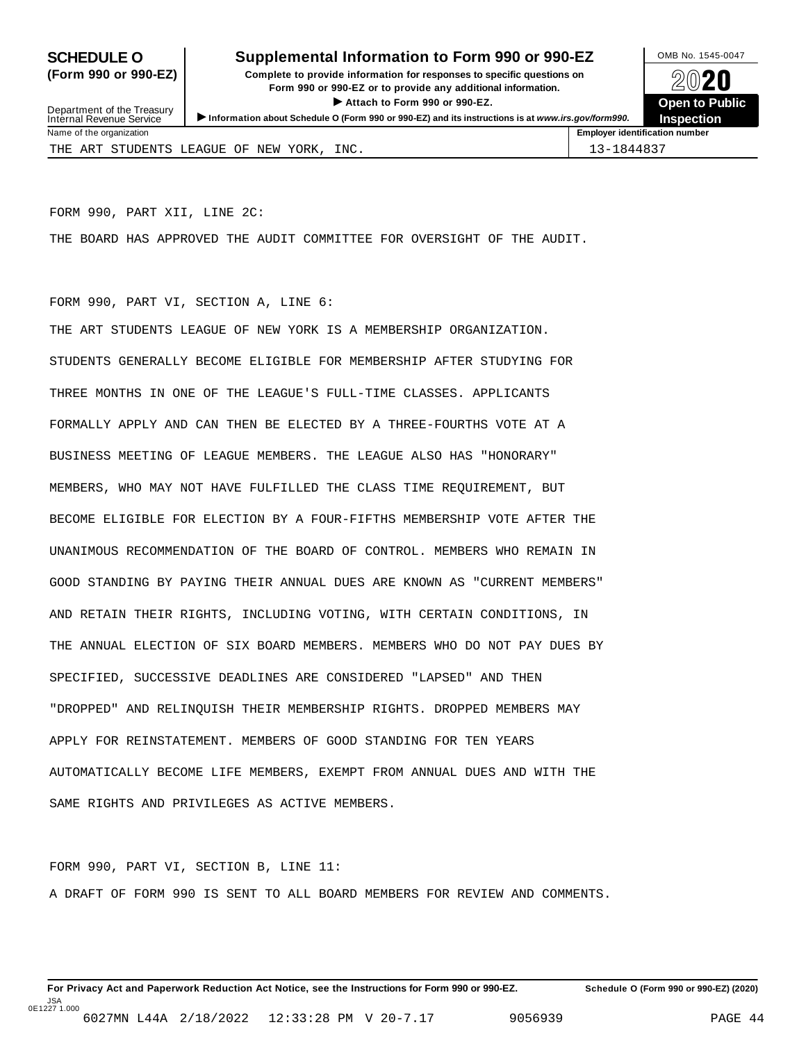# SCHEDULE O (Form 990 or 990-EZ)

## Supplemental Information to Form 990 or 990-EZ

**Complete to provide information for responses to specific questions on Form 990 or 990-EZ or to provide any additional information.**

▶ Attach to Form 990 or 990-EZ.

▶ Information about Schedule O (Form 990 or 990-EZ) and its instructions is at *www.irs.gov/form990.*

Department of the Treasury
Internal Revenue Service

OMB No. 1545-0047

2020

**Open to Public Inspection**

| Name of the organization | Employer identification number |
|---|---|
| THE ART STUDENTS LEAGUE OF NEW YORK, INC. | 13-1844837 |

FORM 990, PART XII, LINE 2C:

THE BOARD HAS APPROVED THE AUDIT COMMITTEE FOR OVERSIGHT OF THE AUDIT.

FORM 990, PART VI, SECTION A, LINE 6:

THE ART STUDENTS LEAGUE OF NEW YORK IS A MEMBERSHIP ORGANIZATION. STUDENTS GENERALLY BECOME ELIGIBLE FOR MEMBERSHIP AFTER STUDYING FOR THREE MONTHS IN ONE OF THE LEAGUE'S FULL-TIME CLASSES. APPLICANTS FORMALLY APPLY AND CAN THEN BE ELECTED BY A THREE-FOURTHS VOTE AT A BUSINESS MEETING OF LEAGUE MEMBERS. THE LEAGUE ALSO HAS "HONORARY" MEMBERS, WHO MAY NOT HAVE FULFILLED THE CLASS TIME REQUIREMENT, BUT BECOME ELIGIBLE FOR ELECTION BY A FOUR-FIFTHS MEMBERSHIP VOTE AFTER THE UNANIMOUS RECOMMENDATION OF THE BOARD OF CONTROL. MEMBERS WHO REMAIN IN GOOD STANDING BY PAYING THEIR ANNUAL DUES ARE KNOWN AS "CURRENT MEMBERS" AND RETAIN THEIR RIGHTS, INCLUDING VOTING, WITH CERTAIN CONDITIONS, IN THE ANNUAL ELECTION OF SIX BOARD MEMBERS. MEMBERS WHO DO NOT PAY DUES BY SPECIFIED, SUCCESSIVE DEADLINES ARE CONSIDERED "LAPSED" AND THEN "DROPPED" AND RELINQUISH THEIR MEMBERSHIP RIGHTS. DROPPED MEMBERS MAY APPLY FOR REINSTATEMENT. MEMBERS OF GOOD STANDING FOR TEN YEARS AUTOMATICALLY BECOME LIFE MEMBERS, EXEMPT FROM ANNUAL DUES AND WITH THE SAME RIGHTS AND PRIVILEGES AS ACTIVE MEMBERS.

FORM 990, PART VI, SECTION B, LINE 11:

A DRAFT OF FORM 990 IS SENT TO ALL BOARD MEMBERS FOR REVIEW AND COMMENTS.

**For Privacy Act and Paperwork Reduction Act Notice, see the Instructions for Form 990 or 990-EZ.** **Schedule O (Form 990 or 990-EZ) (2020)**

JSA
0E1227 1.000
6027MN L44A 2/18/2022 12:33:28 PM V 20-7.17 9056939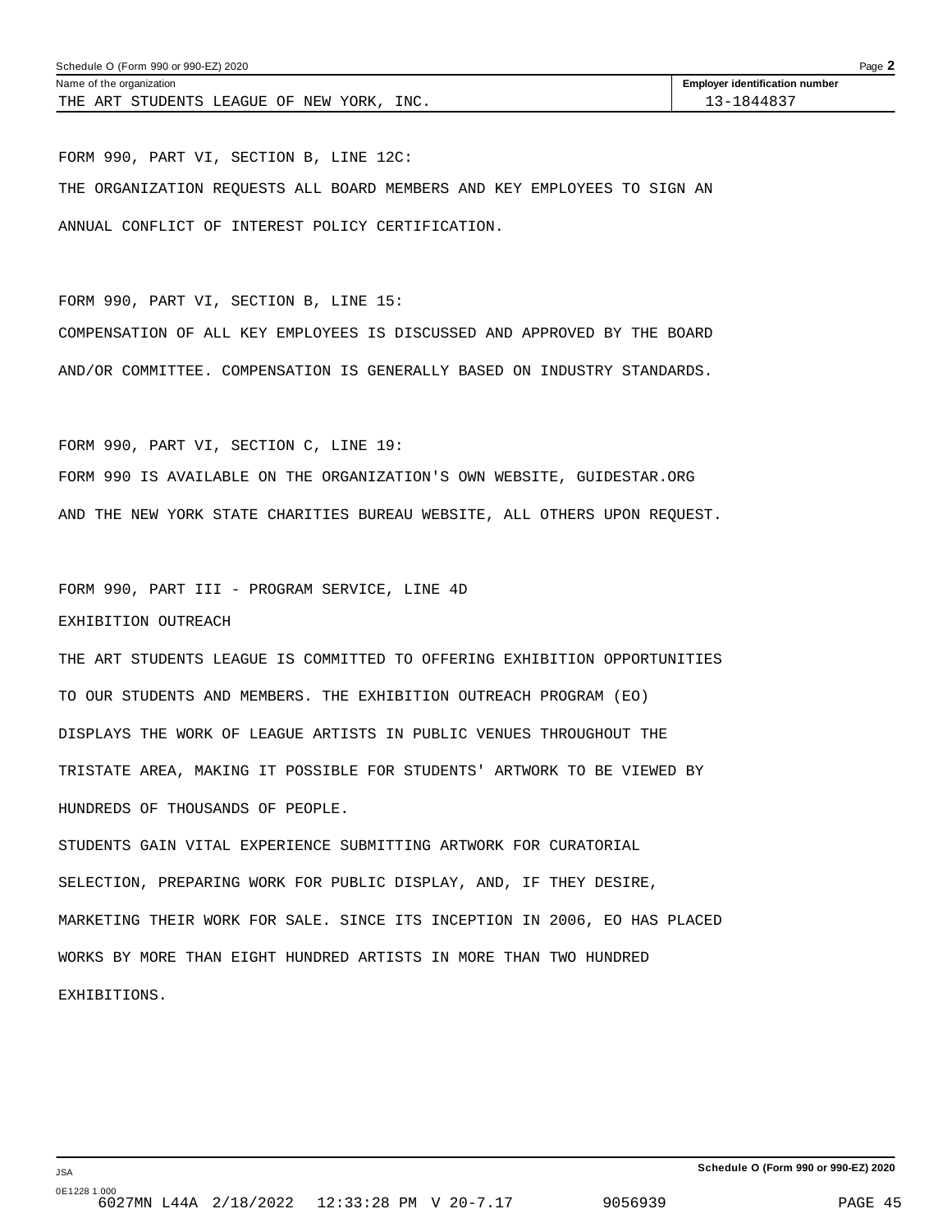Name of the organization: THE ART STUDENTS LEAGUE OF NEW YORK, INC.

Employer identification number: 13-1844837

FORM 990, PART VI, SECTION B, LINE 12C:

THE ORGANIZATION REQUESTS ALL BOARD MEMBERS AND KEY EMPLOYEES TO SIGN AN ANNUAL CONFLICT OF INTEREST POLICY CERTIFICATION.

FORM 990, PART VI, SECTION B, LINE 15:

COMPENSATION OF ALL KEY EMPLOYEES IS DISCUSSED AND APPROVED BY THE BOARD AND/OR COMMITTEE. COMPENSATION IS GENERALLY BASED ON INDUSTRY STANDARDS.

FORM 990, PART VI, SECTION C, LINE 19:

FORM 990 IS AVAILABLE ON THE ORGANIZATION'S OWN WEBSITE, GUIDESTAR.ORG AND THE NEW YORK STATE CHARITIES BUREAU WEBSITE, ALL OTHERS UPON REQUEST.

FORM 990, PART III - PROGRAM SERVICE, LINE 4D

EXHIBITION OUTREACH

THE ART STUDENTS LEAGUE IS COMMITTED TO OFFERING EXHIBITION OPPORTUNITIES TO OUR STUDENTS AND MEMBERS. THE EXHIBITION OUTREACH PROGRAM (EO) DISPLAYS THE WORK OF LEAGUE ARTISTS IN PUBLIC VENUES THROUGHOUT THE TRISTATE AREA, MAKING IT POSSIBLE FOR STUDENTS' ARTWORK TO BE VIEWED BY HUNDREDS OF THOUSANDS OF PEOPLE.

STUDENTS GAIN VITAL EXPERIENCE SUBMITTING ARTWORK FOR CURATORIAL SELECTION, PREPARING WORK FOR PUBLIC DISPLAY, AND, IF THEY DESIRE, MARKETING THEIR WORK FOR SALE. SINCE ITS INCEPTION IN 2006, EO HAS PLACED WORKS BY MORE THAN EIGHT HUNDRED ARTISTS IN MORE THAN TWO HUNDRED EXHIBITIONS.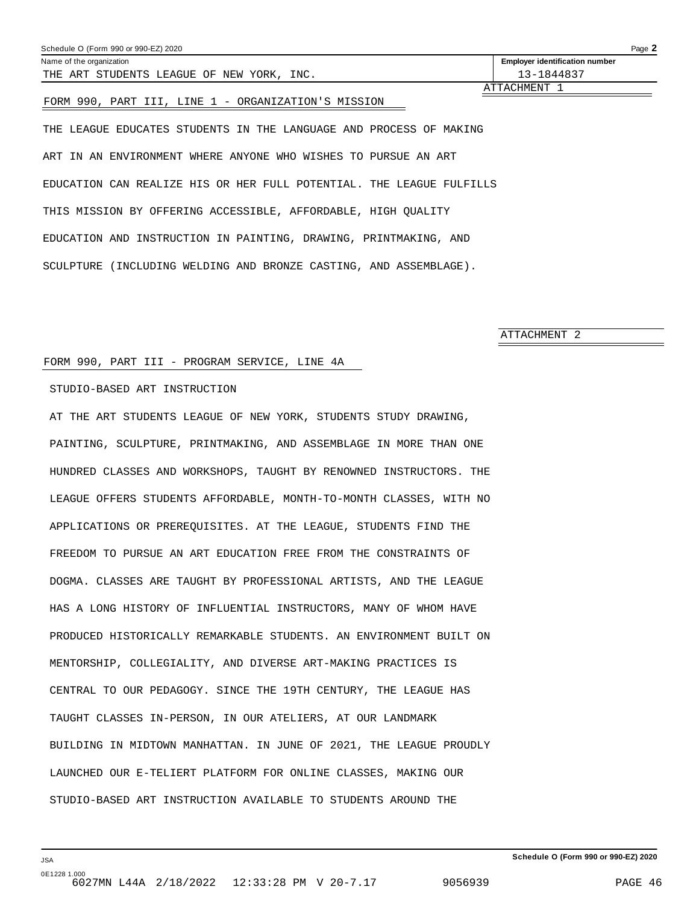Schedule O (Form 990 or 990-EZ) 2020

| Name of the organization | Employer identification number |
|---|---|
| THE ART STUDENTS LEAGUE OF NEW YORK, INC. | 13-1844837 |

ATTACHMENT 1

FORM 990, PART III, LINE 1 - ORGANIZATION'S MISSION

THE LEAGUE EDUCATES STUDENTS IN THE LANGUAGE AND PROCESS OF MAKING ART IN AN ENVIRONMENT WHERE ANYONE WHO WISHES TO PURSUE AN ART EDUCATION CAN REALIZE HIS OR HER FULL POTENTIAL. THE LEAGUE FULFILLS THIS MISSION BY OFFERING ACCESSIBLE, AFFORDABLE, HIGH QUALITY EDUCATION AND INSTRUCTION IN PAINTING, DRAWING, PRINTMAKING, AND SCULPTURE (INCLUDING WELDING AND BRONZE CASTING, AND ASSEMBLAGE).

ATTACHMENT 2

FORM 990, PART III - PROGRAM SERVICE, LINE 4A

STUDIO-BASED ART INSTRUCTION

AT THE ART STUDENTS LEAGUE OF NEW YORK, STUDENTS STUDY DRAWING, PAINTING, SCULPTURE, PRINTMAKING, AND ASSEMBLAGE IN MORE THAN ONE HUNDRED CLASSES AND WORKSHOPS, TAUGHT BY RENOWNED INSTRUCTORS. THE LEAGUE OFFERS STUDENTS AFFORDABLE, MONTH-TO-MONTH CLASSES, WITH NO APPLICATIONS OR PREREQUISITES. AT THE LEAGUE, STUDENTS FIND THE FREEDOM TO PURSUE AN ART EDUCATION FREE FROM THE CONSTRAINTS OF DOGMA. CLASSES ARE TAUGHT BY PROFESSIONAL ARTISTS, AND THE LEAGUE HAS A LONG HISTORY OF INFLUENTIAL INSTRUCTORS, MANY OF WHOM HAVE PRODUCED HISTORICALLY REMARKABLE STUDENTS. AN ENVIRONMENT BUILT ON MENTORSHIP, COLLEGIALITY, AND DIVERSE ART-MAKING PRACTICES IS CENTRAL TO OUR PEDAGOGY. SINCE THE 19TH CENTURY, THE LEAGUE HAS TAUGHT CLASSES IN-PERSON, IN OUR ATELIERS, AT OUR LANDMARK BUILDING IN MIDTOWN MANHATTAN. IN JUNE OF 2021, THE LEAGUE PROUDLY LAUNCHED OUR E-TELIERT PLATFORM FOR ONLINE CLASSES, MAKING OUR STUDIO-BASED ART INSTRUCTION AVAILABLE TO STUDENTS AROUND THE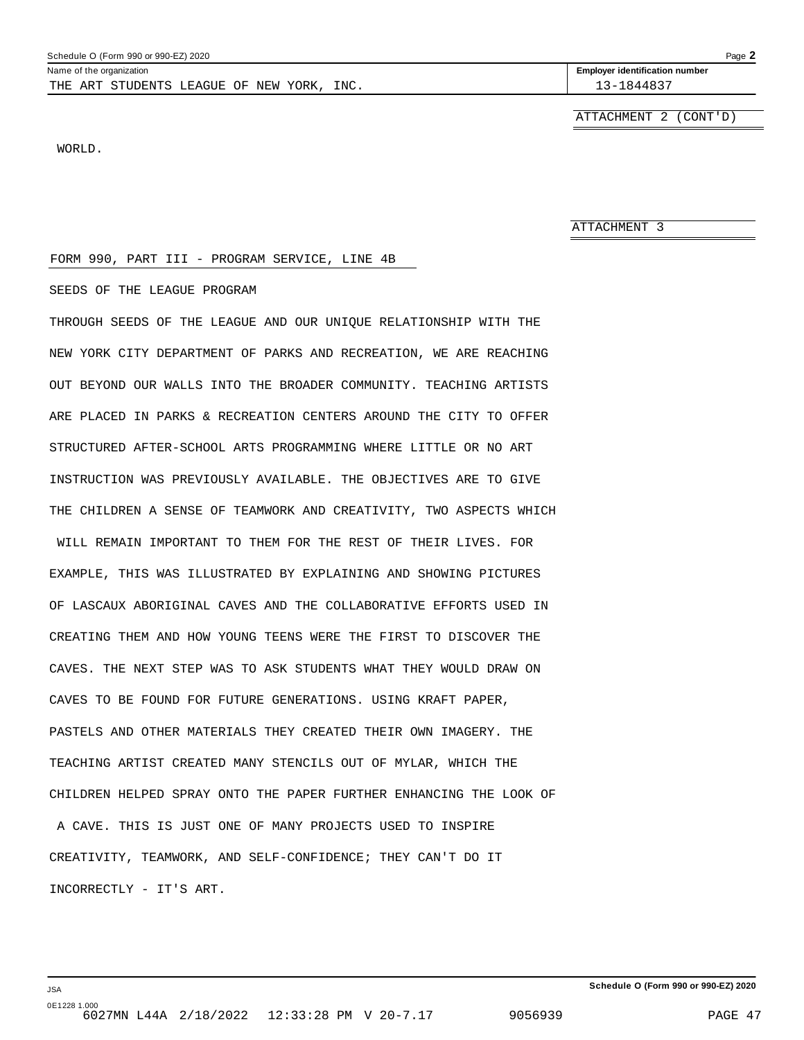Name of the organization: THE ART STUDENTS LEAGUE OF NEW YORK, INC.

Employer identification number: 13-1844837

ATTACHMENT 2 (CONT'D)

WORLD.

ATTACHMENT 3

FORM 990, PART III - PROGRAM SERVICE, LINE 4B

SEEDS OF THE LEAGUE PROGRAM

THROUGH SEEDS OF THE LEAGUE AND OUR UNIQUE RELATIONSHIP WITH THE NEW YORK CITY DEPARTMENT OF PARKS AND RECREATION, WE ARE REACHING OUT BEYOND OUR WALLS INTO THE BROADER COMMUNITY. TEACHING ARTISTS ARE PLACED IN PARKS & RECREATION CENTERS AROUND THE CITY TO OFFER STRUCTURED AFTER-SCHOOL ARTS PROGRAMMING WHERE LITTLE OR NO ART INSTRUCTION WAS PREVIOUSLY AVAILABLE. THE OBJECTIVES ARE TO GIVE THE CHILDREN A SENSE OF TEAMWORK AND CREATIVITY, TWO ASPECTS WHICH WILL REMAIN IMPORTANT TO THEM FOR THE REST OF THEIR LIVES. FOR EXAMPLE, THIS WAS ILLUSTRATED BY EXPLAINING AND SHOWING PICTURES OF LASCAUX ABORIGINAL CAVES AND THE COLLABORATIVE EFFORTS USED IN CREATING THEM AND HOW YOUNG TEENS WERE THE FIRST TO DISCOVER THE CAVES. THE NEXT STEP WAS TO ASK STUDENTS WHAT THEY WOULD DRAW ON CAVES TO BE FOUND FOR FUTURE GENERATIONS. USING KRAFT PAPER, PASTELS AND OTHER MATERIALS THEY CREATED THEIR OWN IMAGERY. THE TEACHING ARTIST CREATED MANY STENCILS OUT OF MYLAR, WHICH THE CHILDREN HELPED SPRAY ONTO THE PAPER FURTHER ENHANCING THE LOOK OF A CAVE. THIS IS JUST ONE OF MANY PROJECTS USED TO INSPIRE CREATIVITY, TEAMWORK, AND SELF-CONFIDENCE; THEY CAN'T DO IT INCORRECTLY - IT'S ART.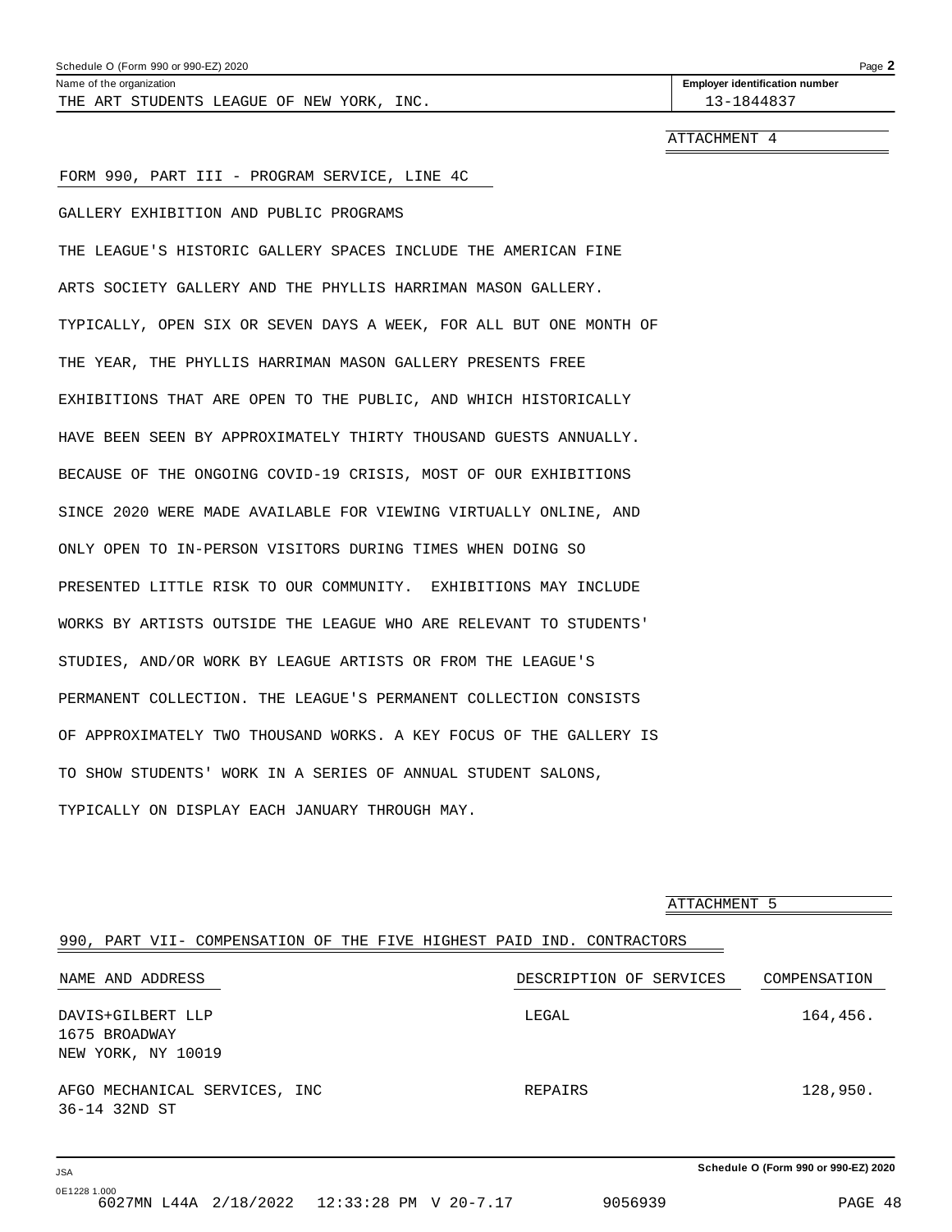Schedule O (Form 990 or 990-EZ) 2020

Name of the organization: THE ART STUDENTS LEAGUE OF NEW YORK, INC.

Employer identification number: 13-1844837

ATTACHMENT 4

FORM 990, PART III - PROGRAM SERVICE, LINE 4C

GALLERY EXHIBITION AND PUBLIC PROGRAMS

THE LEAGUE'S HISTORIC GALLERY SPACES INCLUDE THE AMERICAN FINE ARTS SOCIETY GALLERY AND THE PHYLLIS HARRIMAN MASON GALLERY. TYPICALLY, OPEN SIX OR SEVEN DAYS A WEEK, FOR ALL BUT ONE MONTH OF THE YEAR, THE PHYLLIS HARRIMAN MASON GALLERY PRESENTS FREE EXHIBITIONS THAT ARE OPEN TO THE PUBLIC, AND WHICH HISTORICALLY HAVE BEEN SEEN BY APPROXIMATELY THIRTY THOUSAND GUESTS ANNUALLY. BECAUSE OF THE ONGOING COVID-19 CRISIS, MOST OF OUR EXHIBITIONS SINCE 2020 WERE MADE AVAILABLE FOR VIEWING VIRTUALLY ONLINE, AND ONLY OPEN TO IN-PERSON VISITORS DURING TIMES WHEN DOING SO PRESENTED LITTLE RISK TO OUR COMMUNITY. EXHIBITIONS MAY INCLUDE WORKS BY ARTISTS OUTSIDE THE LEAGUE WHO ARE RELEVANT TO STUDENTS' STUDIES, AND/OR WORK BY LEAGUE ARTISTS OR FROM THE LEAGUE'S PERMANENT COLLECTION. THE LEAGUE'S PERMANENT COLLECTION CONSISTS OF APPROXIMATELY TWO THOUSAND WORKS. A KEY FOCUS OF THE GALLERY IS TO SHOW STUDENTS' WORK IN A SERIES OF ANNUAL STUDENT SALONS, TYPICALLY ON DISPLAY EACH JANUARY THROUGH MAY.

ATTACHMENT 5

990, PART VII- COMPENSATION OF THE FIVE HIGHEST PAID IND. CONTRACTORS

| NAME AND ADDRESS | DESCRIPTION OF SERVICES | COMPENSATION |
| --- | --- | --- |
| DAVIS+GILBERT LLP<br>1675 BROADWAY<br>NEW YORK, NY 10019 | LEGAL | 164,456. |
| AFGO MECHANICAL SERVICES, INC<br>36-14 32ND ST | REPAIRS | 128,950. |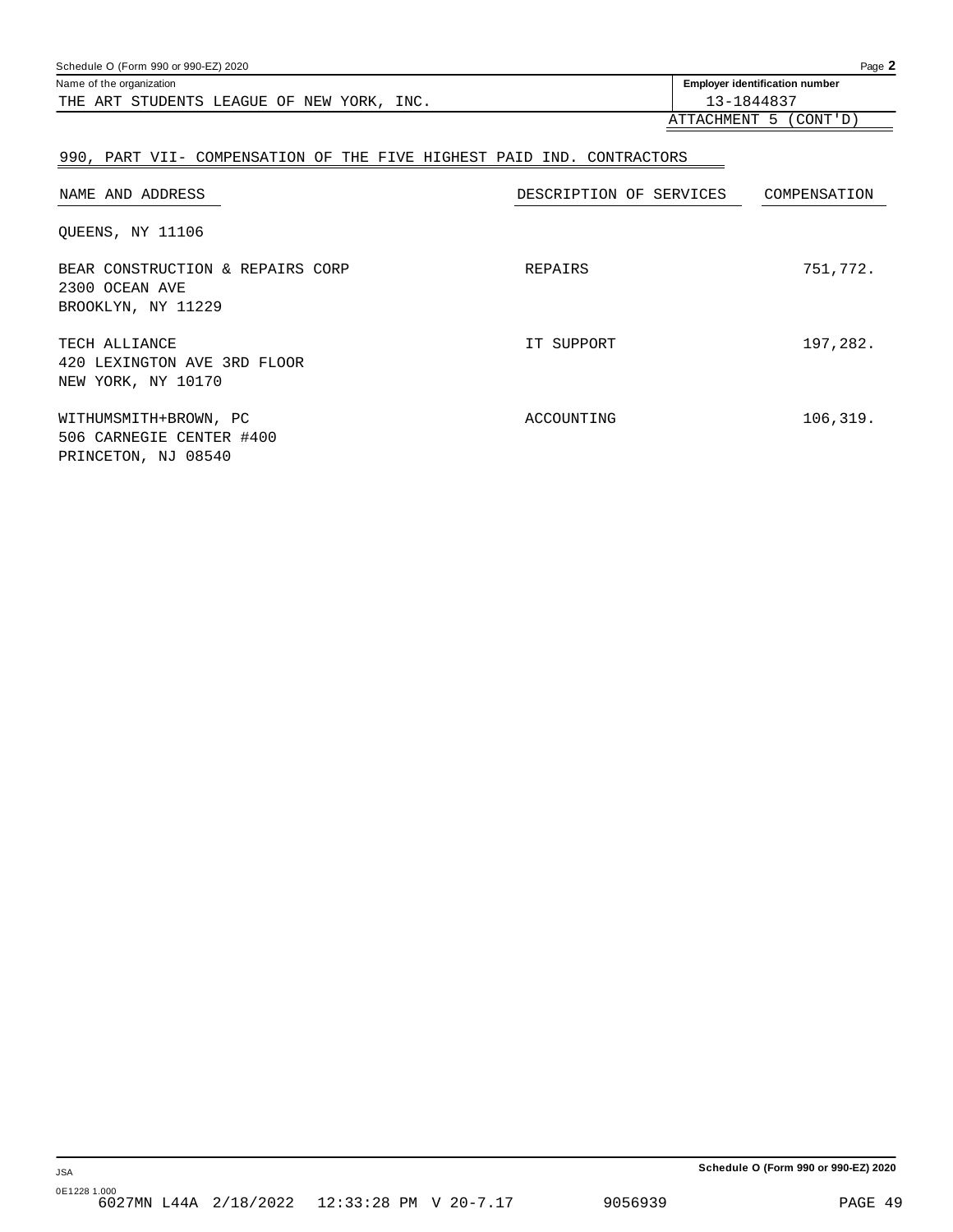Schedule O (Form 990 or 990-EZ) 2020

Name of the organization: THE ART STUDENTS LEAGUE OF NEW YORK, INC.

Employer identification number: 13-1844837

ATTACHMENT 5 (CONT'D)

## 990, PART VII- COMPENSATION OF THE FIVE HIGHEST PAID IND. CONTRACTORS

| NAME AND ADDRESS | DESCRIPTION OF SERVICES | COMPENSATION |
|---|---|---|
| QUEENS, NY 11106 | | |
| BEAR CONSTRUCTION & REPAIRS CORP<br>2300 OCEAN AVE<br>BROOKLYN, NY 11229 | REPAIRS | 751,772. |
| TECH ALLIANCE<br>420 LEXINGTON AVE 3RD FLOOR<br>NEW YORK, NY 10170 | IT SUPPORT | 197,282. |
| WITHUMSMITH+BROWN, PC<br>506 CARNEGIE CENTER #400<br>PRINCETON, NJ 08540 | ACCOUNTING | 106,319. |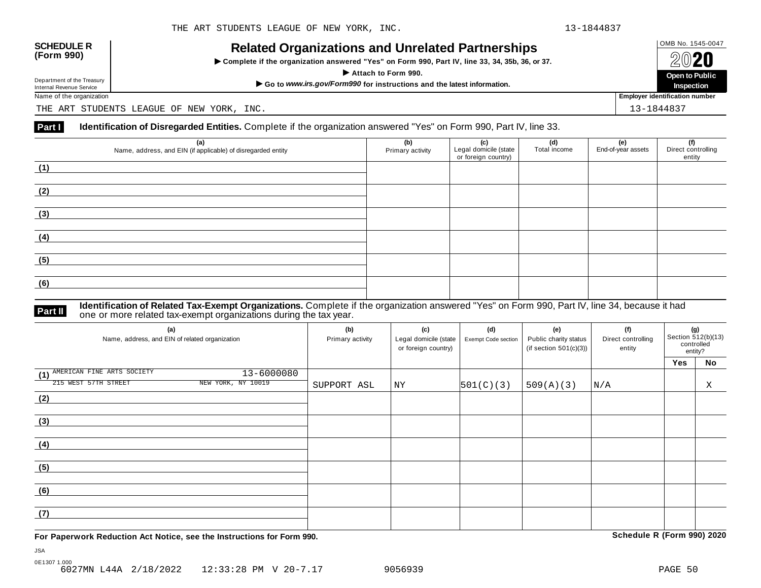THE ART STUDENTS LEAGUE OF NEW YORK, INC. 13-1844837

**SCHEDULE R (Form 990)**

Department of the Treasury
Internal Revenue Service

# Related Organizations and Unrelated Partnerships

▶ Complete if the organization answered "Yes" on Form 990, Part IV, line 33, 34, 35b, 36, or 37.

▶ Attach to Form 990.

▶ Go to *www.irs.gov/Form990* for instructions and the latest information.

OMB No. 1545-0047

2020

**Open to Public Inspection**

Name of the organization: THE ART STUDENTS LEAGUE OF NEW YORK, INC.

Employer identification number: 13-1844837

**Part I** **Identification of Disregarded Entities.** Complete if the organization answered "Yes" on Form 990, Part IV, line 33.

| (a) Name, address, and EIN (if applicable) of disregarded entity | (b) Primary activity | (c) Legal domicile (state or foreign country) | (d) Total income | (e) End-of-year assets | (f) Direct controlling entity |
|---|---|---|---|---|---|
| (1) | | | | | |
| (2) | | | | | |
| (3) | | | | | |
| (4) | | | | | |
| (5) | | | | | |
| (6) | | | | | |

**Part II** **Identification of Related Tax-Exempt Organizations.** Complete if the organization answered "Yes" on Form 990, Part IV, line 34, because it had one or more related tax-exempt organizations during the tax year.

| (a) Name, address, and EIN of related organization | (b) Primary activity | (c) Legal domicile (state or foreign country) | (d) Exempt Code section | (e) Public charity status (if section 501(c)(3)) | (f) Direct controlling entity | (g) Section 512(b)(13) controlled entity? Yes | No |
|---|---|---|---|---|---|---|---|
| (1) AMERICAN FINE ARTS SOCIETY 13-6000080 215 WEST 57TH STREET NEW YORK, NY 10019 | SUPPORT ASL | NY | 501(C)(3) | 509(A)(3) | N/A | | X |
| (2) | | | | | | | |
| (3) | | | | | | | |
| (4) | | | | | | | |
| (5) | | | | | | | |
| (6) | | | | | | | |
| (7) | | | | | | | |

**For Paperwork Reduction Act Notice, see the Instructions for Form 990.** **Schedule R (Form 990) 2020**

JSA
0E1307 1.000
6027MN L44A 2/18/2022 12:33:28 PM V 20-7.17 9056939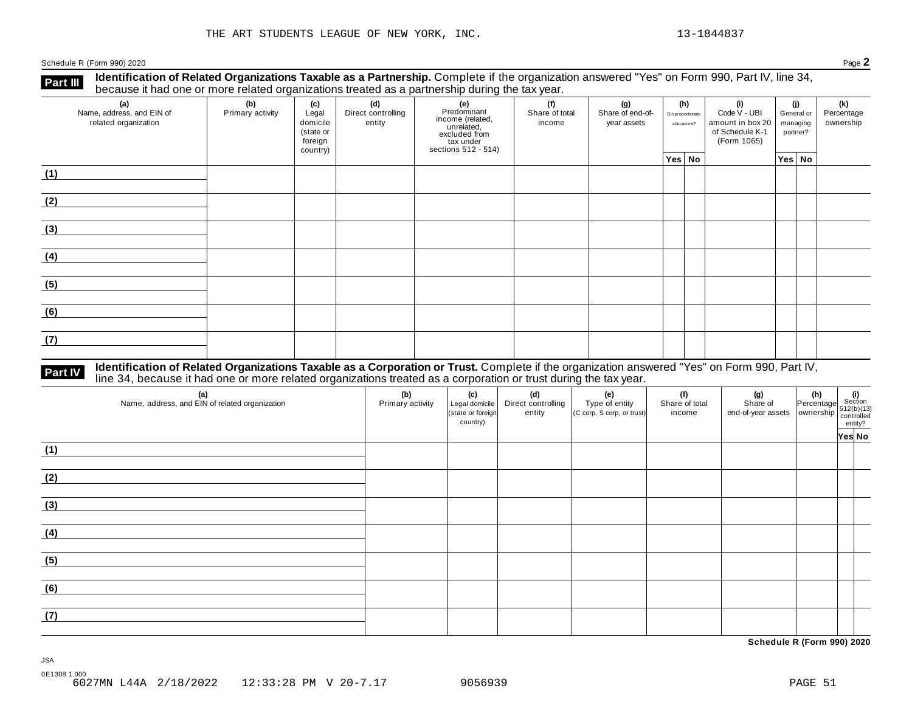THE ART STUDENTS LEAGUE OF NEW YORK, INC. 13-1844837

Schedule R (Form 990) 2020 Page **2**

**Part III** **Identification of Related Organizations Taxable as a Partnership.** Complete if the organization answered "Yes" on Form 990, Part IV, line 34, because it had one or more related organizations treated as a partnership during the tax year.

| (a) Name, address, and EIN of related organization | (b) Primary activity | (c) Legal domicile (state or foreign country) | (d) Direct controlling entity | (e) Predominant income (related, unrelated, excluded from tax under sections 512 - 514) | (f) Share of total income | (g) Share of end-of-year assets | (h) Disproportionate allocations? | | (i) Code V - UBI amount in box 20 of Schedule K-1 (Form 1065) | (j) General or managing partner? | | (k) Percentage ownership |
|---|---|---|---|---|---|---|---|---|---|---|---|---|
| | | | | | | | Yes | No | | Yes | No | |
| (1) | | | | | | | | | | | | |
| (2) | | | | | | | | | | | | |
| (3) | | | | | | | | | | | | |
| (4) | | | | | | | | | | | | |
| (5) | | | | | | | | | | | | |
| (6) | | | | | | | | | | | | |
| (7) | | | | | | | | | | | | |

**Part IV** **Identification of Related Organizations Taxable as a Corporation or Trust.** Complete if the organization answered "Yes" on Form 990, Part IV, line 34, because it had one or more related organizations treated as a corporation or trust during the tax year.

| (a) Name, address, and EIN of related organization | (b) Primary activity | (c) Legal domicile (state or foreign country) | (d) Direct controlling entity | (e) Type of entity (C corp, S corp, or trust) | (f) Share of total income | (g) Share of end-of-year assets | (h) Percentage ownership | (i) Section 512(b)(13) controlled entity? | |
|---|---|---|---|---|---|---|---|---|---|
| | | | | | | | | Yes | No |
| (1) | | | | | | | | | |
| (2) | | | | | | | | | |
| (3) | | | | | | | | | |
| (4) | | | | | | | | | |
| (5) | | | | | | | | | |
| (6) | | | | | | | | | |
| (7) | | | | | | | | | |

**Schedule R (Form 990) 2020**

JSA
0E1308 1.000
6027MN L44A 2/18/2022 12:33:28 PM V 20-7.17 9056939 PAGE 51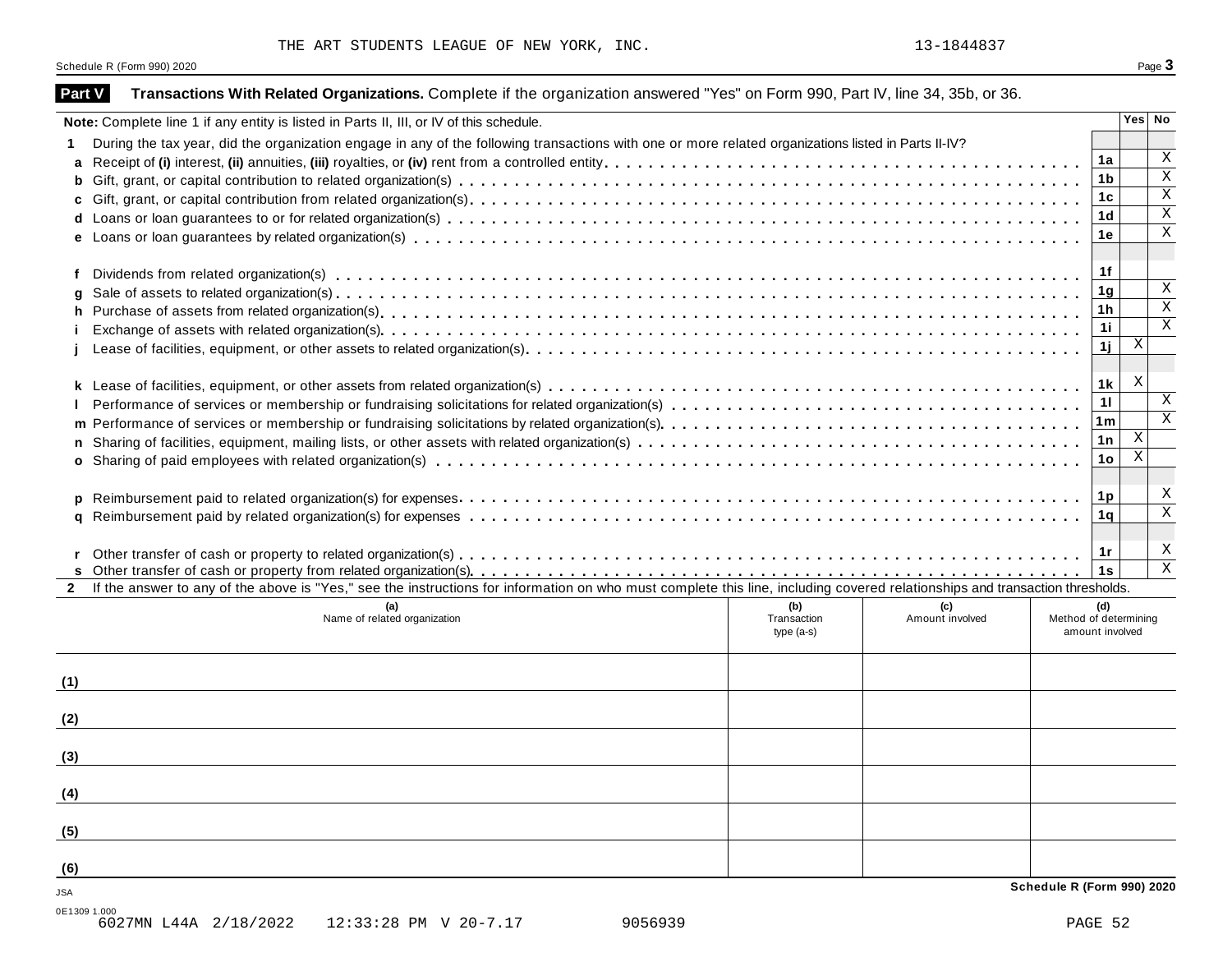THE ART STUDENTS LEAGUE OF NEW YORK, INC. 13-1844837

Schedule R (Form 990) 2020

## Part V Transactions With Related Organizations. Complete if the organization answered "Yes" on Form 990, Part IV, line 34, 35b, or 36.

| | | | Yes | No |
|---|---|---|---|---|
| **Note:** Complete line 1 if any entity is listed in Parts II, III, or IV of this schedule. | | | | |
| **1** | During the tax year, did the organization engage in any of the following transactions with one or more related organizations listed in Parts II-IV? | | | |
| **a** | Receipt of **(i)** interest, **(ii)** annuities, **(iii)** royalties, or **(iv)** rent from a controlled entity | 1a | | X |
| **b** | Gift, grant, or capital contribution to related organization(s) | 1b | | X |
| **c** | Gift, grant, or capital contribution from related organization(s) | 1c | | X |
| **d** | Loans or loan guarantees to or for related organization(s) | 1d | | X |
| **e** | Loans or loan guarantees by related organization(s) | 1e | | X |
| **f** | Dividends from related organization(s) | 1f | | |
| **g** | Sale of assets to related organization(s) | 1g | | X |
| **h** | Purchase of assets from related organization(s) | 1h | | X |
| **i** | Exchange of assets with related organization(s) | 1i | | X |
| **j** | Lease of facilities, equipment, or other assets to related organization(s) | 1j | X | |
| **k** | Lease of facilities, equipment, or other assets from related organization(s) | 1k | X | |
| **l** | Performance of services or membership or fundraising solicitations for related organization(s) | 1l | | X |
| **m** | Performance of services or membership or fundraising solicitations by related organization(s) | 1m | | X |
| **n** | Sharing of facilities, equipment, mailing lists, or other assets with related organization(s) | 1n | X | |
| **o** | Sharing of paid employees with related organization(s) | 1o | X | |
| **p** | Reimbursement paid to related organization(s) for expenses | 1p | | X |
| **q** | Reimbursement paid by related organization(s) for expenses | 1q | | X |
| **r** | Other transfer of cash or property to related organization(s) | 1r | | X |
| **s** | Other transfer of cash or property from related organization(s) | 1s | | X |

**2** If the answer to any of the above is "Yes," see the instructions for information on who must complete this line, including covered relationships and transaction thresholds.

| | (a) Name of related organization | (b) Transaction type (a-s) | (c) Amount involved | (d) Method of determining amount involved |
|---|---|---|---|---|
| (1) | | | | |
| (2) | | | | |
| (3) | | | | |
| (4) | | | | |
| (5) | | | | |
| (6) | | | | |

JSA

0E1309 1.000

6027MN L44A 2/18/2022 12:33:28 PM V 20-7.17 9056939

Schedule R (Form 990) 2020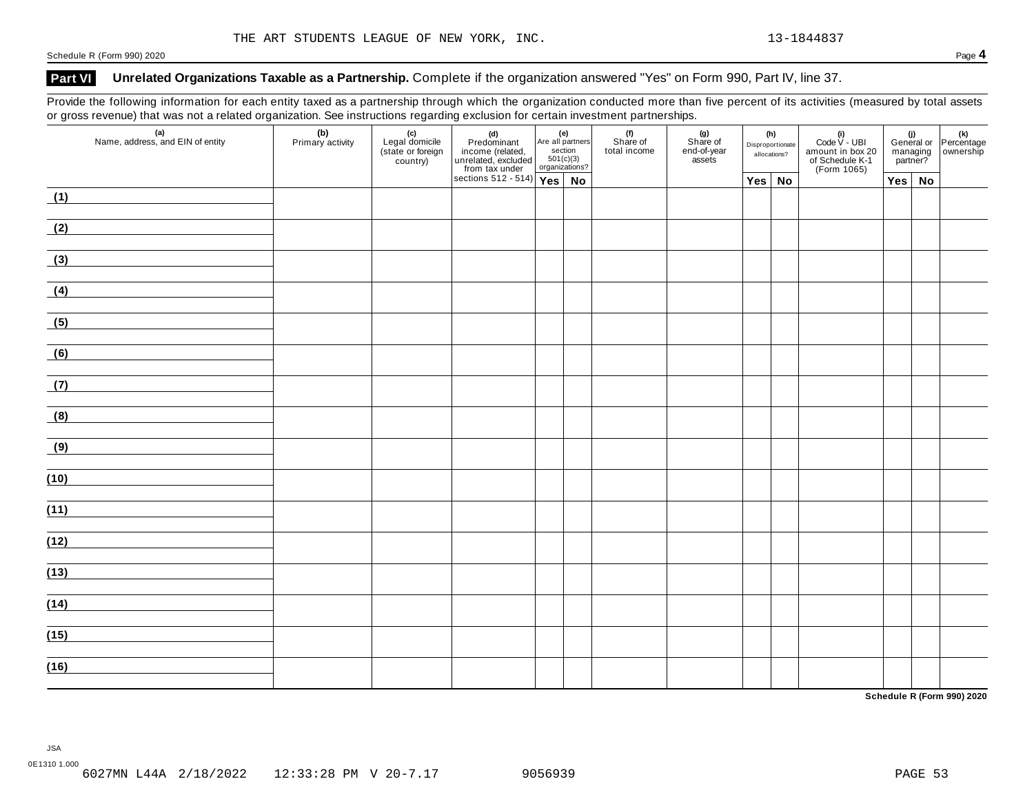THE ART STUDENTS LEAGUE OF NEW YORK, INC. 13-1844837

Schedule R (Form 990) 2020

## Part VI Unrelated Organizations Taxable as a Partnership. Complete if the organization answered "Yes" on Form 990, Part IV, line 37.

Provide the following information for each entity taxed as a partnership through which the organization conducted more than five percent of its activities (measured by total assets or gross revenue) that was not a related organization. See instructions regarding exclusion for certain investment partnerships.

| (a) Name, address, and EIN of entity | (b) Primary activity | (c) Legal domicile (state or foreign country) | (d) Predominant income (related, unrelated, excluded from tax under sections 512 - 514) | (e) Are all partners section 501(c)(3) organizations? | | (f) Share of total income | (g) Share of end-of-year assets | (h) Disproportionate allocations? | | (i) Code V - UBI amount in box 20 of Schedule K-1 (Form 1065) | (j) General or managing partner? | | (k) Percentage ownership |
|---|---|---|---|---|---|---|---|---|---|---|---|---|---|
| | | | | Yes | No | | | Yes | No | | Yes | No | |
| (1) | | | | | | | | | | | | | |
| (2) | | | | | | | | | | | | | |
| (3) | | | | | | | | | | | | | |
| (4) | | | | | | | | | | | | | |
| (5) | | | | | | | | | | | | | |
| (6) | | | | | | | | | | | | | |
| (7) | | | | | | | | | | | | | |
| (8) | | | | | | | | | | | | | |
| (9) | | | | | | | | | | | | | |
| (10) | | | | | | | | | | | | | |
| (11) | | | | | | | | | | | | | |
| (12) | | | | | | | | | | | | | |
| (13) | | | | | | | | | | | | | |
| (14) | | | | | | | | | | | | | |
| (15) | | | | | | | | | | | | | |
| (16) | | | | | | | | | | | | | |

Schedule R (Form 990) 2020

JSA
0E1310 1.000
6027MN L44A 2/18/2022 12:33:28 PM V 20-7.17 9056939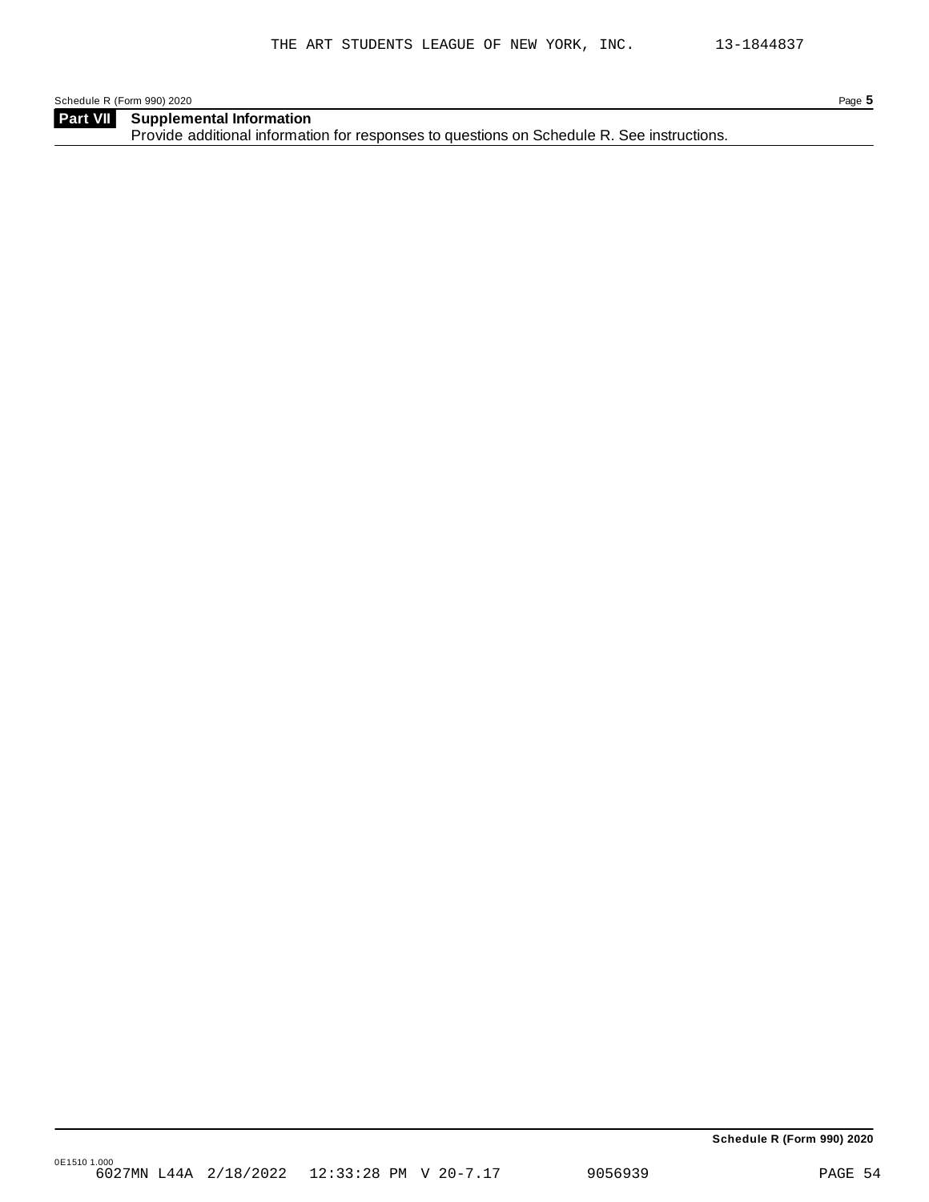## Part VII Supplemental Information

Provide additional information for responses to questions on Schedule R. See instructions.